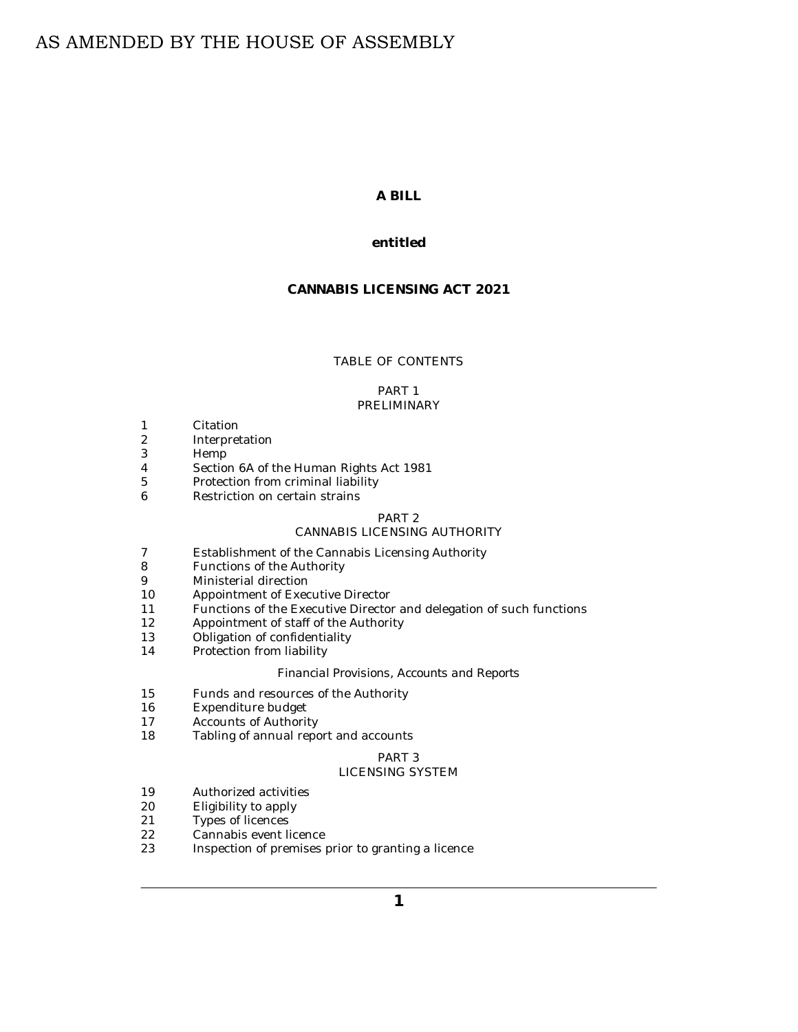AS AMENDED BY THE HOUSE OF ASSEMBLY

# A BILL

## entitled

## CANNABIS LICENSING ACT 2021

TABLE OF CONTENTS

PART 1
PRELIMINARY

1 Citation
2 Interpretation
3 Hemp
4 Section 6A of the Human Rights Act 1981
5 Protection from criminal liability
6 Restriction on certain strains

PART 2
CANNABIS LICENSING AUTHORITY

7 Establishment of the Cannabis Licensing Authority
8 Functions of the Authority
9 Ministerial direction
10 Appointment of Executive Director
11 Functions of the Executive Director and delegation of such functions
12 Appointment of staff of the Authority
13 Obligation of confidentiality
14 Protection from liability

*Financial Provisions, Accounts and Reports*

15 Funds and resources of the Authority
16 Expenditure budget
17 Accounts of Authority
18 Tabling of annual report and accounts

PART 3
LICENSING SYSTEM

19 Authorized activities
20 Eligibility to apply
21 Types of licences
22 Cannabis event licence
23 Inspection of premises prior to granting a licence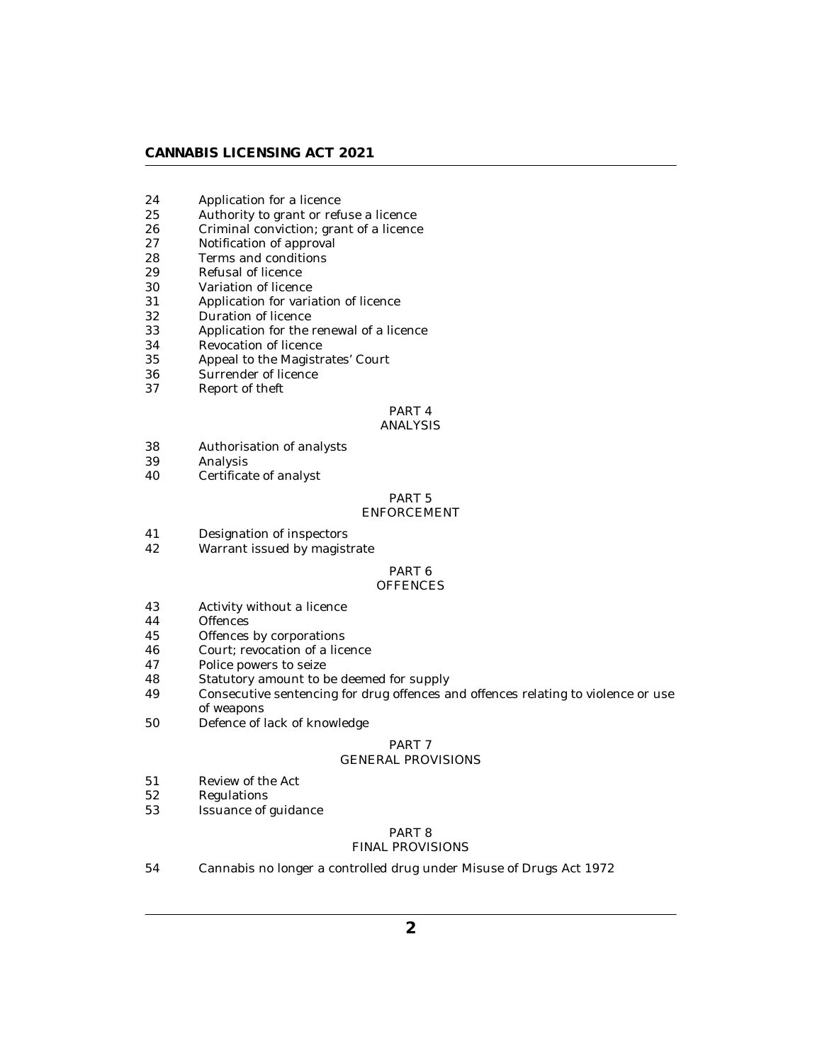24 Application for a licence
25 Authority to grant or refuse a licence
26 Criminal conviction; grant of a licence
27 Notification of approval
28 Terms and conditions
29 Refusal of licence
30 Variation of licence
31 Application for variation of licence
32 Duration of licence
33 Application for the renewal of a licence
34 Revocation of licence
35 Appeal to the Magistrates' Court
36 Surrender of licence
37 Report of theft

PART 4
ANALYSIS

38 Authorisation of analysts
39 Analysis
40 Certificate of analyst

PART 5
ENFORCEMENT

41 Designation of inspectors
42 Warrant issued by magistrate

PART 6
OFFENCES

43 Activity without a licence
44 Offences
45 Offences by corporations
46 Court; revocation of a licence
47 Police powers to seize
48 Statutory amount to be deemed for supply
49 Consecutive sentencing for drug offences and offences relating to violence or use of weapons
50 Defence of lack of knowledge

PART 7
GENERAL PROVISIONS

51 Review of the Act
52 Regulations
53 Issuance of guidance

PART 8
FINAL PROVISIONS

54 Cannabis no longer a controlled drug under Misuse of Drugs Act 1972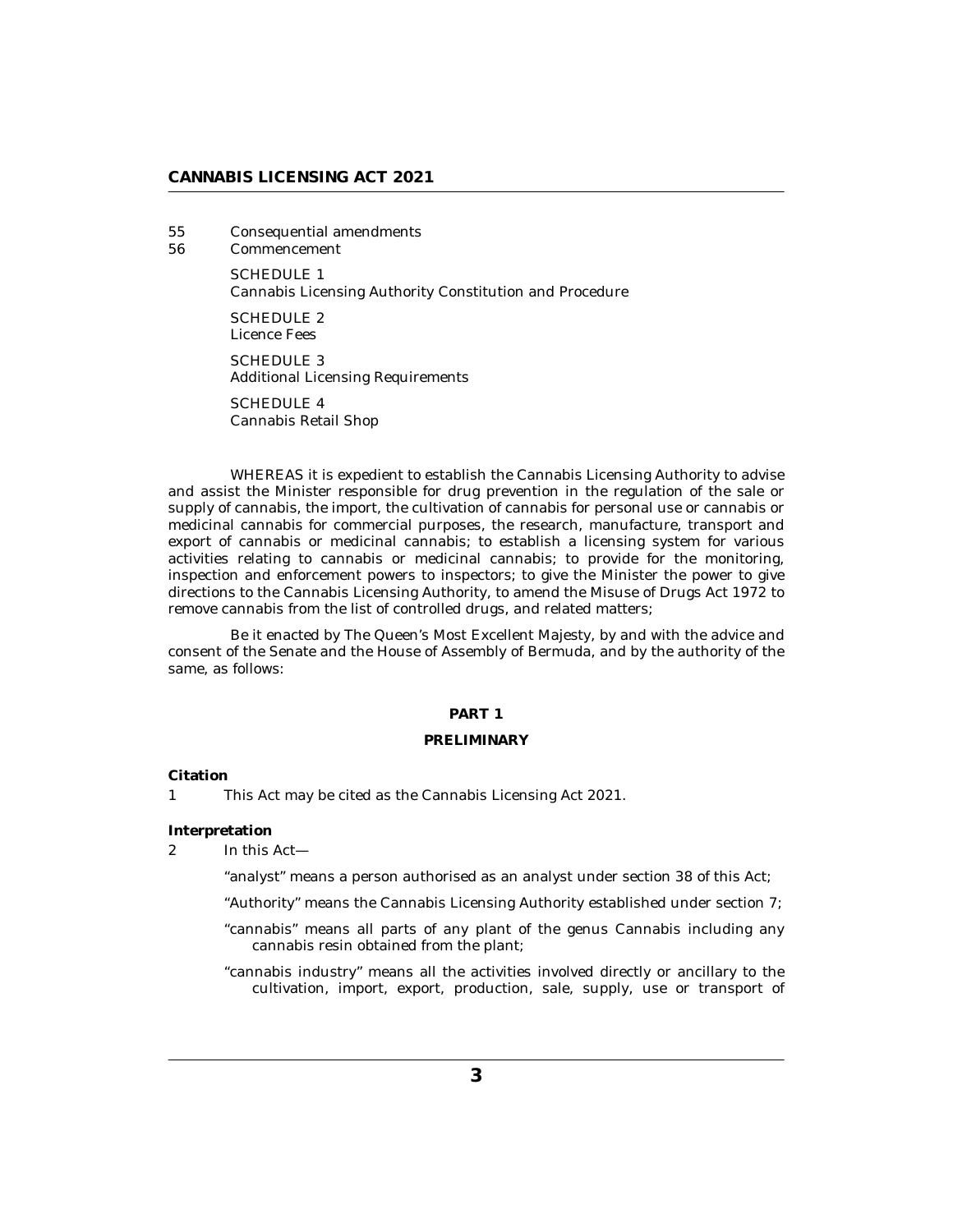55 Consequential amendments

56 Commencement

SCHEDULE 1
Cannabis Licensing Authority Constitution and Procedure

SCHEDULE 2
Licence Fees

SCHEDULE 3
Additional Licensing Requirements

SCHEDULE 4
Cannabis Retail Shop

WHEREAS it is expedient to establish the Cannabis Licensing Authority to advise and assist the Minister responsible for drug prevention in the regulation of the sale or supply of cannabis, the import, the cultivation of cannabis for personal use or cannabis or medicinal cannabis for commercial purposes, the research, manufacture, transport and export of cannabis or medicinal cannabis; to establish a licensing system for various activities relating to cannabis or medicinal cannabis; to provide for the monitoring, inspection and enforcement powers to inspectors; to give the Minister the power to give directions to the Cannabis Licensing Authority, to amend the Misuse of Drugs Act 1972 to remove cannabis from the list of controlled drugs, and related matters;

Be it enacted by The Queen's Most Excellent Majesty, by and with the advice and consent of the Senate and the House of Assembly of Bermuda, and by the authority of the same, as follows:

## PART 1

## PRELIMINARY

**Citation**

1 This Act may be cited as the Cannabis Licensing Act 2021.

**Interpretation**

2 In this Act—

"analyst" means a person authorised as an analyst under section 38 of this Act;

"Authority" means the Cannabis Licensing Authority established under section 7;

"cannabis" means all parts of any plant of the genus Cannabis including any cannabis resin obtained from the plant;

"cannabis industry" means all the activities involved directly or ancillary to the cultivation, import, export, production, sale, supply, use or transport of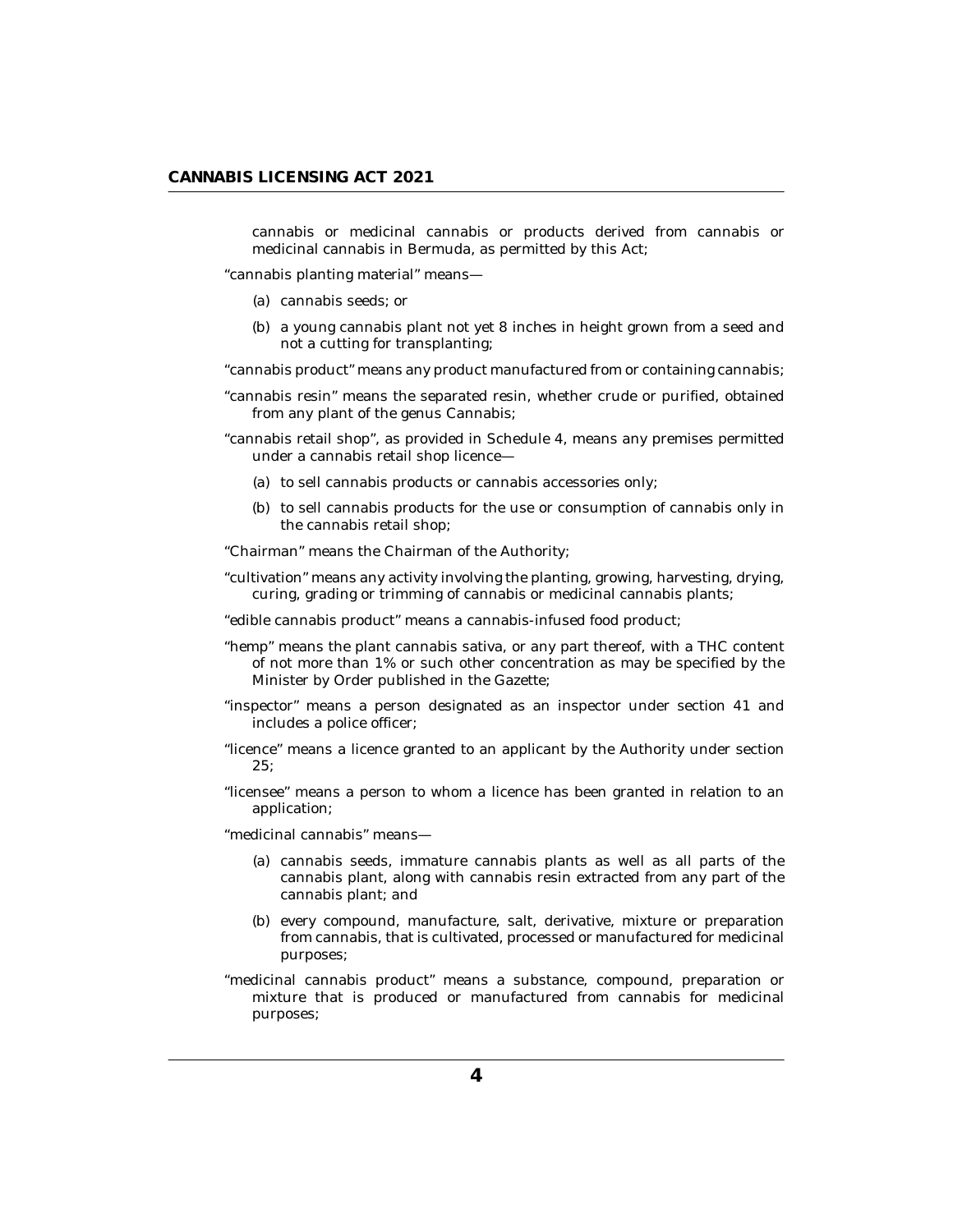cannabis or medicinal cannabis or products derived from cannabis or medicinal cannabis in Bermuda, as permitted by this Act;

"cannabis planting material" means—

(a) cannabis seeds; or

(b) a young cannabis plant not yet 8 inches in height grown from a seed and not a cutting for transplanting;

"cannabis product" means any product manufactured from or containing cannabis;

"cannabis resin" means the separated resin, whether crude or purified, obtained from any plant of the genus Cannabis;

"cannabis retail shop", as provided in Schedule 4, means any premises permitted under a cannabis retail shop licence—

(a) to sell cannabis products or cannabis accessories only;

(b) to sell cannabis products for the use or consumption of cannabis only in the cannabis retail shop;

"Chairman" means the Chairman of the Authority;

"cultivation" means any activity involving the planting, growing, harvesting, drying, curing, grading or trimming of cannabis or medicinal cannabis plants;

"edible cannabis product" means a cannabis-infused food product;

"hemp" means the plant cannabis sativa, or any part thereof, with a THC content of not more than 1% or such other concentration as may be specified by the Minister by Order published in the Gazette;

"inspector" means a person designated as an inspector under section 41 and includes a police officer;

"licence" means a licence granted to an applicant by the Authority under section 25;

"licensee" means a person to whom a licence has been granted in relation to an application;

"medicinal cannabis" means—

(a) cannabis seeds, immature cannabis plants as well as all parts of the cannabis plant, along with cannabis resin extracted from any part of the cannabis plant; and

(b) every compound, manufacture, salt, derivative, mixture or preparation from cannabis, that is cultivated, processed or manufactured for medicinal purposes;

"medicinal cannabis product" means a substance, compound, preparation or mixture that is produced or manufactured from cannabis for medicinal purposes;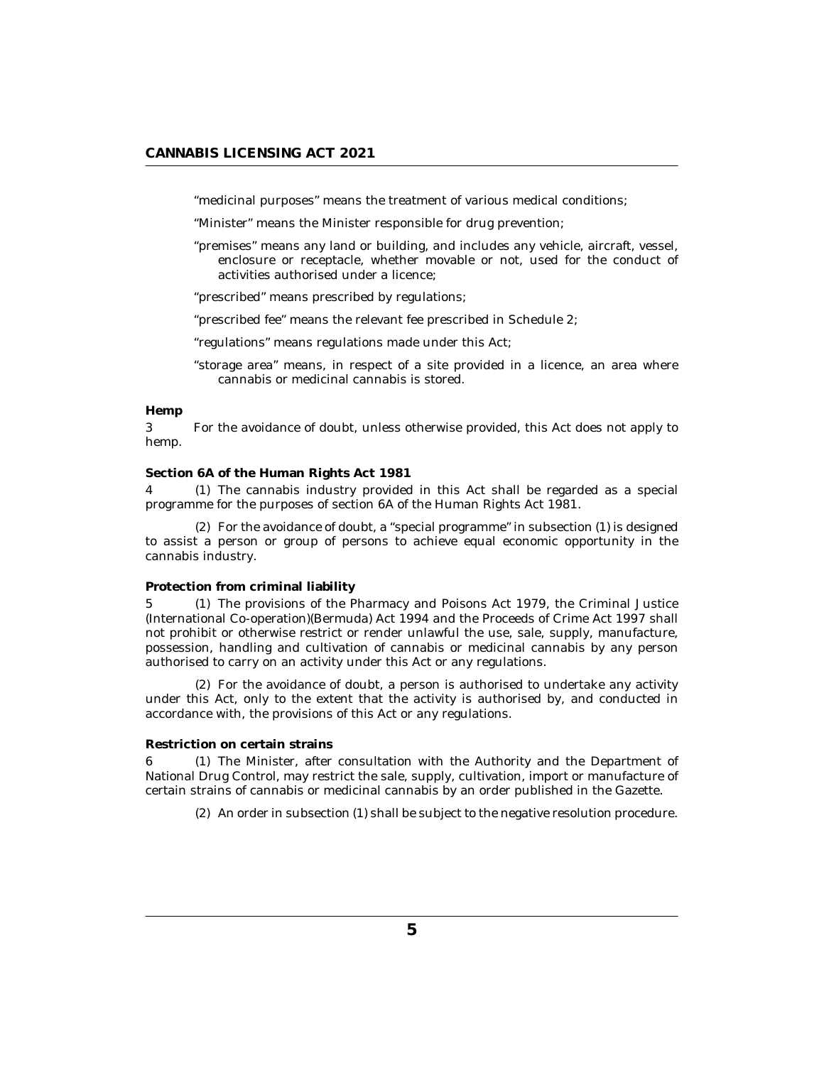"medicinal purposes" means the treatment of various medical conditions;

"Minister" means the Minister responsible for drug prevention;

"premises" means any land or building, and includes any vehicle, aircraft, vessel, enclosure or receptacle, whether movable or not, used for the conduct of activities authorised under a licence;

"prescribed" means prescribed by regulations;

"prescribed fee" means the relevant fee prescribed in Schedule 2;

"regulations" means regulations made under this Act;

"storage area" means, in respect of a site provided in a licence, an area where cannabis or medicinal cannabis is stored.

**Hemp**

3 For the avoidance of doubt, unless otherwise provided, this Act does not apply to hemp.

**Section 6A of the Human Rights Act 1981**

4 (1) The cannabis industry provided in this Act shall be regarded as a special programme for the purposes of section 6A of the Human Rights Act 1981.

(2) For the avoidance of doubt, a "special programme" in subsection (1) is designed to assist a person or group of persons to achieve equal economic opportunity in the cannabis industry.

**Protection from criminal liability**

5 (1) The provisions of the Pharmacy and Poisons Act 1979, the Criminal Justice (International Co-operation)(Bermuda) Act 1994 and the Proceeds of Crime Act 1997 shall not prohibit or otherwise restrict or render unlawful the use, sale, supply, manufacture, possession, handling and cultivation of cannabis or medicinal cannabis by any person authorised to carry on an activity under this Act or any regulations.

(2) For the avoidance of doubt, a person is authorised to undertake any activity under this Act, only to the extent that the activity is authorised by, and conducted in accordance with, the provisions of this Act or any regulations.

**Restriction on certain strains**

6 (1) The Minister, after consultation with the Authority and the Department of National Drug Control, may restrict the sale, supply, cultivation, import or manufacture of certain strains of cannabis or medicinal cannabis by an order published in the Gazette.

(2) An order in subsection (1) shall be subject to the negative resolution procedure.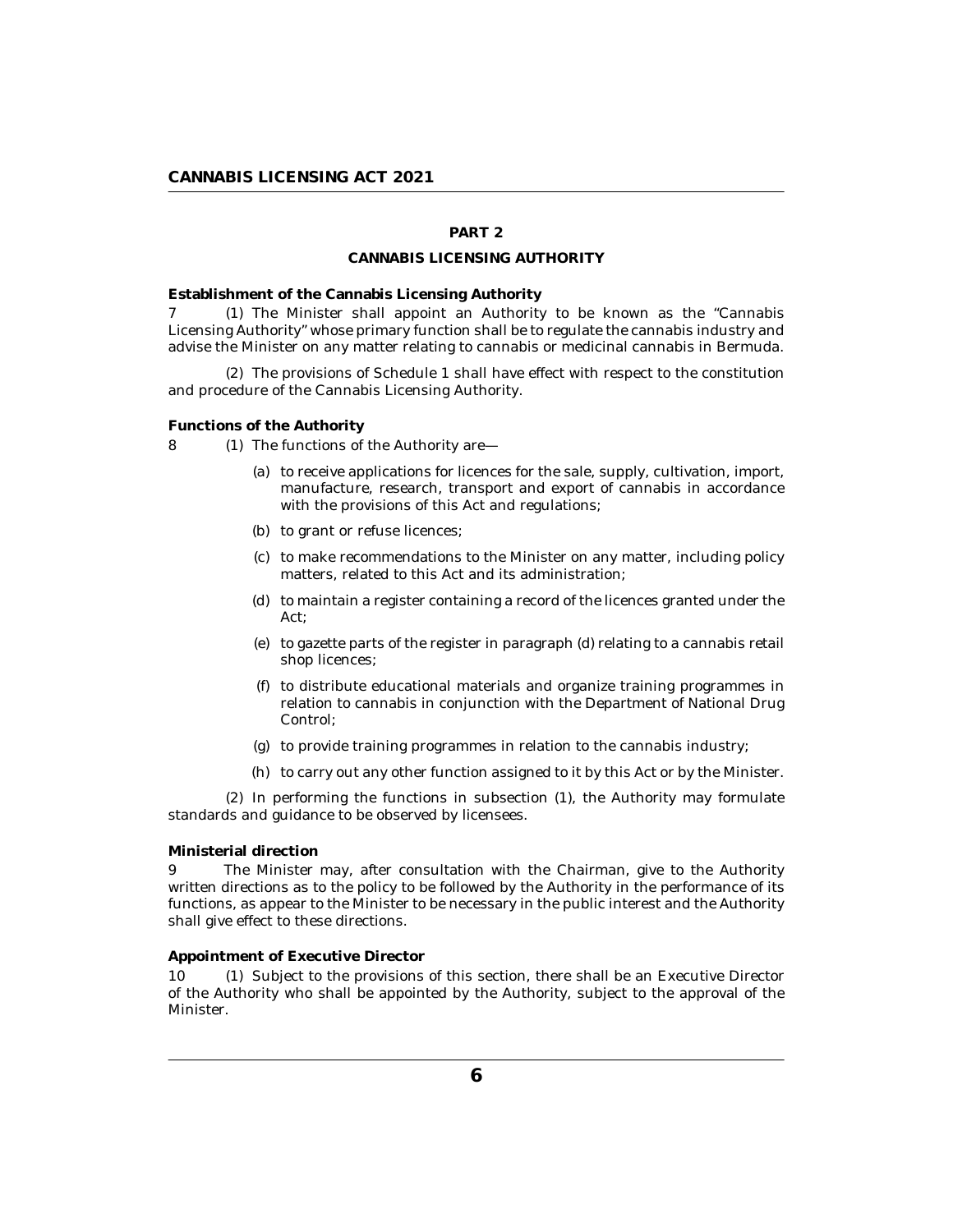## PART 2

## CANNABIS LICENSING AUTHORITY

**Establishment of the Cannabis Licensing Authority**

7 (1) The Minister shall appoint an Authority to be known as the "Cannabis Licensing Authority" whose primary function shall be to regulate the cannabis industry and advise the Minister on any matter relating to cannabis or medicinal cannabis in Bermuda.

(2) The provisions of Schedule 1 shall have effect with respect to the constitution and procedure of the Cannabis Licensing Authority.

**Functions of the Authority**

8 (1) The functions of the Authority are—

(a) to receive applications for licences for the sale, supply, cultivation, import, manufacture, research, transport and export of cannabis in accordance with the provisions of this Act and regulations;

(b) to grant or refuse licences;

(c) to make recommendations to the Minister on any matter, including policy matters, related to this Act and its administration;

(d) to maintain a register containing a record of the licences granted under the Act;

(e) to gazette parts of the register in paragraph (d) relating to a cannabis retail shop licences;

(f) to distribute educational materials and organize training programmes in relation to cannabis in conjunction with the Department of National Drug Control;

(g) to provide training programmes in relation to the cannabis industry;

(h) to carry out any other function assigned to it by this Act or by the Minister.

(2) In performing the functions in subsection (1), the Authority may formulate standards and guidance to be observed by licensees.

**Ministerial direction**

9 The Minister may, after consultation with the Chairman, give to the Authority written directions as to the policy to be followed by the Authority in the performance of its functions, as appear to the Minister to be necessary in the public interest and the Authority shall give effect to these directions.

**Appointment of Executive Director**

10 (1) Subject to the provisions of this section, there shall be an Executive Director of the Authority who shall be appointed by the Authority, subject to the approval of the Minister.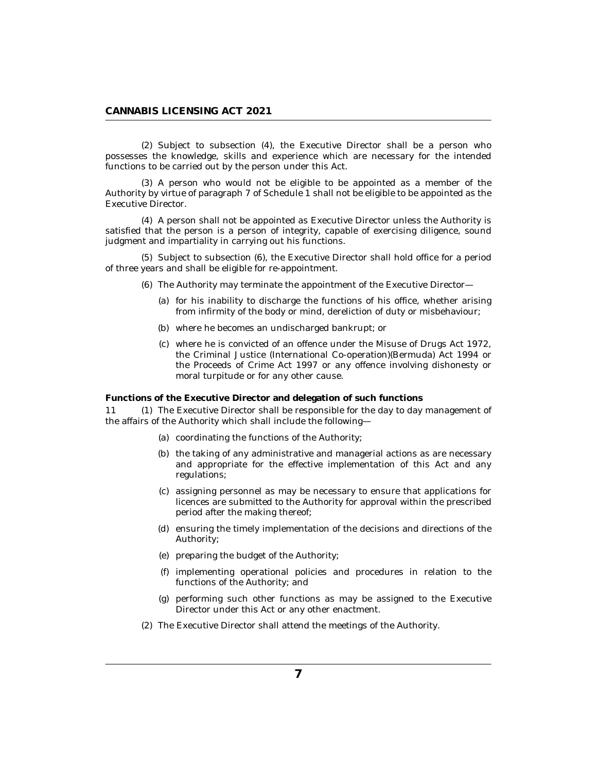(2) Subject to subsection (4), the Executive Director shall be a person who possesses the knowledge, skills and experience which are necessary for the intended functions to be carried out by the person under this Act.

(3) A person who would not be eligible to be appointed as a member of the Authority by virtue of paragraph 7 of Schedule 1 shall not be eligible to be appointed as the Executive Director.

(4) A person shall not be appointed as Executive Director unless the Authority is satisfied that the person is a person of integrity, capable of exercising diligence, sound judgment and impartiality in carrying out his functions.

(5) Subject to subsection (6), the Executive Director shall hold office for a period of three years and shall be eligible for re-appointment.

(6) The Authority may terminate the appointment of the Executive Director—

- (a) for his inability to discharge the functions of his office, whether arising from infirmity of the body or mind, dereliction of duty or misbehaviour;
- (b) where he becomes an undischarged bankrupt; or
- (c) where he is convicted of an offence under the Misuse of Drugs Act 1972, the Criminal Justice (International Co-operation)(Bermuda) Act 1994 or the Proceeds of Crime Act 1997 or any offence involving dishonesty or moral turpitude or for any other cause.

**Functions of the Executive Director and delegation of such functions**

11 (1) The Executive Director shall be responsible for the day to day management of the affairs of the Authority which shall include the following—

- (a) coordinating the functions of the Authority;
- (b) the taking of any administrative and managerial actions as are necessary and appropriate for the effective implementation of this Act and any regulations;
- (c) assigning personnel as may be necessary to ensure that applications for licences are submitted to the Authority for approval within the prescribed period after the making thereof;
- (d) ensuring the timely implementation of the decisions and directions of the Authority;
- (e) preparing the budget of the Authority;
- (f) implementing operational policies and procedures in relation to the functions of the Authority; and
- (g) performing such other functions as may be assigned to the Executive Director under this Act or any other enactment.

(2) The Executive Director shall attend the meetings of the Authority.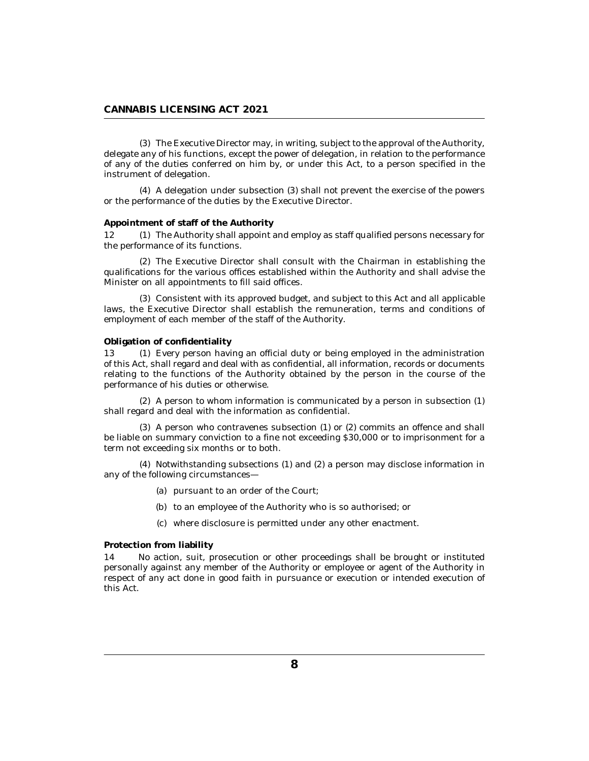(3) The Executive Director may, in writing, subject to the approval of the Authority, delegate any of his functions, except the power of delegation, in relation to the performance of any of the duties conferred on him by, or under this Act, to a person specified in the instrument of delegation.

(4) A delegation under subsection (3) shall not prevent the exercise of the powers or the performance of the duties by the Executive Director.

**Appointment of staff of the Authority**

12 (1) The Authority shall appoint and employ as staff qualified persons necessary for the performance of its functions.

(2) The Executive Director shall consult with the Chairman in establishing the qualifications for the various offices established within the Authority and shall advise the Minister on all appointments to fill said offices.

(3) Consistent with its approved budget, and subject to this Act and all applicable laws, the Executive Director shall establish the remuneration, terms and conditions of employment of each member of the staff of the Authority.

**Obligation of confidentiality**

13 (1) Every person having an official duty or being employed in the administration of this Act, shall regard and deal with as confidential, all information, records or documents relating to the functions of the Authority obtained by the person in the course of the performance of his duties or otherwise.

(2) A person to whom information is communicated by a person in subsection (1) shall regard and deal with the information as confidential.

(3) A person who contravenes subsection (1) or (2) commits an offence and shall be liable on summary conviction to a fine not exceeding $30,000 or to imprisonment for a term not exceeding six months or to both.

(4) Notwithstanding subsections (1) and (2) a person may disclose information in any of the following circumstances—

(a) pursuant to an order of the Court;

(b) to an employee of the Authority who is so authorised; or

(c) where disclosure is permitted under any other enactment.

**Protection from liability**

14 No action, suit, prosecution or other proceedings shall be brought or instituted personally against any member of the Authority or employee or agent of the Authority in respect of any act done in good faith in pursuance or execution or intended execution of this Act.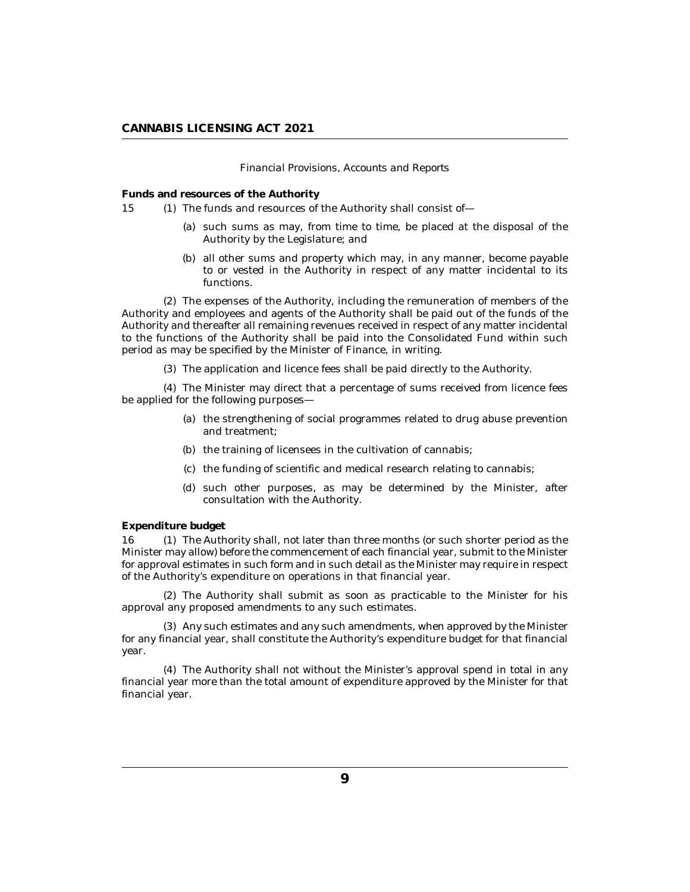*Financial Provisions, Accounts and Reports*

**Funds and resources of the Authority**

15 (1) The funds and resources of the Authority shall consist of—

(a) such sums as may, from time to time, be placed at the disposal of the Authority by the Legislature; and

(b) all other sums and property which may, in any manner, become payable to or vested in the Authority in respect of any matter incidental to its functions.

(2) The expenses of the Authority, including the remuneration of members of the Authority and employees and agents of the Authority shall be paid out of the funds of the Authority and thereafter all remaining revenues received in respect of any matter incidental to the functions of the Authority shall be paid into the Consolidated Fund within such period as may be specified by the Minister of Finance, in writing.

(3) The application and licence fees shall be paid directly to the Authority.

(4) The Minister may direct that a percentage of sums received from licence fees be applied for the following purposes—

(a) the strengthening of social programmes related to drug abuse prevention and treatment;

(b) the training of licensees in the cultivation of cannabis;

(c) the funding of scientific and medical research relating to cannabis;

(d) such other purposes, as may be determined by the Minister, after consultation with the Authority.

**Expenditure budget**

16 (1) The Authority shall, not later than three months (or such shorter period as the Minister may allow) before the commencement of each financial year, submit to the Minister for approval estimates in such form and in such detail as the Minister may require in respect of the Authority's expenditure on operations in that financial year.

(2) The Authority shall submit as soon as practicable to the Minister for his approval any proposed amendments to any such estimates.

(3) Any such estimates and any such amendments, when approved by the Minister for any financial year, shall constitute the Authority's expenditure budget for that financial year.

(4) The Authority shall not without the Minister's approval spend in total in any financial year more than the total amount of expenditure approved by the Minister for that financial year.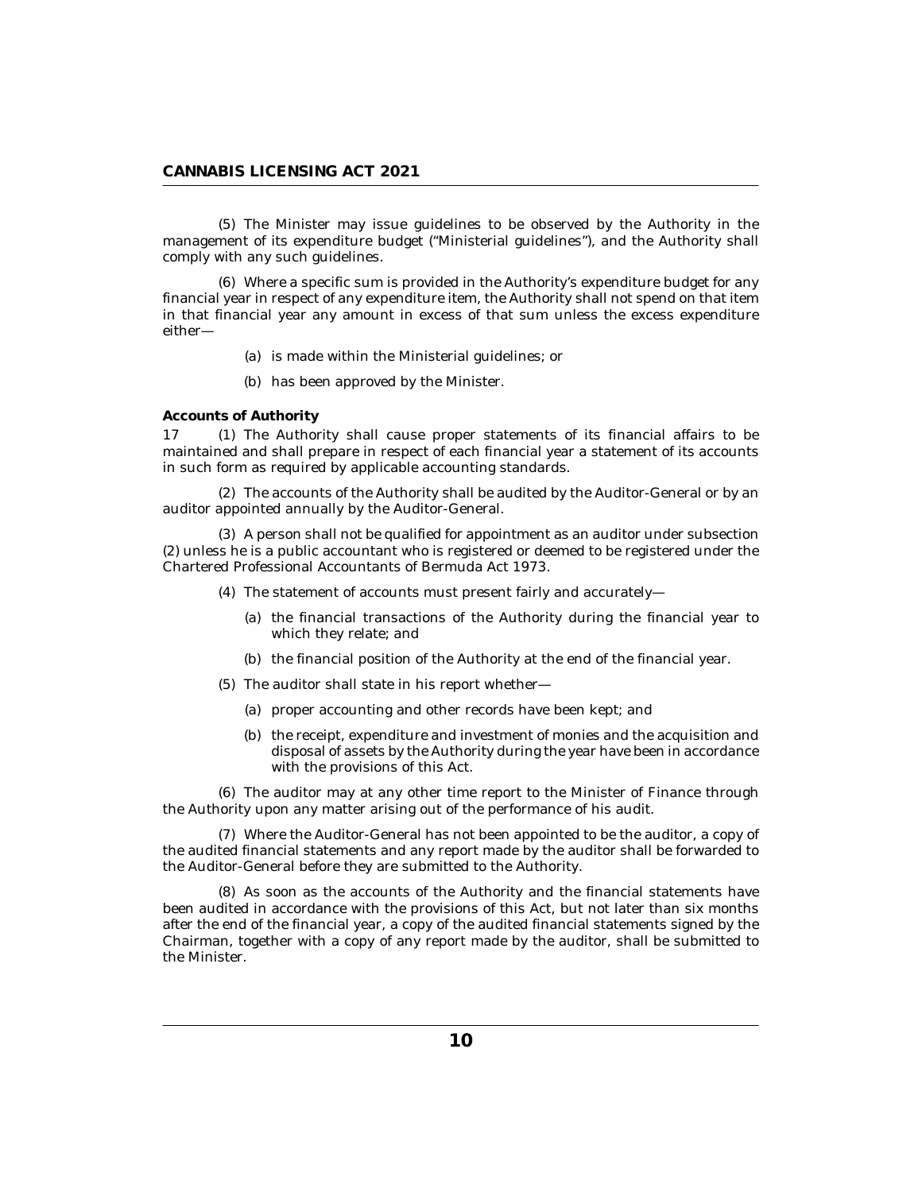(5) The Minister may issue guidelines to be observed by the Authority in the management of its expenditure budget ("Ministerial guidelines"), and the Authority shall comply with any such guidelines.

(6) Where a specific sum is provided in the Authority's expenditure budget for any financial year in respect of any expenditure item, the Authority shall not spend on that item in that financial year any amount in excess of that sum unless the excess expenditure either—

(a) is made within the Ministerial guidelines; or

(b) has been approved by the Minister.

**Accounts of Authority**

17 (1) The Authority shall cause proper statements of its financial affairs to be maintained and shall prepare in respect of each financial year a statement of its accounts in such form as required by applicable accounting standards.

(2) The accounts of the Authority shall be audited by the Auditor-General or by an auditor appointed annually by the Auditor-General.

(3) A person shall not be qualified for appointment as an auditor under subsection (2) unless he is a public accountant who is registered or deemed to be registered under the Chartered Professional Accountants of Bermuda Act 1973.

(4) The statement of accounts must present fairly and accurately—

(a) the financial transactions of the Authority during the financial year to which they relate; and

(b) the financial position of the Authority at the end of the financial year.

(5) The auditor shall state in his report whether—

(a) proper accounting and other records have been kept; and

(b) the receipt, expenditure and investment of monies and the acquisition and disposal of assets by the Authority during the year have been in accordance with the provisions of this Act.

(6) The auditor may at any other time report to the Minister of Finance through the Authority upon any matter arising out of the performance of his audit.

(7) Where the Auditor-General has not been appointed to be the auditor, a copy of the audited financial statements and any report made by the auditor shall be forwarded to the Auditor-General before they are submitted to the Authority.

(8) As soon as the accounts of the Authority and the financial statements have been audited in accordance with the provisions of this Act, but not later than six months after the end of the financial year, a copy of the audited financial statements signed by the Chairman, together with a copy of any report made by the auditor, shall be submitted to the Minister.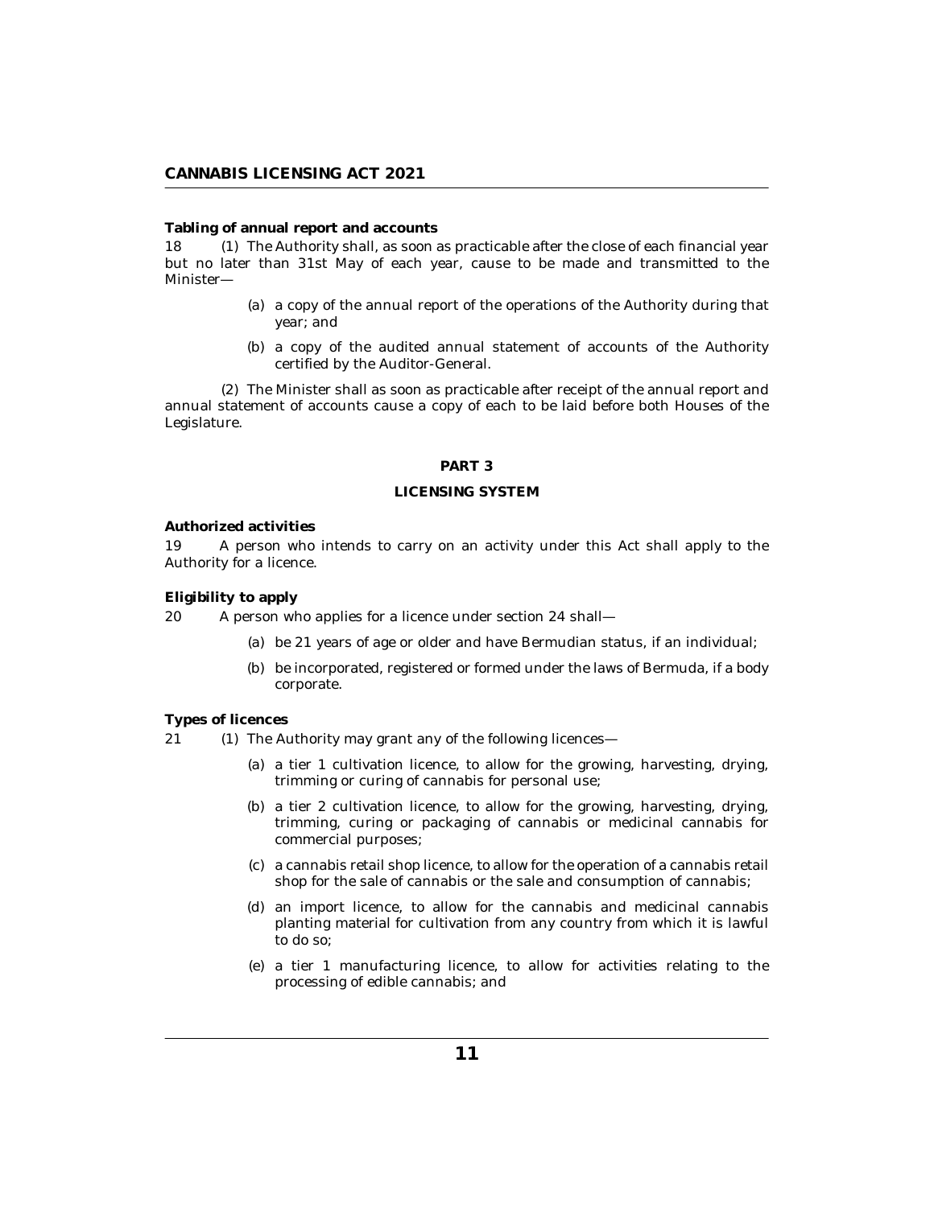**Tabling of annual report and accounts**

18 (1) The Authority shall, as soon as practicable after the close of each financial year but no later than 31st May of each year, cause to be made and transmitted to the Minister—

(a) a copy of the annual report of the operations of the Authority during that year; and

(b) a copy of the audited annual statement of accounts of the Authority certified by the Auditor-General.

(2) The Minister shall as soon as practicable after receipt of the annual report and annual statement of accounts cause a copy of each to be laid before both Houses of the Legislature.

## PART 3

## LICENSING SYSTEM

**Authorized activities**

19 A person who intends to carry on an activity under this Act shall apply to the Authority for a licence.

**Eligibility to apply**

20 A person who applies for a licence under section 24 shall—

(a) be 21 years of age or older and have Bermudian status, if an individual;

(b) be incorporated, registered or formed under the laws of Bermuda, if a body corporate.

**Types of licences**

21 (1) The Authority may grant any of the following licences—

(a) a tier 1 cultivation licence, to allow for the growing, harvesting, drying, trimming or curing of cannabis for personal use;

(b) a tier 2 cultivation licence, to allow for the growing, harvesting, drying, trimming, curing or packaging of cannabis or medicinal cannabis for commercial purposes;

(c) a cannabis retail shop licence, to allow for the operation of a cannabis retail shop for the sale of cannabis or the sale and consumption of cannabis;

(d) an import licence, to allow for the cannabis and medicinal cannabis planting material for cultivation from any country from which it is lawful to do so;

(e) a tier 1 manufacturing licence, to allow for activities relating to the processing of edible cannabis; and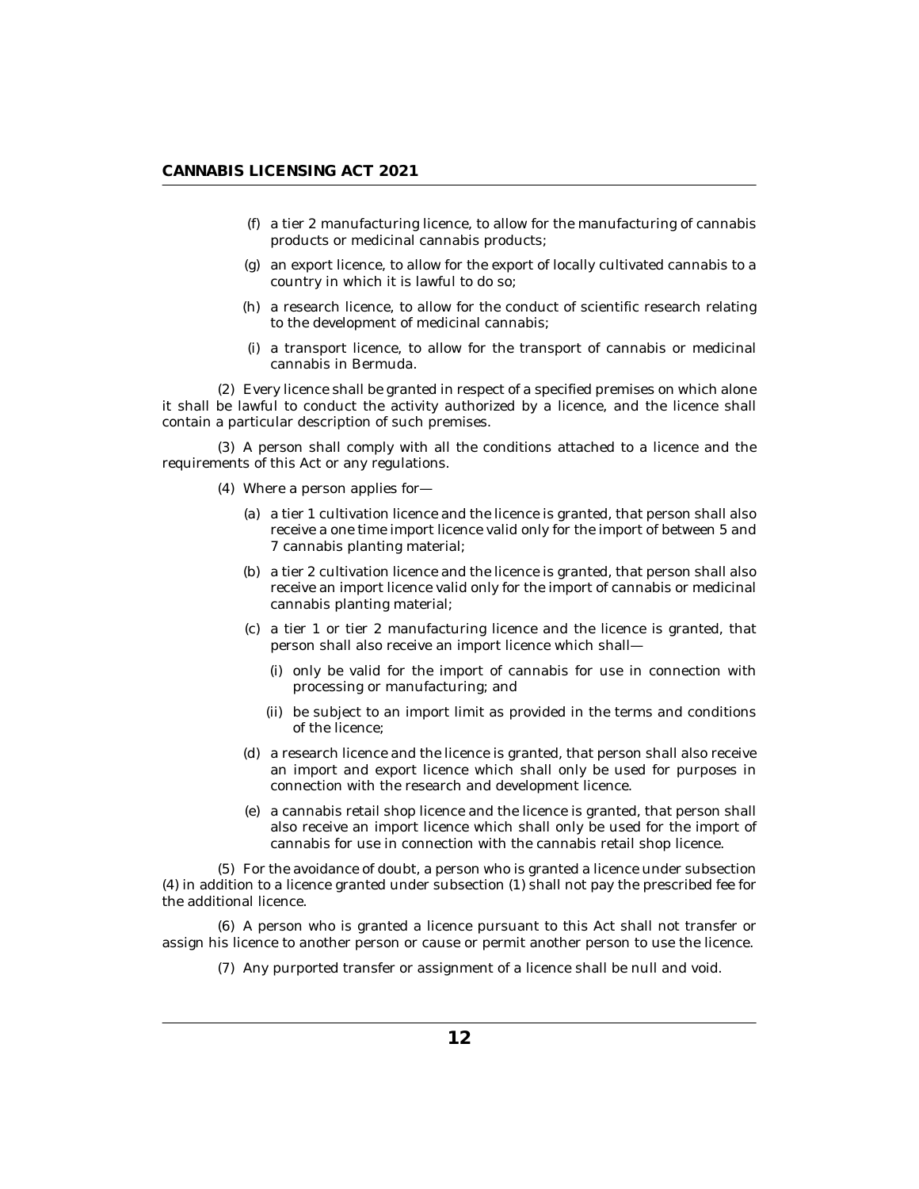(f) a tier 2 manufacturing licence, to allow for the manufacturing of cannabis products or medicinal cannabis products;

(g) an export licence, to allow for the export of locally cultivated cannabis to a country in which it is lawful to do so;

(h) a research licence, to allow for the conduct of scientific research relating to the development of medicinal cannabis;

(i) a transport licence, to allow for the transport of cannabis or medicinal cannabis in Bermuda.

(2) Every licence shall be granted in respect of a specified premises on which alone it shall be lawful to conduct the activity authorized by a licence, and the licence shall contain a particular description of such premises.

(3) A person shall comply with all the conditions attached to a licence and the requirements of this Act or any regulations.

(4) Where a person applies for—

(a) a tier 1 cultivation licence and the licence is granted, that person shall also receive a one time import licence valid only for the import of between 5 and 7 cannabis planting material;

(b) a tier 2 cultivation licence and the licence is granted, that person shall also receive an import licence valid only for the import of cannabis or medicinal cannabis planting material;

(c) a tier 1 or tier 2 manufacturing licence and the licence is granted, that person shall also receive an import licence which shall—

(i) only be valid for the import of cannabis for use in connection with processing or manufacturing; and

(ii) be subject to an import limit as provided in the terms and conditions of the licence;

(d) a research licence and the licence is granted, that person shall also receive an import and export licence which shall only be used for purposes in connection with the research and development licence.

(e) a cannabis retail shop licence and the licence is granted, that person shall also receive an import licence which shall only be used for the import of cannabis for use in connection with the cannabis retail shop licence.

(5) For the avoidance of doubt, a person who is granted a licence under subsection (4) in addition to a licence granted under subsection (1) shall not pay the prescribed fee for the additional licence.

(6) A person who is granted a licence pursuant to this Act shall not transfer or assign his licence to another person or cause or permit another person to use the licence.

(7) Any purported transfer or assignment of a licence shall be null and void.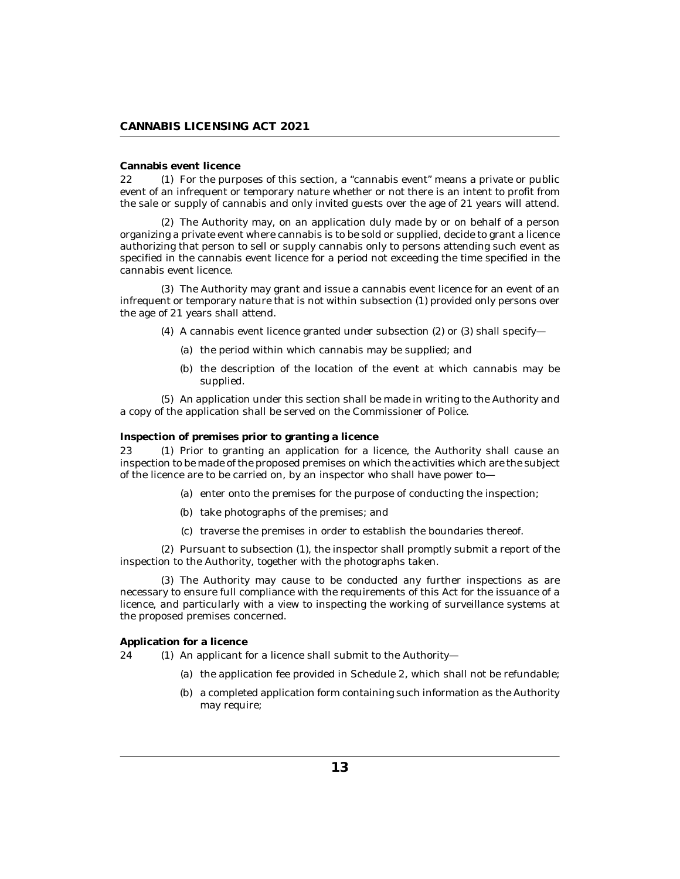**Cannabis event licence**

22 (1) For the purposes of this section, a "cannabis event" means a private or public event of an infrequent or temporary nature whether or not there is an intent to profit from the sale or supply of cannabis and only invited guests over the age of 21 years will attend.

(2) The Authority may, on an application duly made by or on behalf of a person organizing a private event where cannabis is to be sold or supplied, decide to grant a licence authorizing that person to sell or supply cannabis only to persons attending such event as specified in the cannabis event licence for a period not exceeding the time specified in the cannabis event licence.

(3) The Authority may grant and issue a cannabis event licence for an event of an infrequent or temporary nature that is not within subsection (1) provided only persons over the age of 21 years shall attend.

(4) A cannabis event licence granted under subsection (2) or (3) shall specify—

(a) the period within which cannabis may be supplied; and

(b) the description of the location of the event at which cannabis may be supplied.

(5) An application under this section shall be made in writing to the Authority and a copy of the application shall be served on the Commissioner of Police.

**Inspection of premises prior to granting a licence**

23 (1) Prior to granting an application for a licence, the Authority shall cause an inspection to be made of the proposed premises on which the activities which are the subject of the licence are to be carried on, by an inspector who shall have power to—

(a) enter onto the premises for the purpose of conducting the inspection;

(b) take photographs of the premises; and

(c) traverse the premises in order to establish the boundaries thereof.

(2) Pursuant to subsection (1), the inspector shall promptly submit a report of the inspection to the Authority, together with the photographs taken.

(3) The Authority may cause to be conducted any further inspections as are necessary to ensure full compliance with the requirements of this Act for the issuance of a licence, and particularly with a view to inspecting the working of surveillance systems at the proposed premises concerned.

**Application for a licence**

24 (1) An applicant for a licence shall submit to the Authority—

(a) the application fee provided in Schedule 2, which shall not be refundable;

(b) a completed application form containing such information as the Authority may require;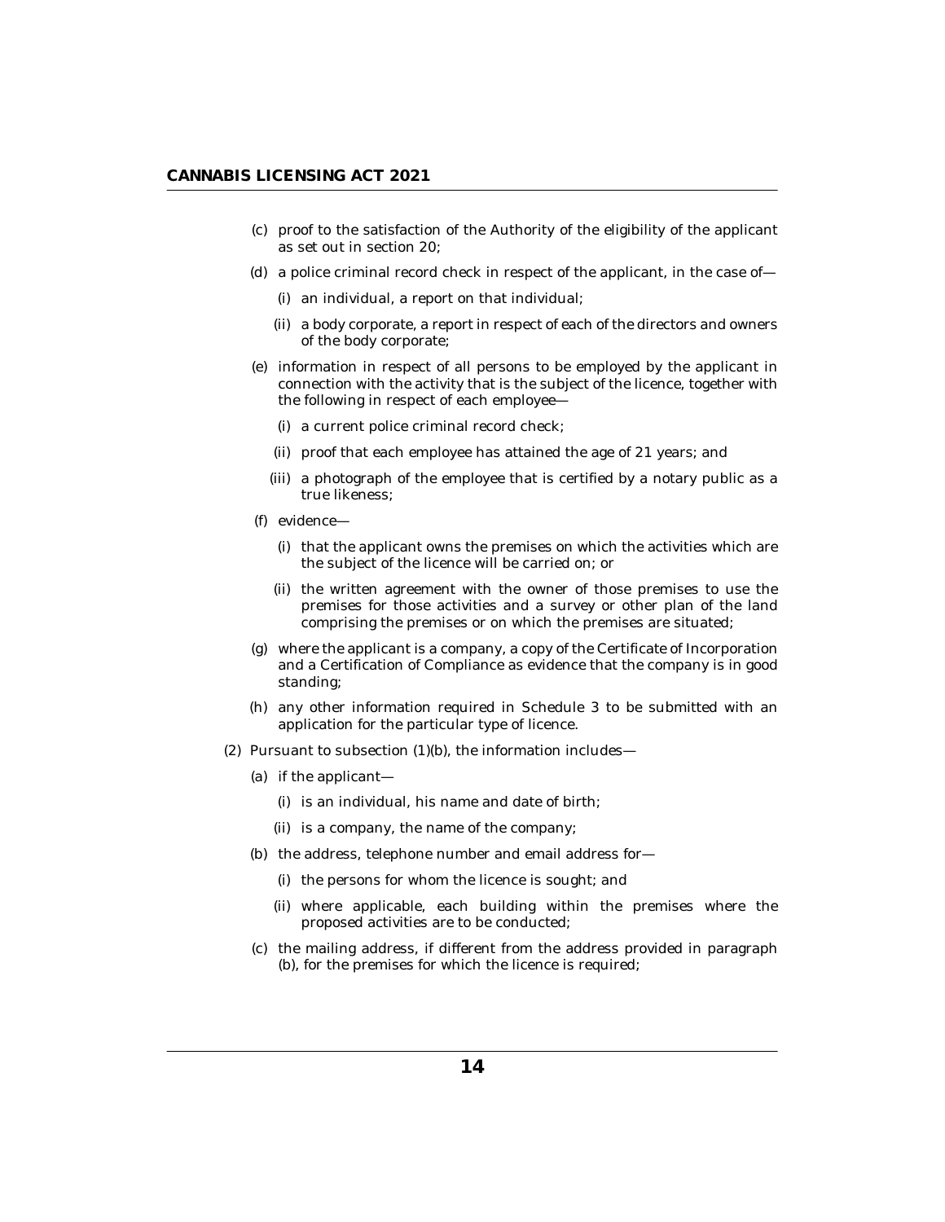(c) proof to the satisfaction of the Authority of the eligibility of the applicant as set out in section 20;

(d) a police criminal record check in respect of the applicant, in the case of—

  (i) an individual, a report on that individual;

  (ii) a body corporate, a report in respect of each of the directors and owners of the body corporate;

(e) information in respect of all persons to be employed by the applicant in connection with the activity that is the subject of the licence, together with the following in respect of each employee—

  (i) a current police criminal record check;

  (ii) proof that each employee has attained the age of 21 years; and

  (iii) a photograph of the employee that is certified by a notary public as a true likeness;

(f) evidence—

  (i) that the applicant owns the premises on which the activities which are the subject of the licence will be carried on; or

  (ii) the written agreement with the owner of those premises to use the premises for those activities and a survey or other plan of the land comprising the premises or on which the premises are situated;

(g) where the applicant is a company, a copy of the Certificate of Incorporation and a Certification of Compliance as evidence that the company is in good standing;

(h) any other information required in Schedule 3 to be submitted with an application for the particular type of licence.

(2) Pursuant to subsection (1)(b), the information includes—

  (a) if the applicant—

    (i) is an individual, his name and date of birth;

    (ii) is a company, the name of the company;

  (b) the address, telephone number and email address for—

    (i) the persons for whom the licence is sought; and

    (ii) where applicable, each building within the premises where the proposed activities are to be conducted;

  (c) the mailing address, if different from the address provided in paragraph (b), for the premises for which the licence is required;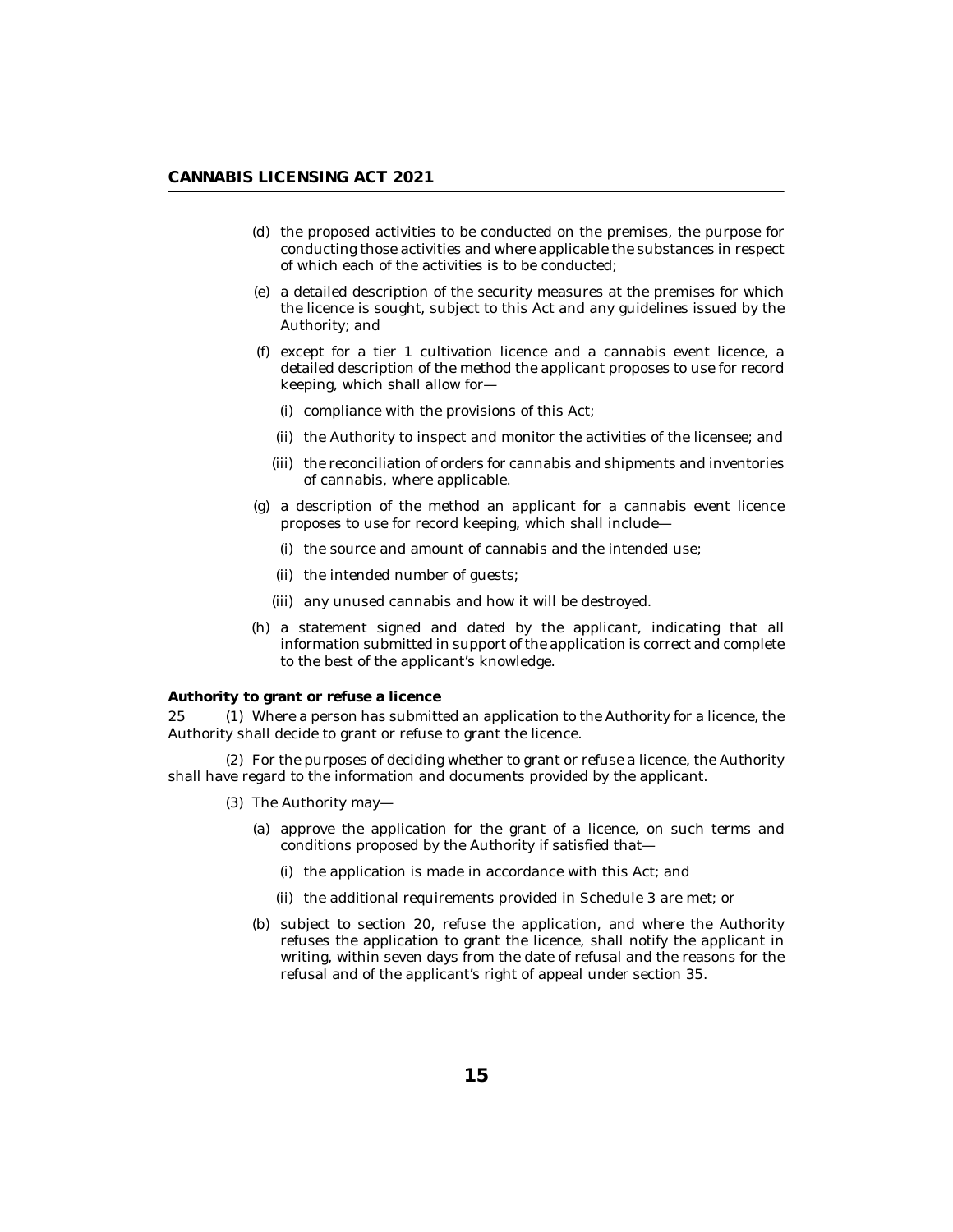(d) the proposed activities to be conducted on the premises, the purpose for conducting those activities and where applicable the substances in respect of which each of the activities is to be conducted;

(e) a detailed description of the security measures at the premises for which the licence is sought, subject to this Act and any guidelines issued by the Authority; and

(f) except for a tier 1 cultivation licence and a cannabis event licence, a detailed description of the method the applicant proposes to use for record keeping, which shall allow for—

   (i) compliance with the provisions of this Act;

   (ii) the Authority to inspect and monitor the activities of the licensee; and

   (iii) the reconciliation of orders for cannabis and shipments and inventories of cannabis, where applicable.

(g) a description of the method an applicant for a cannabis event licence proposes to use for record keeping, which shall include—

   (i) the source and amount of cannabis and the intended use;

   (ii) the intended number of guests;

   (iii) any unused cannabis and how it will be destroyed.

(h) a statement signed and dated by the applicant, indicating that all information submitted in support of the application is correct and complete to the best of the applicant's knowledge.

**Authority to grant or refuse a licence**

25 (1) Where a person has submitted an application to the Authority for a licence, the Authority shall decide to grant or refuse to grant the licence.

(2) For the purposes of deciding whether to grant or refuse a licence, the Authority shall have regard to the information and documents provided by the applicant.

(3) The Authority may—

(a) approve the application for the grant of a licence, on such terms and conditions proposed by the Authority if satisfied that—

   (i) the application is made in accordance with this Act; and

   (ii) the additional requirements provided in Schedule 3 are met; or

(b) subject to section 20, refuse the application, and where the Authority refuses the application to grant the licence, shall notify the applicant in writing, within seven days from the date of refusal and the reasons for the refusal and of the applicant's right of appeal under section 35.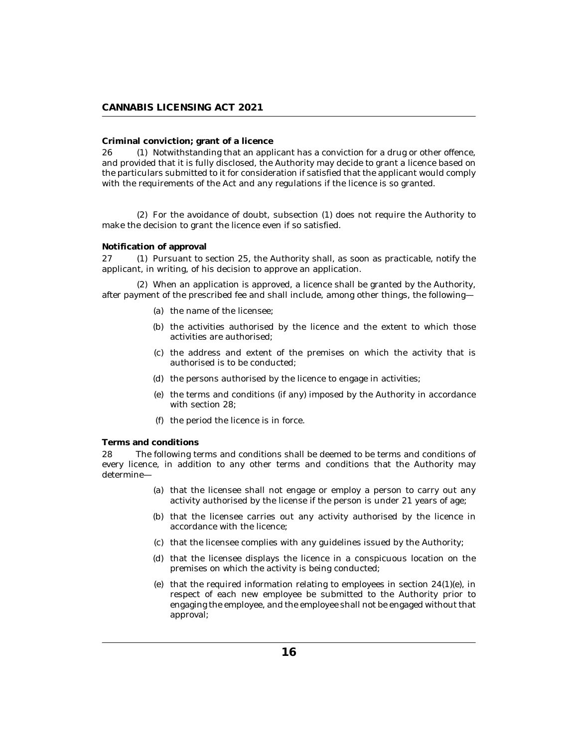**Criminal conviction; grant of a licence**

26 (1) Notwithstanding that an applicant has a conviction for a drug or other offence, and provided that it is fully disclosed, the Authority may decide to grant a licence based on the particulars submitted to it for consideration if satisfied that the applicant would comply with the requirements of the Act and any regulations if the licence is so granted.

(2) For the avoidance of doubt, subsection (1) does not require the Authority to make the decision to grant the licence even if so satisfied.

**Notification of approval**

27 (1) Pursuant to section 25, the Authority shall, as soon as practicable, notify the applicant, in writing, of his decision to approve an application.

(2) When an application is approved, a licence shall be granted by the Authority, after payment of the prescribed fee and shall include, among other things, the following—

(a) the name of the licensee;

(b) the activities authorised by the licence and the extent to which those activities are authorised;

(c) the address and extent of the premises on which the activity that is authorised is to be conducted;

(d) the persons authorised by the licence to engage in activities;

(e) the terms and conditions (if any) imposed by the Authority in accordance with section 28;

(f) the period the licence is in force.

**Terms and conditions**

28 The following terms and conditions shall be deemed to be terms and conditions of every licence, in addition to any other terms and conditions that the Authority may determine—

(a) that the licensee shall not engage or employ a person to carry out any activity authorised by the license if the person is under 21 years of age;

(b) that the licensee carries out any activity authorised by the licence in accordance with the licence;

(c) that the licensee complies with any guidelines issued by the Authority;

(d) that the licensee displays the licence in a conspicuous location on the premises on which the activity is being conducted;

(e) that the required information relating to employees in section 24(1)(e), in respect of each new employee be submitted to the Authority prior to engaging the employee, and the employee shall not be engaged without that approval;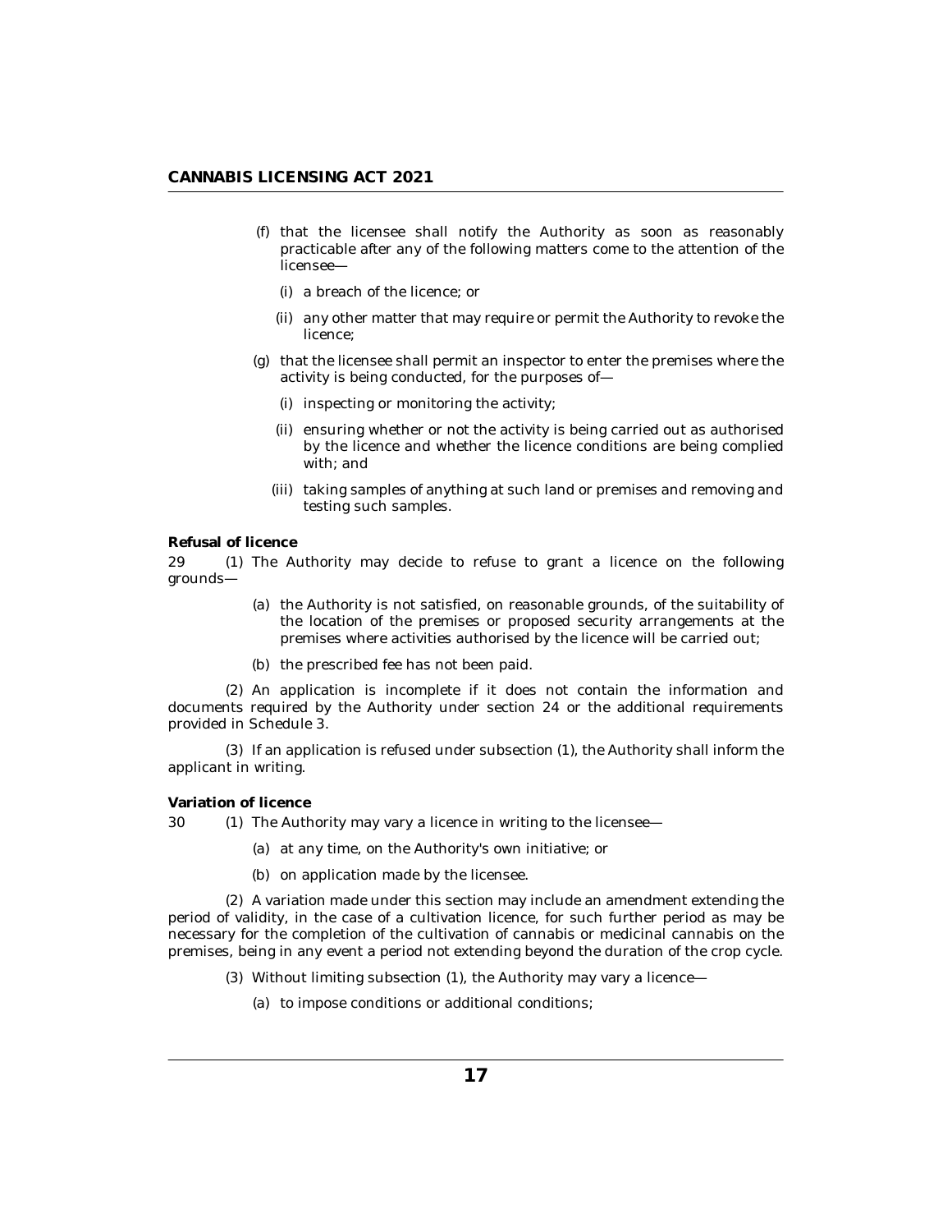(f) that the licensee shall notify the Authority as soon as reasonably practicable after any of the following matters come to the attention of the licensee—

   (i) a breach of the licence; or

   (ii) any other matter that may require or permit the Authority to revoke the licence;

(g) that the licensee shall permit an inspector to enter the premises where the activity is being conducted, for the purposes of—

   (i) inspecting or monitoring the activity;

   (ii) ensuring whether or not the activity is being carried out as authorised by the licence and whether the licence conditions are being complied with; and

   (iii) taking samples of anything at such land or premises and removing and testing such samples.

**Refusal of licence**

29 (1) The Authority may decide to refuse to grant a licence on the following grounds—

(a) the Authority is not satisfied, on reasonable grounds, of the suitability of the location of the premises or proposed security arrangements at the premises where activities authorised by the licence will be carried out;

(b) the prescribed fee has not been paid.

(2) An application is incomplete if it does not contain the information and documents required by the Authority under section 24 or the additional requirements provided in Schedule 3.

(3) If an application is refused under subsection (1), the Authority shall inform the applicant in writing.

**Variation of licence**

30 (1) The Authority may vary a licence in writing to the licensee—

(a) at any time, on the Authority's own initiative; or

(b) on application made by the licensee.

(2) A variation made under this section may include an amendment extending the period of validity, in the case of a cultivation licence, for such further period as may be necessary for the completion of the cultivation of cannabis or medicinal cannabis on the premises, being in any event a period not extending beyond the duration of the crop cycle.

(3) Without limiting subsection (1), the Authority may vary a licence—

(a) to impose conditions or additional conditions;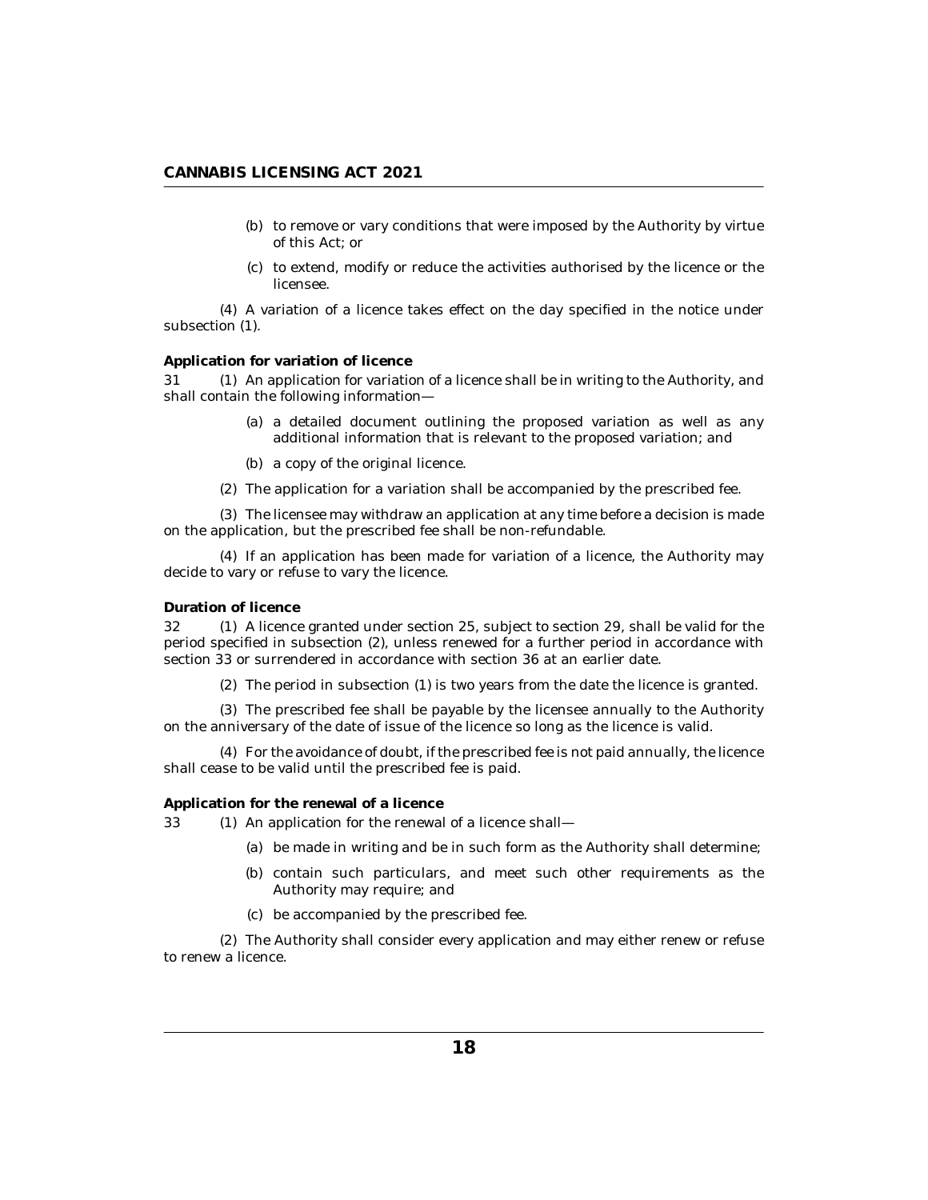(b) to remove or vary conditions that were imposed by the Authority by virtue of this Act; or

(c) to extend, modify or reduce the activities authorised by the licence or the licensee.

(4) A variation of a licence takes effect on the day specified in the notice under subsection (1).

**Application for variation of licence**

31 (1) An application for variation of a licence shall be in writing to the Authority, and shall contain the following information—

(a) a detailed document outlining the proposed variation as well as any additional information that is relevant to the proposed variation; and

(b) a copy of the original licence.

(2) The application for a variation shall be accompanied by the prescribed fee.

(3) The licensee may withdraw an application at any time before a decision is made on the application, but the prescribed fee shall be non-refundable.

(4) If an application has been made for variation of a licence, the Authority may decide to vary or refuse to vary the licence.

**Duration of licence**

32 (1) A licence granted under section 25, subject to section 29, shall be valid for the period specified in subsection (2), unless renewed for a further period in accordance with section 33 or surrendered in accordance with section 36 at an earlier date.

(2) The period in subsection (1) is two years from the date the licence is granted.

(3) The prescribed fee shall be payable by the licensee annually to the Authority on the anniversary of the date of issue of the licence so long as the licence is valid.

(4) For the avoidance of doubt, if the prescribed fee is not paid annually, the licence shall cease to be valid until the prescribed fee is paid.

**Application for the renewal of a licence**

33 (1) An application for the renewal of a licence shall—

(a) be made in writing and be in such form as the Authority shall determine;

(b) contain such particulars, and meet such other requirements as the Authority may require; and

(c) be accompanied by the prescribed fee.

(2) The Authority shall consider every application and may either renew or refuse to renew a licence.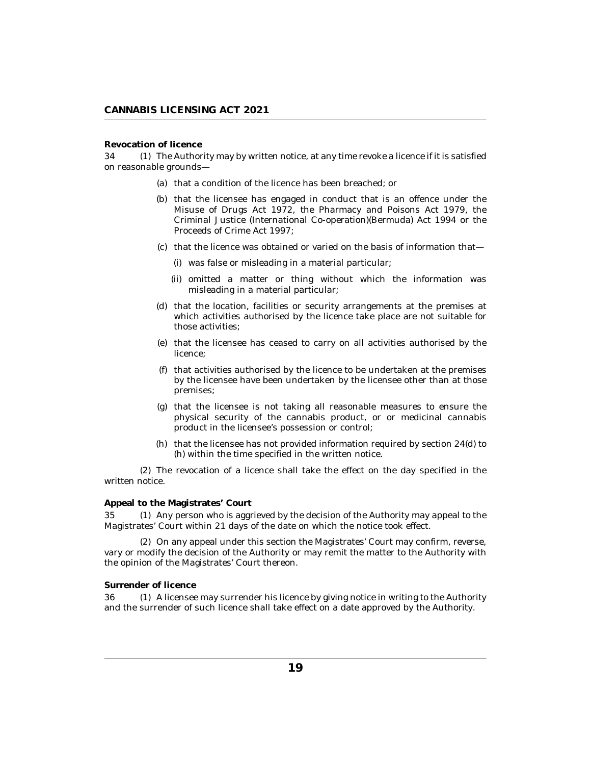**Revocation of licence**

34 (1) The Authority may by written notice, at any time revoke a licence if it is satisfied on reasonable grounds—

(a) that a condition of the licence has been breached; or

(b) that the licensee has engaged in conduct that is an offence under the Misuse of Drugs Act 1972, the Pharmacy and Poisons Act 1979, the Criminal Justice (International Co-operation)(Bermuda) Act 1994 or the Proceeds of Crime Act 1997;

(c) that the licence was obtained or varied on the basis of information that—

(i) was false or misleading in a material particular;

(ii) omitted a matter or thing without which the information was misleading in a material particular;

(d) that the location, facilities or security arrangements at the premises at which activities authorised by the licence take place are not suitable for those activities;

(e) that the licensee has ceased to carry on all activities authorised by the licence;

(f) that activities authorised by the licence to be undertaken at the premises by the licensee have been undertaken by the licensee other than at those premises;

(g) that the licensee is not taking all reasonable measures to ensure the physical security of the cannabis product, or or medicinal cannabis product in the licensee's possession or control;

(h) that the licensee has not provided information required by section 24(d) to (h) within the time specified in the written notice.

(2) The revocation of a licence shall take the effect on the day specified in the written notice.

**Appeal to the Magistrates' Court**

35 (1) Any person who is aggrieved by the decision of the Authority may appeal to the Magistrates' Court within 21 days of the date on which the notice took effect.

(2) On any appeal under this section the Magistrates' Court may confirm, reverse, vary or modify the decision of the Authority or may remit the matter to the Authority with the opinion of the Magistrates' Court thereon.

**Surrender of licence**

36 (1) A licensee may surrender his licence by giving notice in writing to the Authority and the surrender of such licence shall take effect on a date approved by the Authority.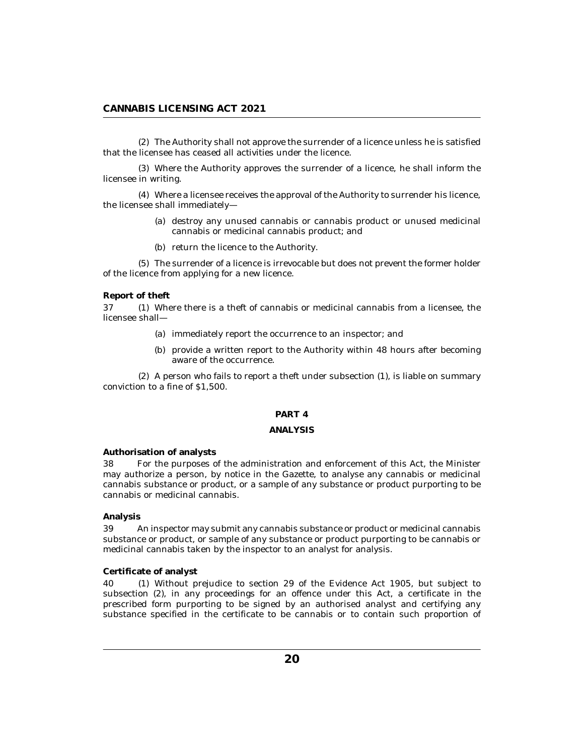(2) The Authority shall not approve the surrender of a licence unless he is satisfied that the licensee has ceased all activities under the licence.

(3) Where the Authority approves the surrender of a licence, he shall inform the licensee in writing.

(4) Where a licensee receives the approval of the Authority to surrender his licence, the licensee shall immediately—

(a) destroy any unused cannabis or cannabis product or unused medicinal cannabis or medicinal cannabis product; and

(b) return the licence to the Authority.

(5) The surrender of a licence is irrevocable but does not prevent the former holder of the licence from applying for a new licence.

**Report of theft**

37 (1) Where there is a theft of cannabis or medicinal cannabis from a licensee, the licensee shall—

(a) immediately report the occurrence to an inspector; and

(b) provide a written report to the Authority within 48 hours after becoming aware of the occurrence.

(2) A person who fails to report a theft under subsection (1), is liable on summary conviction to a fine of $1,500.

## PART 4

## ANALYSIS

**Authorisation of analysts**

38 For the purposes of the administration and enforcement of this Act, the Minister may authorize a person, by notice in the Gazette, to analyse any cannabis or medicinal cannabis substance or product, or a sample of any substance or product purporting to be cannabis or medicinal cannabis.

**Analysis**

39 An inspector may submit any cannabis substance or product or medicinal cannabis substance or product, or sample of any substance or product purporting to be cannabis or medicinal cannabis taken by the inspector to an analyst for analysis.

**Certificate of analyst**

40 (1) Without prejudice to section 29 of the Evidence Act 1905, but subject to subsection (2), in any proceedings for an offence under this Act, a certificate in the prescribed form purporting to be signed by an authorised analyst and certifying any substance specified in the certificate to be cannabis or to contain such proportion of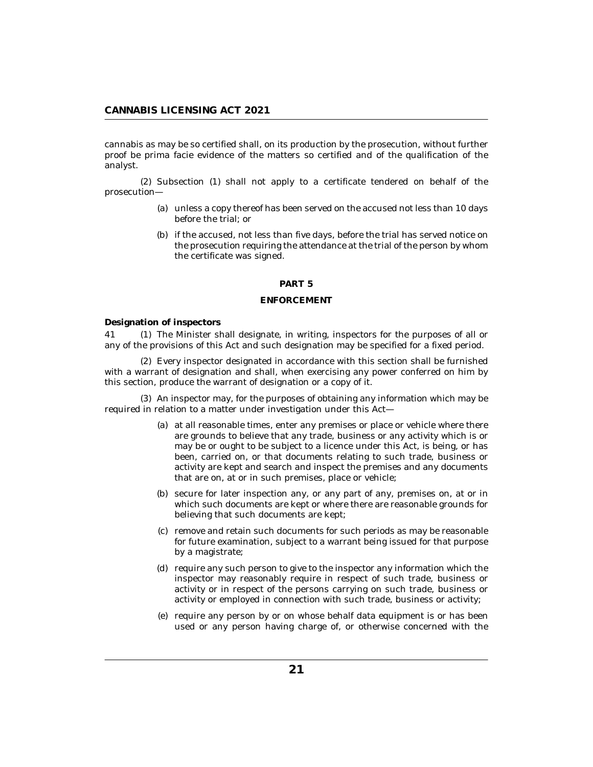cannabis as may be so certified shall, on its production by the prosecution, without further proof be prima facie evidence of the matters so certified and of the qualification of the analyst.

(2) Subsection (1) shall not apply to a certificate tendered on behalf of the prosecution—

(a) unless a copy thereof has been served on the accused not less than 10 days before the trial; or

(b) if the accused, not less than five days, before the trial has served notice on the prosecution requiring the attendance at the trial of the person by whom the certificate was signed.

## PART 5

## ENFORCEMENT

**Designation of inspectors**

41 (1) The Minister shall designate, in writing, inspectors for the purposes of all or any of the provisions of this Act and such designation may be specified for a fixed period.

(2) Every inspector designated in accordance with this section shall be furnished with a warrant of designation and shall, when exercising any power conferred on him by this section, produce the warrant of designation or a copy of it.

(3) An inspector may, for the purposes of obtaining any information which may be required in relation to a matter under investigation under this Act—

(a) at all reasonable times, enter any premises or place or vehicle where there are grounds to believe that any trade, business or any activity which is or may be or ought to be subject to a licence under this Act, is being, or has been, carried on, or that documents relating to such trade, business or activity are kept and search and inspect the premises and any documents that are on, at or in such premises, place or vehicle;

(b) secure for later inspection any, or any part of any, premises on, at or in which such documents are kept or where there are reasonable grounds for believing that such documents are kept;

(c) remove and retain such documents for such periods as may be reasonable for future examination, subject to a warrant being issued for that purpose by a magistrate;

(d) require any such person to give to the inspector any information which the inspector may reasonably require in respect of such trade, business or activity or in respect of the persons carrying on such trade, business or activity or employed in connection with such trade, business or activity;

(e) require any person by or on whose behalf data equipment is or has been used or any person having charge of, or otherwise concerned with the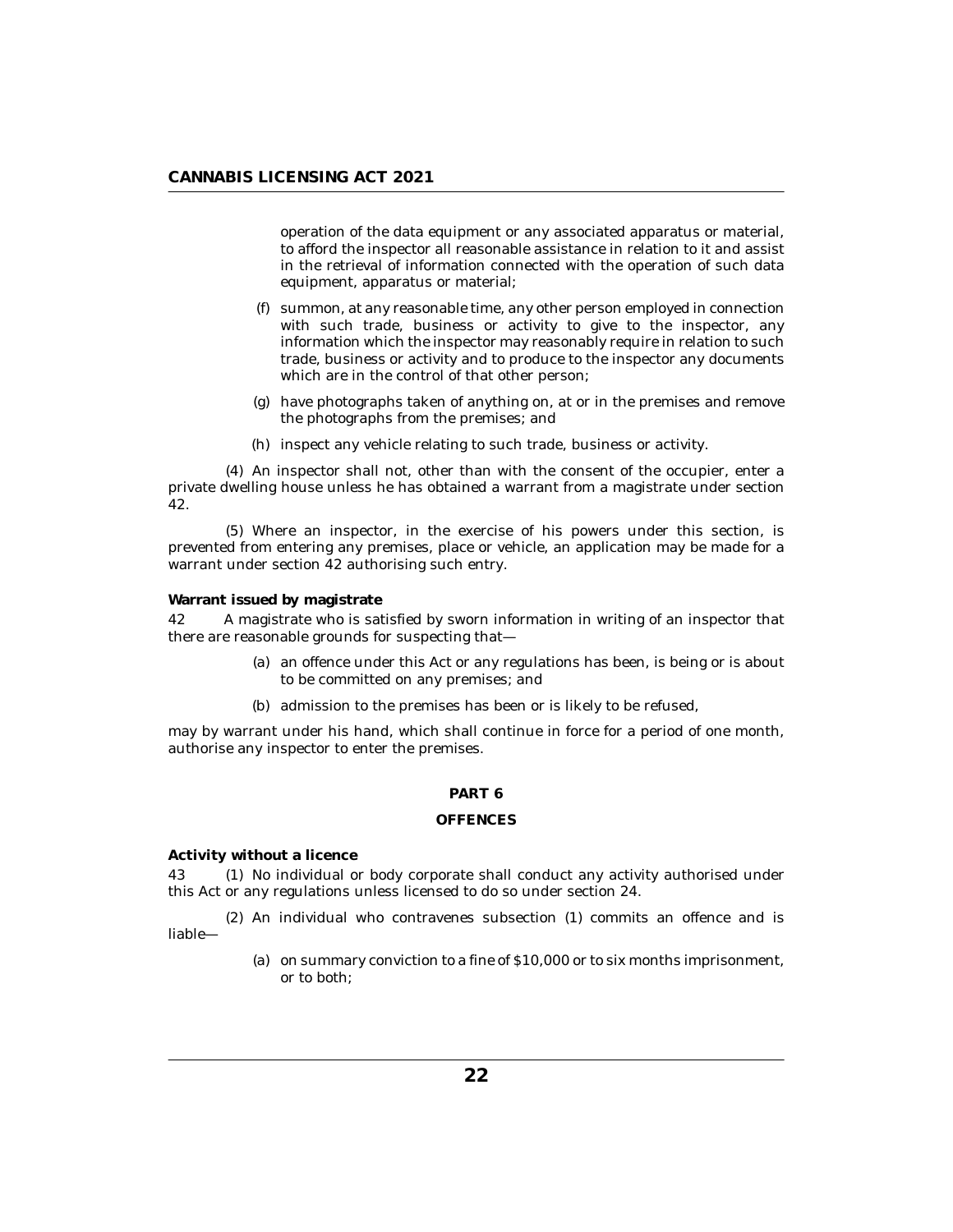operation of the data equipment or any associated apparatus or material, to afford the inspector all reasonable assistance in relation to it and assist in the retrieval of information connected with the operation of such data equipment, apparatus or material;

(f) summon, at any reasonable time, any other person employed in connection with such trade, business or activity to give to the inspector, any information which the inspector may reasonably require in relation to such trade, business or activity and to produce to the inspector any documents which are in the control of that other person;

(g) have photographs taken of anything on, at or in the premises and remove the photographs from the premises; and

(h) inspect any vehicle relating to such trade, business or activity.

(4) An inspector shall not, other than with the consent of the occupier, enter a private dwelling house unless he has obtained a warrant from a magistrate under section 42.

(5) Where an inspector, in the exercise of his powers under this section, is prevented from entering any premises, place or vehicle, an application may be made for a warrant under section 42 authorising such entry.

**Warrant issued by magistrate**

42 A magistrate who is satisfied by sworn information in writing of an inspector that there are reasonable grounds for suspecting that—

(a) an offence under this Act or any regulations has been, is being or is about to be committed on any premises; and

(b) admission to the premises has been or is likely to be refused,

may by warrant under his hand, which shall continue in force for a period of one month, authorise any inspector to enter the premises.

## PART 6

## OFFENCES

**Activity without a licence**

43 (1) No individual or body corporate shall conduct any activity authorised under this Act or any regulations unless licensed to do so under section 24.

(2) An individual who contravenes subsection (1) commits an offence and is liable—

(a) on summary conviction to a fine of $10,000 or to six months imprisonment, or to both;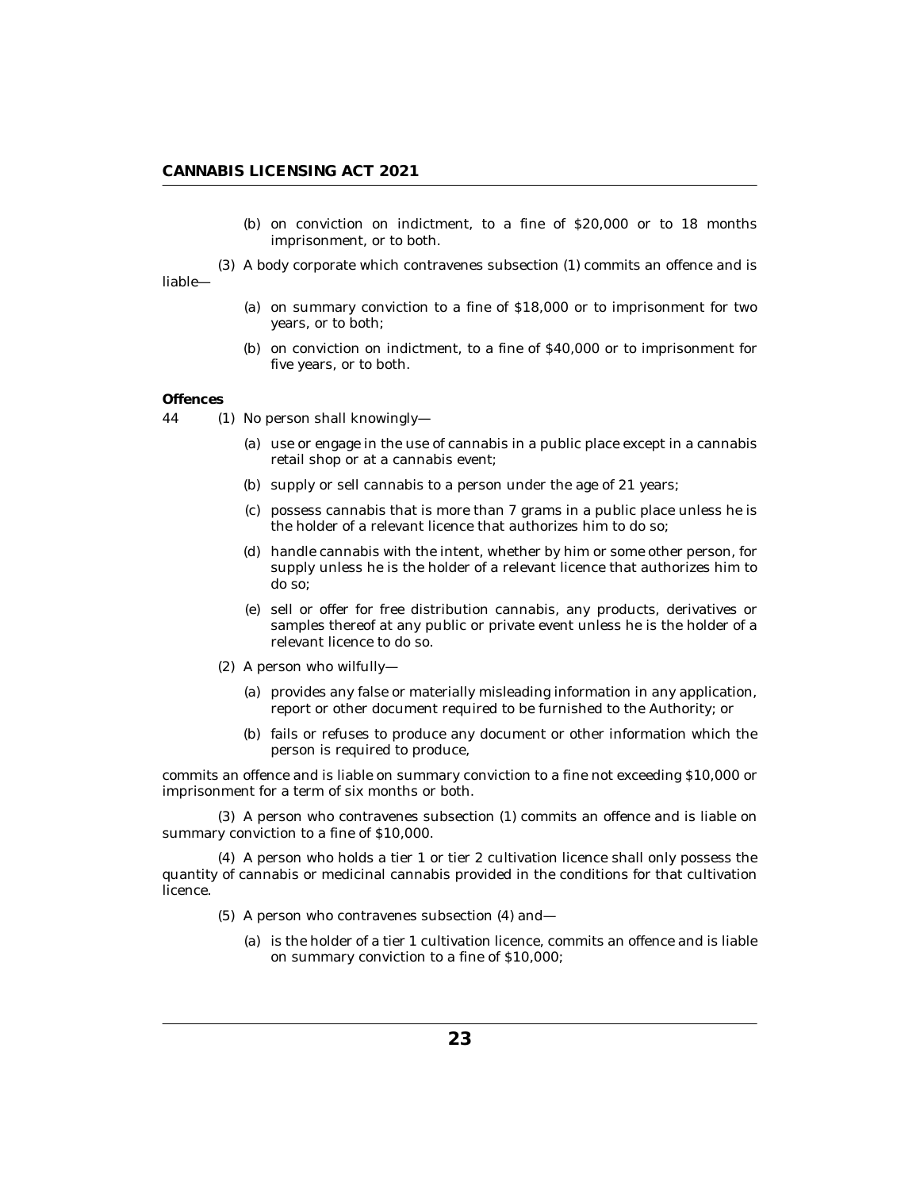(b) on conviction on indictment, to a fine of $20,000 or to 18 months imprisonment, or to both.

(3) A body corporate which contravenes subsection (1) commits an offence and is liable—

(a) on summary conviction to a fine of $18,000 or to imprisonment for two years, or to both;

(b) on conviction on indictment, to a fine of $40,000 or to imprisonment for five years, or to both.

**Offences**

44 (1) No person shall knowingly—

(a) use or engage in the use of cannabis in a public place except in a cannabis retail shop or at a cannabis event;

(b) supply or sell cannabis to a person under the age of 21 years;

(c) possess cannabis that is more than 7 grams in a public place unless he is the holder of a relevant licence that authorizes him to do so;

(d) handle cannabis with the intent, whether by him or some other person, for supply unless he is the holder of a relevant licence that authorizes him to do so;

(e) sell or offer for free distribution cannabis, any products, derivatives or samples thereof at any public or private event unless he is the holder of a relevant licence to do so.

(2) A person who wilfully—

(a) provides any false or materially misleading information in any application, report or other document required to be furnished to the Authority; or

(b) fails or refuses to produce any document or other information which the person is required to produce,

commits an offence and is liable on summary conviction to a fine not exceeding $10,000 or imprisonment for a term of six months or both.

(3) A person who contravenes subsection (1) commits an offence and is liable on summary conviction to a fine of $10,000.

(4) A person who holds a tier 1 or tier 2 cultivation licence shall only possess the quantity of cannabis or medicinal cannabis provided in the conditions for that cultivation licence.

(5) A person who contravenes subsection (4) and—

(a) is the holder of a tier 1 cultivation licence, commits an offence and is liable on summary conviction to a fine of $10,000;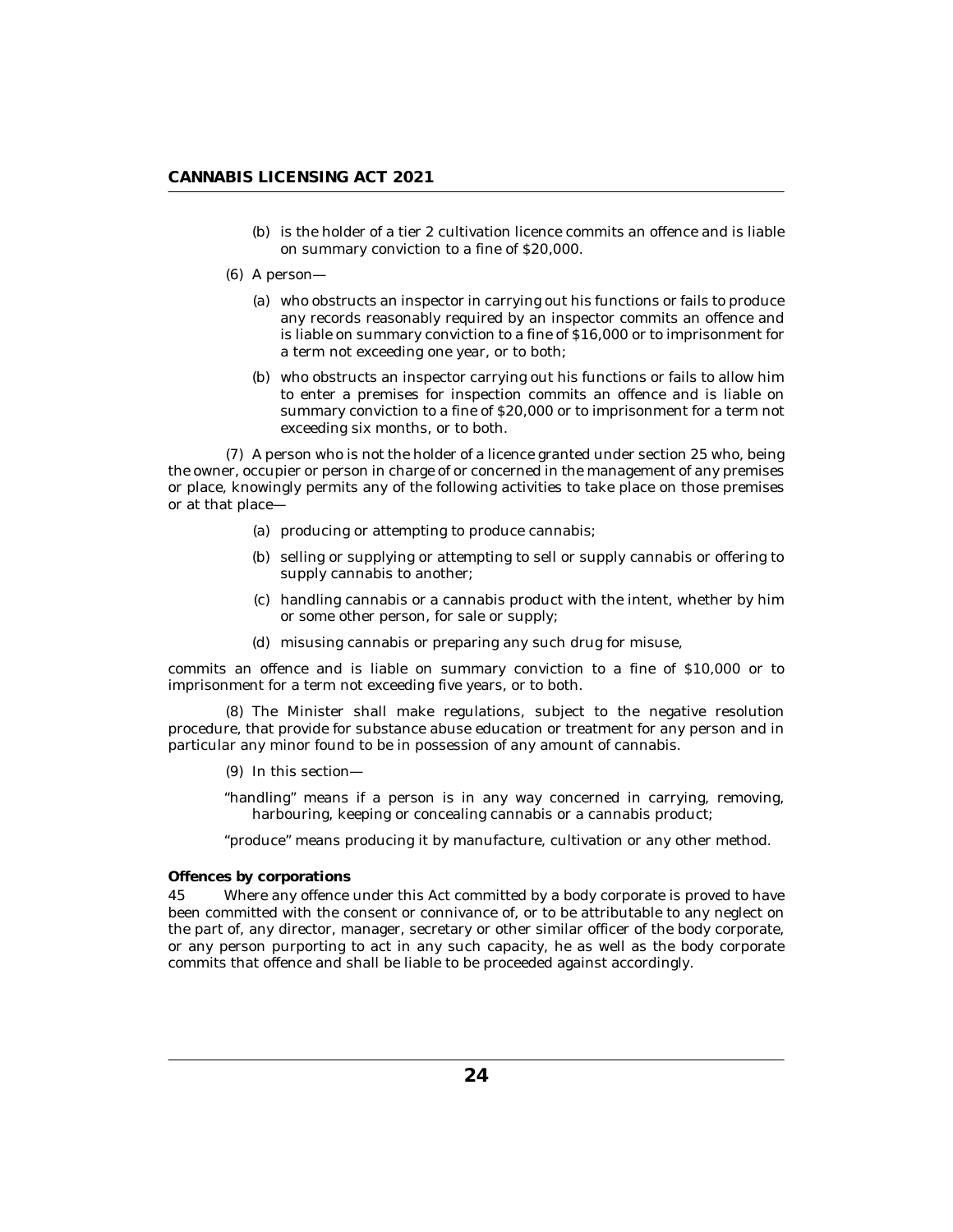(b) is the holder of a tier 2 cultivation licence commits an offence and is liable on summary conviction to a fine of $20,000.

(6) A person—

(a) who obstructs an inspector in carrying out his functions or fails to produce any records reasonably required by an inspector commits an offence and is liable on summary conviction to a fine of $16,000 or to imprisonment for a term not exceeding one year, or to both;

(b) who obstructs an inspector carrying out his functions or fails to allow him to enter a premises for inspection commits an offence and is liable on summary conviction to a fine of $20,000 or to imprisonment for a term not exceeding six months, or to both.

(7) A person who is not the holder of a licence granted under section 25 who, being the owner, occupier or person in charge of or concerned in the management of any premises or place, knowingly permits any of the following activities to take place on those premises or at that place—

(a) producing or attempting to produce cannabis;

(b) selling or supplying or attempting to sell or supply cannabis or offering to supply cannabis to another;

(c) handling cannabis or a cannabis product with the intent, whether by him or some other person, for sale or supply;

(d) misusing cannabis or preparing any such drug for misuse,

commits an offence and is liable on summary conviction to a fine of $10,000 or to imprisonment for a term not exceeding five years, or to both.

(8) The Minister shall make regulations, subject to the negative resolution procedure, that provide for substance abuse education or treatment for any person and in particular any minor found to be in possession of any amount of cannabis.

(9) In this section—

"handling" means if a person is in any way concerned in carrying, removing, harbouring, keeping or concealing cannabis or a cannabis product;

"produce" means producing it by manufacture, cultivation or any other method.

**Offences by corporations**

45 Where any offence under this Act committed by a body corporate is proved to have been committed with the consent or connivance of, or to be attributable to any neglect on the part of, any director, manager, secretary or other similar officer of the body corporate, or any person purporting to act in any such capacity, he as well as the body corporate commits that offence and shall be liable to be proceeded against accordingly.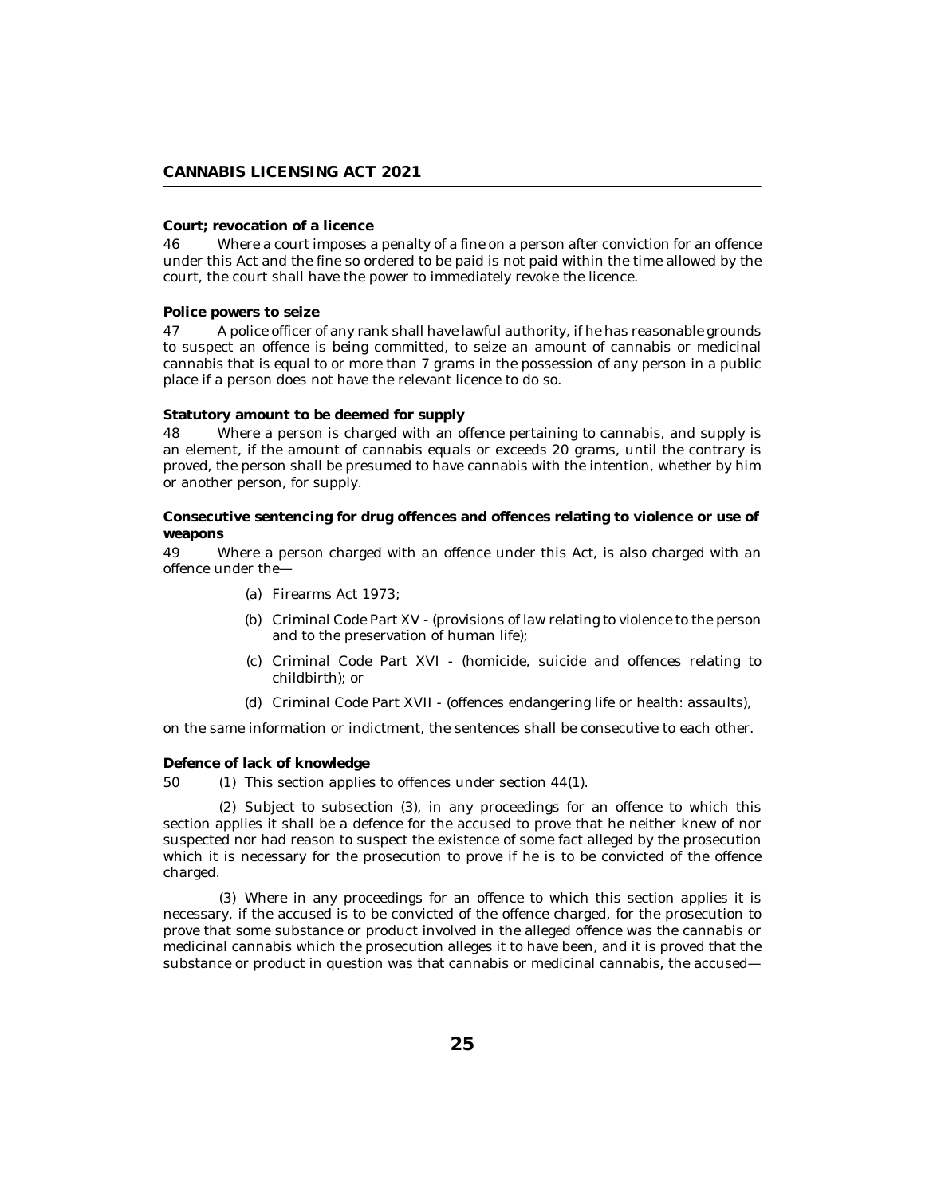**Court; revocation of a licence**

46 Where a court imposes a penalty of a fine on a person after conviction for an offence under this Act and the fine so ordered to be paid is not paid within the time allowed by the court, the court shall have the power to immediately revoke the licence.

**Police powers to seize**

47 A police officer of any rank shall have lawful authority, if he has reasonable grounds to suspect an offence is being committed, to seize an amount of cannabis or medicinal cannabis that is equal to or more than 7 grams in the possession of any person in a public place if a person does not have the relevant licence to do so.

**Statutory amount to be deemed for supply**

48 Where a person is charged with an offence pertaining to cannabis, and supply is an element, if the amount of cannabis equals or exceeds 20 grams, until the contrary is proved, the person shall be presumed to have cannabis with the intention, whether by him or another person, for supply.

**Consecutive sentencing for drug offences and offences relating to violence or use of weapons**

49 Where a person charged with an offence under this Act, is also charged with an offence under the—

(a) Firearms Act 1973;

(b) Criminal Code Part XV - (provisions of law relating to violence to the person and to the preservation of human life);

(c) Criminal Code Part XVI - (homicide, suicide and offences relating to childbirth); or

(d) Criminal Code Part XVII - (offences endangering life or health: assaults),

on the same information or indictment, the sentences shall be consecutive to each other.

**Defence of lack of knowledge**

50 (1) This section applies to offences under section 44(1).

(2) Subject to subsection (3), in any proceedings for an offence to which this section applies it shall be a defence for the accused to prove that he neither knew of nor suspected nor had reason to suspect the existence of some fact alleged by the prosecution which it is necessary for the prosecution to prove if he is to be convicted of the offence charged.

(3) Where in any proceedings for an offence to which this section applies it is necessary, if the accused is to be convicted of the offence charged, for the prosecution to prove that some substance or product involved in the alleged offence was the cannabis or medicinal cannabis which the prosecution alleges it to have been, and it is proved that the substance or product in question was that cannabis or medicinal cannabis, the accused—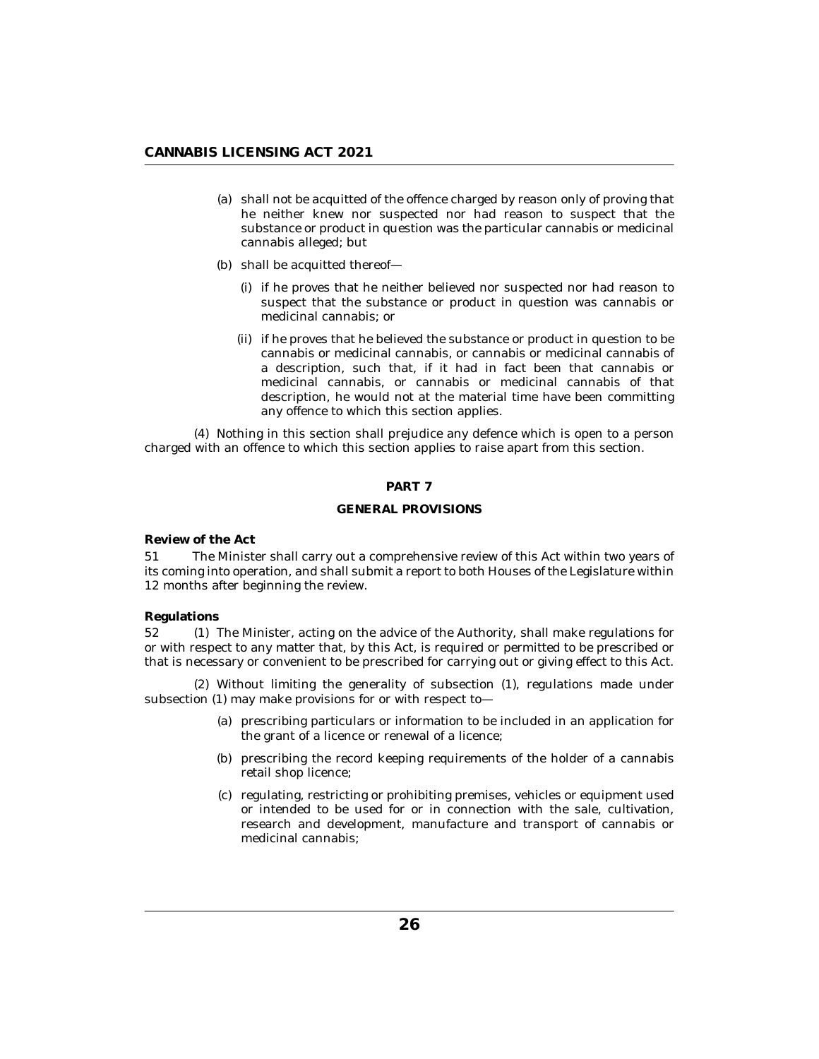(a) shall not be acquitted of the offence charged by reason only of proving that he neither knew nor suspected nor had reason to suspect that the substance or product in question was the particular cannabis or medicinal cannabis alleged; but

(b) shall be acquitted thereof—

(i) if he proves that he neither believed nor suspected nor had reason to suspect that the substance or product in question was cannabis or medicinal cannabis; or

(ii) if he proves that he believed the substance or product in question to be cannabis or medicinal cannabis, or cannabis or medicinal cannabis of a description, such that, if it had in fact been that cannabis or medicinal cannabis, or cannabis or medicinal cannabis of that description, he would not at the material time have been committing any offence to which this section applies.

(4) Nothing in this section shall prejudice any defence which is open to a person charged with an offence to which this section applies to raise apart from this section.

## PART 7

## GENERAL PROVISIONS

**Review of the Act**

51 The Minister shall carry out a comprehensive review of this Act within two years of its coming into operation, and shall submit a report to both Houses of the Legislature within 12 months after beginning the review.

**Regulations**

52 (1) The Minister, acting on the advice of the Authority, shall make regulations for or with respect to any matter that, by this Act, is required or permitted to be prescribed or that is necessary or convenient to be prescribed for carrying out or giving effect to this Act.

(2) Without limiting the generality of subsection (1), regulations made under subsection (1) may make provisions for or with respect to—

(a) prescribing particulars or information to be included in an application for the grant of a licence or renewal of a licence;

(b) prescribing the record keeping requirements of the holder of a cannabis retail shop licence;

(c) regulating, restricting or prohibiting premises, vehicles or equipment used or intended to be used for or in connection with the sale, cultivation, research and development, manufacture and transport of cannabis or medicinal cannabis;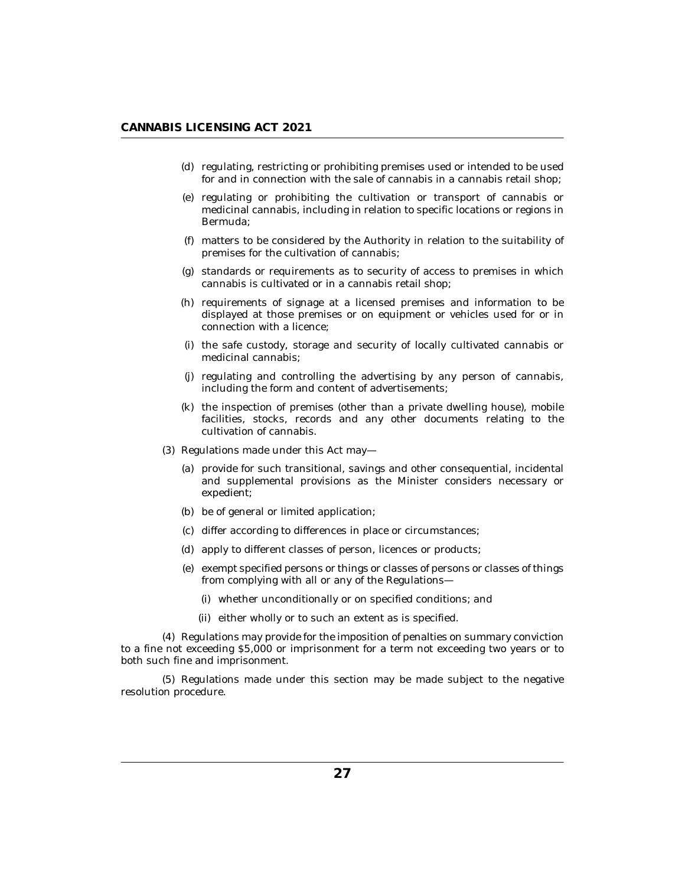(d) regulating, restricting or prohibiting premises used or intended to be used for and in connection with the sale of cannabis in a cannabis retail shop;

(e) regulating or prohibiting the cultivation or transport of cannabis or medicinal cannabis, including in relation to specific locations or regions in Bermuda;

(f) matters to be considered by the Authority in relation to the suitability of premises for the cultivation of cannabis;

(g) standards or requirements as to security of access to premises in which cannabis is cultivated or in a cannabis retail shop;

(h) requirements of signage at a licensed premises and information to be displayed at those premises or on equipment or vehicles used for or in connection with a licence;

(i) the safe custody, storage and security of locally cultivated cannabis or medicinal cannabis;

(j) regulating and controlling the advertising by any person of cannabis, including the form and content of advertisements;

(k) the inspection of premises (other than a private dwelling house), mobile facilities, stocks, records and any other documents relating to the cultivation of cannabis.

(3) Regulations made under this Act may—

(a) provide for such transitional, savings and other consequential, incidental and supplemental provisions as the Minister considers necessary or expedient;

(b) be of general or limited application;

(c) differ according to differences in place or circumstances;

(d) apply to different classes of person, licences or products;

(e) exempt specified persons or things or classes of persons or classes of things from complying with all or any of the Regulations—

(i) whether unconditionally or on specified conditions; and

(ii) either wholly or to such an extent as is specified.

(4) Regulations may provide for the imposition of penalties on summary conviction to a fine not exceeding $5,000 or imprisonment for a term not exceeding two years or to both such fine and imprisonment.

(5) Regulations made under this section may be made subject to the negative resolution procedure.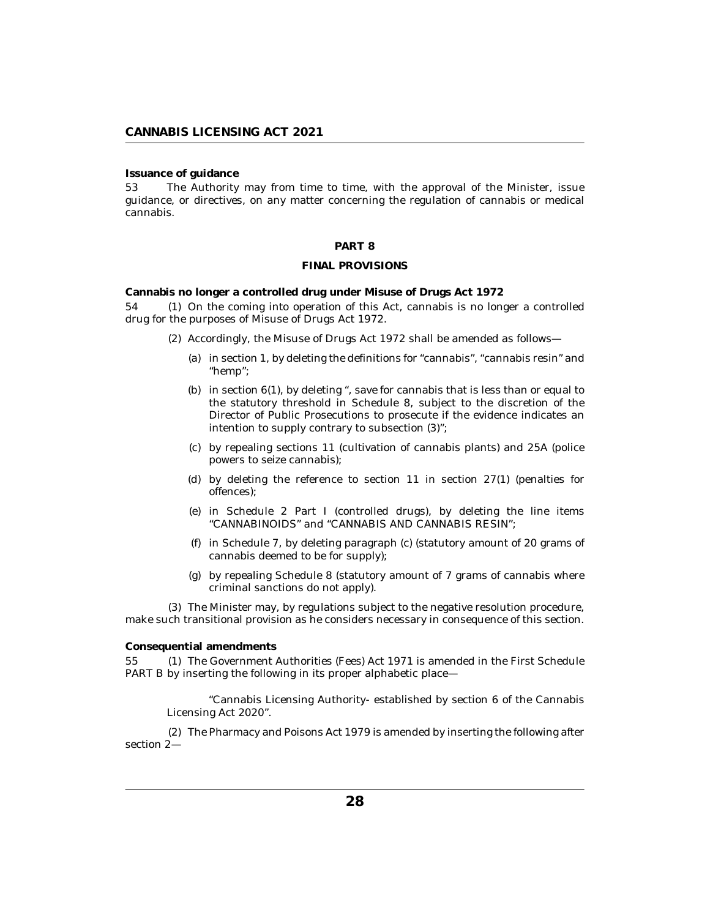**Issuance of guidance**

53 The Authority may from time to time, with the approval of the Minister, issue guidance, or directives, on any matter concerning the regulation of cannabis or medical cannabis.

## PART 8

## FINAL PROVISIONS

**Cannabis no longer a controlled drug under Misuse of Drugs Act 1972**

54 (1) On the coming into operation of this Act, cannabis is no longer a controlled drug for the purposes of Misuse of Drugs Act 1972.

(2) Accordingly, the Misuse of Drugs Act 1972 shall be amended as follows—

- (a) in section 1, by deleting the definitions for "cannabis", "cannabis resin" and "hemp";
- (b) in section 6(1), by deleting ", save for cannabis that is less than or equal to the statutory threshold in Schedule 8, subject to the discretion of the Director of Public Prosecutions to prosecute if the evidence indicates an intention to supply contrary to subsection (3)";
- (c) by repealing sections 11 (cultivation of cannabis plants) and 25A (police powers to seize cannabis);
- (d) by deleting the reference to section 11 in section 27(1) (penalties for offences);
- (e) in Schedule 2 Part I (controlled drugs), by deleting the line items "CANNABINOIDS" and "CANNABIS AND CANNABIS RESIN";
- (f) in Schedule 7, by deleting paragraph (c) (statutory amount of 20 grams of cannabis deemed to be for supply);
- (g) by repealing Schedule 8 (statutory amount of 7 grams of cannabis where criminal sanctions do not apply).

(3) The Minister may, by regulations subject to the negative resolution procedure, make such transitional provision as he considers necessary in consequence of this section.

**Consequential amendments**

55 (1) The Government Authorities (Fees) Act 1971 is amended in the First Schedule PART B by inserting the following in its proper alphabetic place—

"Cannabis Licensing Authority- established by section 6 of the Cannabis Licensing Act 2020".

(2) The Pharmacy and Poisons Act 1979 is amended by inserting the following after section 2—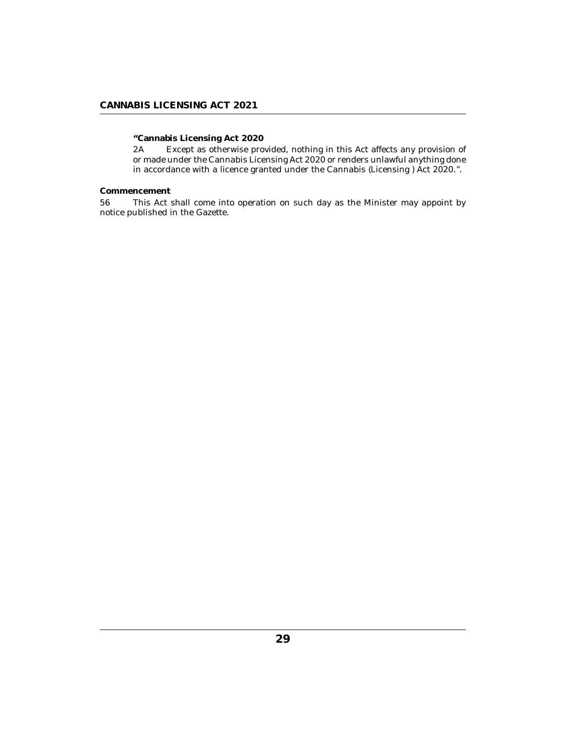**"Cannabis Licensing Act 2020**

2A Except as otherwise provided, nothing in this Act affects any provision of or made under the Cannabis Licensing Act 2020 or renders unlawful anything done in accordance with a licence granted under the Cannabis (Licensing ) Act 2020.".

**Commencement**

56 This Act shall come into operation on such day as the Minister may appoint by notice published in the Gazette.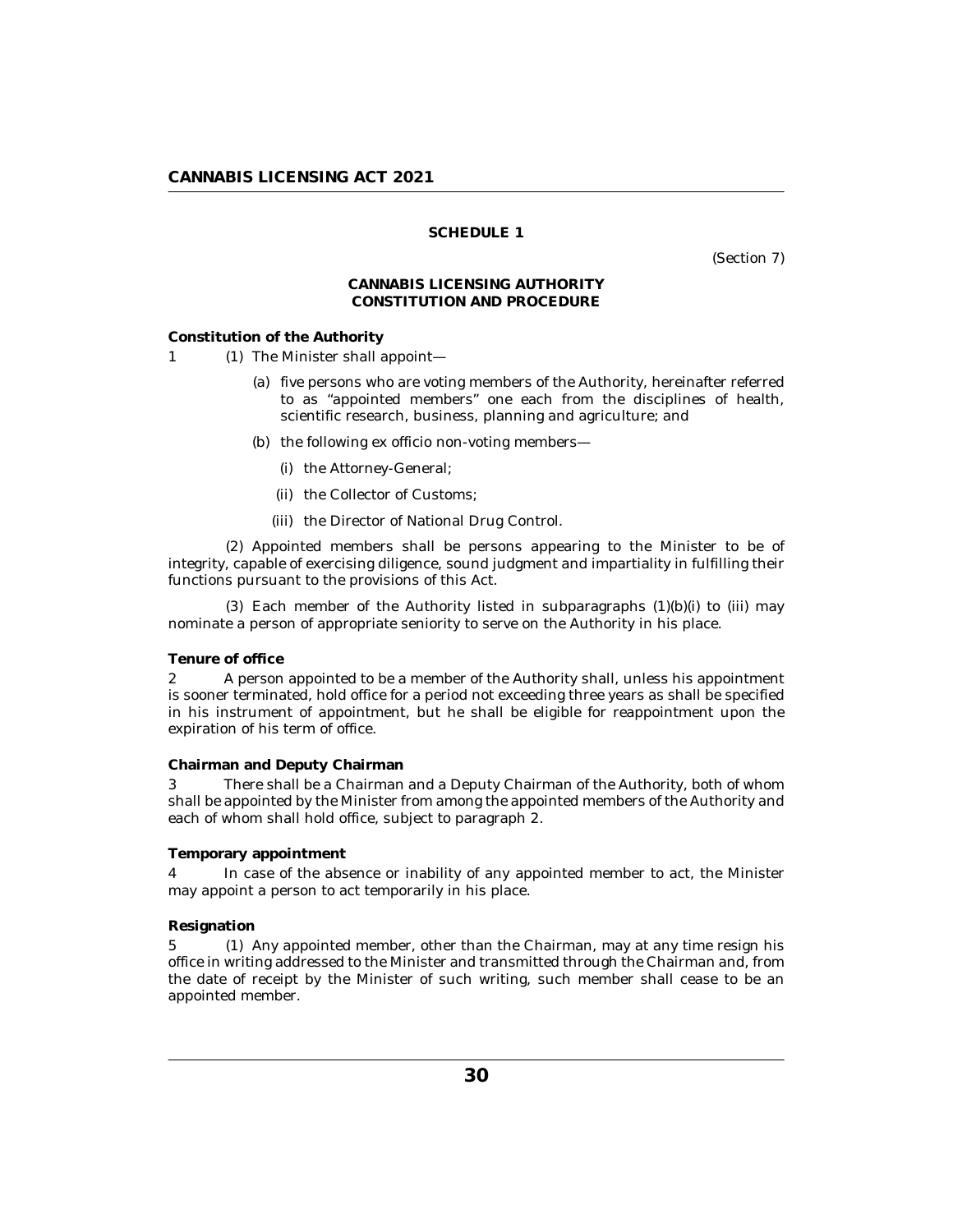## SCHEDULE 1

(Section 7)

### CANNABIS LICENSING AUTHORITY CONSTITUTION AND PROCEDURE

**Constitution of the Authority**

1 (1) The Minister shall appoint—

(a) five persons who are voting members of the Authority, hereinafter referred to as "appointed members" one each from the disciplines of health, scientific research, business, planning and agriculture; and

(b) the following ex officio non-voting members—

(i) the Attorney-General;

(ii) the Collector of Customs;

(iii) the Director of National Drug Control.

(2) Appointed members shall be persons appearing to the Minister to be of integrity, capable of exercising diligence, sound judgment and impartiality in fulfilling their functions pursuant to the provisions of this Act.

(3) Each member of the Authority listed in subparagraphs (1)(b)(i) to (iii) may nominate a person of appropriate seniority to serve on the Authority in his place.

**Tenure of office**

2 A person appointed to be a member of the Authority shall, unless his appointment is sooner terminated, hold office for a period not exceeding three years as shall be specified in his instrument of appointment, but he shall be eligible for reappointment upon the expiration of his term of office.

**Chairman and Deputy Chairman**

3 There shall be a Chairman and a Deputy Chairman of the Authority, both of whom shall be appointed by the Minister from among the appointed members of the Authority and each of whom shall hold office, subject to paragraph 2.

**Temporary appointment**

4 In case of the absence or inability of any appointed member to act, the Minister may appoint a person to act temporarily in his place.

**Resignation**

5 (1) Any appointed member, other than the Chairman, may at any time resign his office in writing addressed to the Minister and transmitted through the Chairman and, from the date of receipt by the Minister of such writing, such member shall cease to be an appointed member.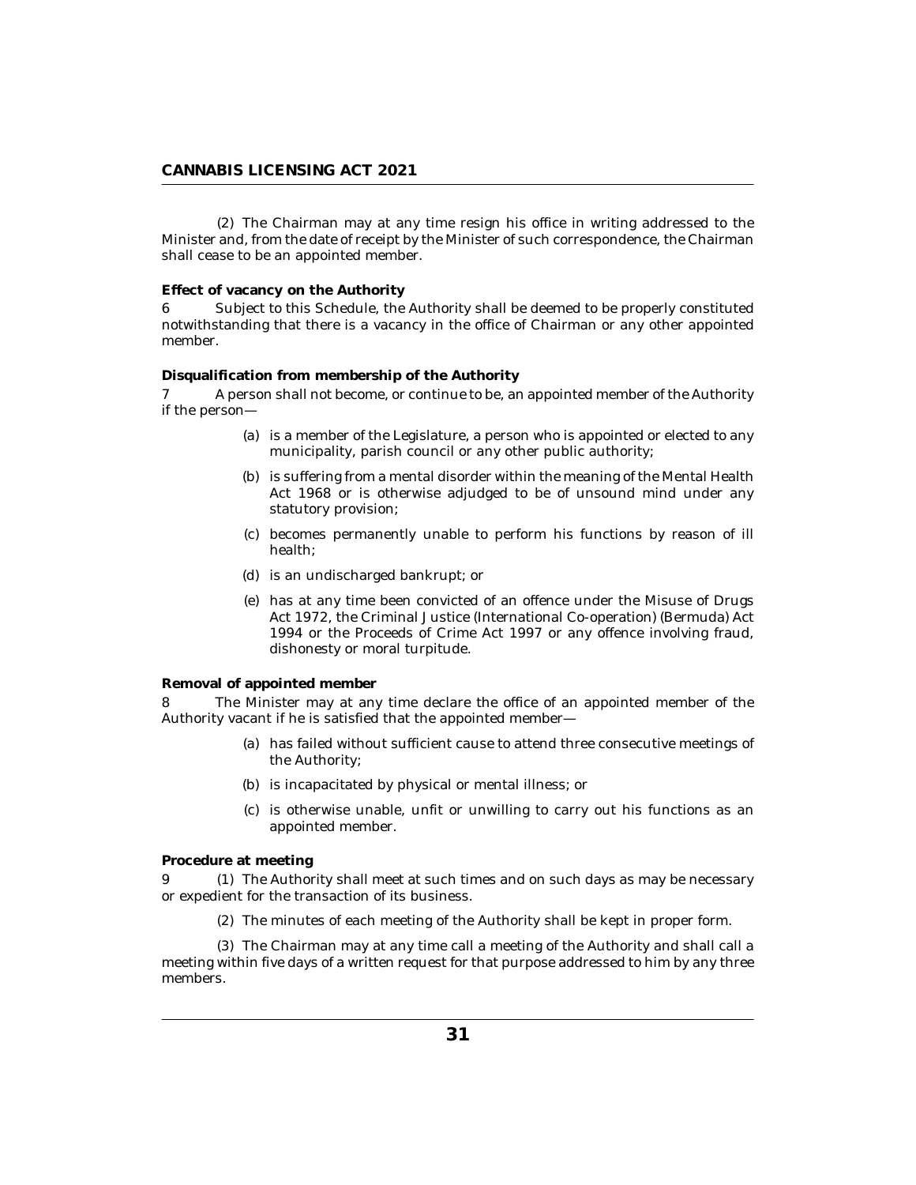(2) The Chairman may at any time resign his office in writing addressed to the Minister and, from the date of receipt by the Minister of such correspondence, the Chairman shall cease to be an appointed member.

**Effect of vacancy on the Authority**

6 Subject to this Schedule, the Authority shall be deemed to be properly constituted notwithstanding that there is a vacancy in the office of Chairman or any other appointed member.

**Disqualification from membership of the Authority**

7 A person shall not become, or continue to be, an appointed member of the Authority if the person—

- (a) is a member of the Legislature, a person who is appointed or elected to any municipality, parish council or any other public authority;
- (b) is suffering from a mental disorder within the meaning of the Mental Health Act 1968 or is otherwise adjudged to be of unsound mind under any statutory provision;
- (c) becomes permanently unable to perform his functions by reason of ill health;
- (d) is an undischarged bankrupt; or
- (e) has at any time been convicted of an offence under the Misuse of Drugs Act 1972, the Criminal Justice (International Co-operation) (Bermuda) Act 1994 or the Proceeds of Crime Act 1997 or any offence involving fraud, dishonesty or moral turpitude.

**Removal of appointed member**

8 The Minister may at any time declare the office of an appointed member of the Authority vacant if he is satisfied that the appointed member—

- (a) has failed without sufficient cause to attend three consecutive meetings of the Authority;
- (b) is incapacitated by physical or mental illness; or
- (c) is otherwise unable, unfit or unwilling to carry out his functions as an appointed member.

**Procedure at meeting**

9 (1) The Authority shall meet at such times and on such days as may be necessary or expedient for the transaction of its business.

(2) The minutes of each meeting of the Authority shall be kept in proper form.

(3) The Chairman may at any time call a meeting of the Authority and shall call a meeting within five days of a written request for that purpose addressed to him by any three members.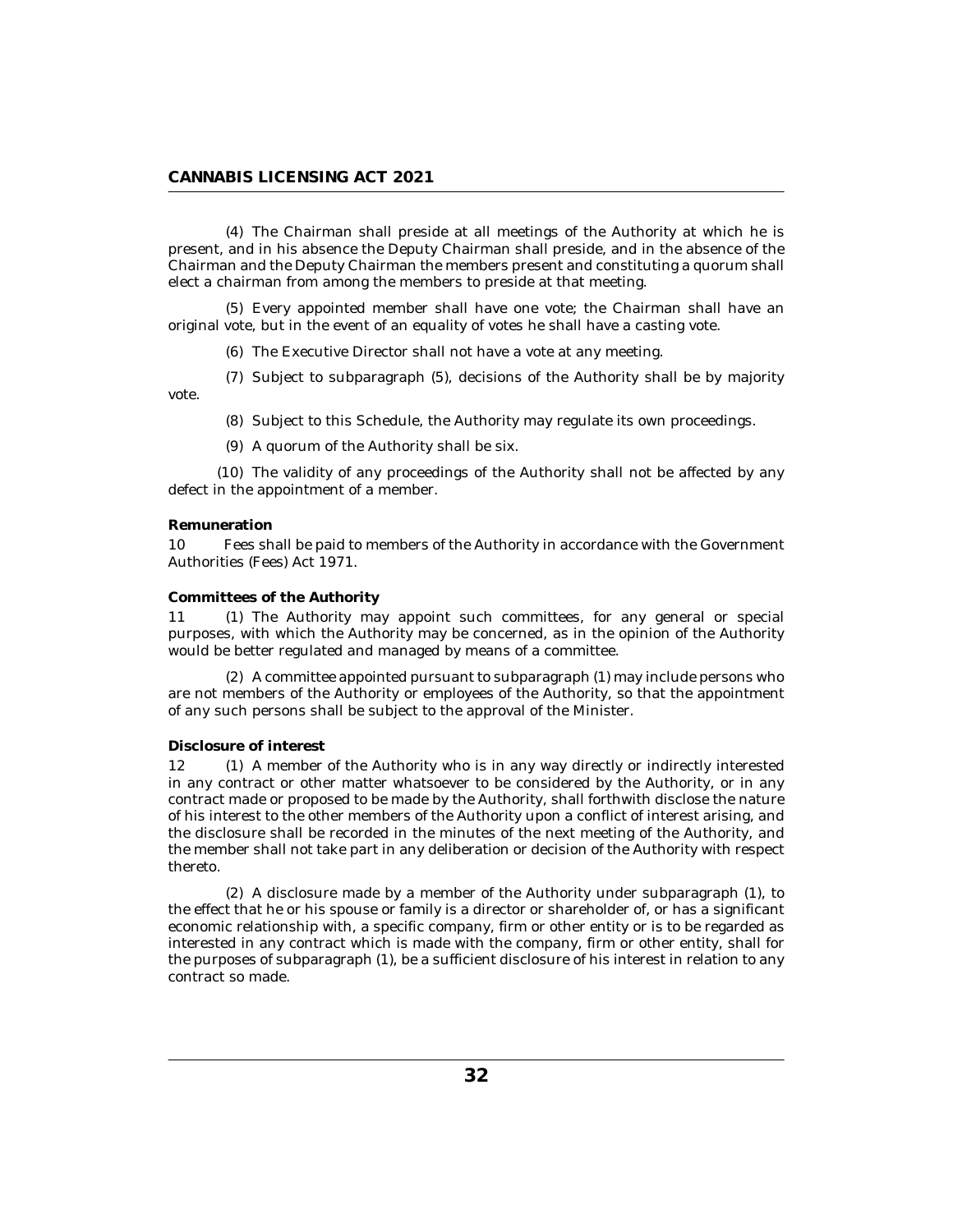(4) The Chairman shall preside at all meetings of the Authority at which he is present, and in his absence the Deputy Chairman shall preside, and in the absence of the Chairman and the Deputy Chairman the members present and constituting a quorum shall elect a chairman from among the members to preside at that meeting.

(5) Every appointed member shall have one vote; the Chairman shall have an original vote, but in the event of an equality of votes he shall have a casting vote.

(6) The Executive Director shall not have a vote at any meeting.

(7) Subject to subparagraph (5), decisions of the Authority shall be by majority vote.

(8) Subject to this Schedule, the Authority may regulate its own proceedings.

(9) A quorum of the Authority shall be six.

(10) The validity of any proceedings of the Authority shall not be affected by any defect in the appointment of a member.

**Remuneration**

10 Fees shall be paid to members of the Authority in accordance with the Government Authorities (Fees) Act 1971.

**Committees of the Authority**

11 (1) The Authority may appoint such committees, for any general or special purposes, with which the Authority may be concerned, as in the opinion of the Authority would be better regulated and managed by means of a committee.

(2) A committee appointed pursuant to subparagraph (1) may include persons who are not members of the Authority or employees of the Authority, so that the appointment of any such persons shall be subject to the approval of the Minister.

**Disclosure of interest**

12 (1) A member of the Authority who is in any way directly or indirectly interested in any contract or other matter whatsoever to be considered by the Authority, or in any contract made or proposed to be made by the Authority, shall forthwith disclose the nature of his interest to the other members of the Authority upon a conflict of interest arising, and the disclosure shall be recorded in the minutes of the next meeting of the Authority, and the member shall not take part in any deliberation or decision of the Authority with respect thereto.

(2) A disclosure made by a member of the Authority under subparagraph (1), to the effect that he or his spouse or family is a director or shareholder of, or has a significant economic relationship with, a specific company, firm or other entity or is to be regarded as interested in any contract which is made with the company, firm or other entity, shall for the purposes of subparagraph (1), be a sufficient disclosure of his interest in relation to any contract so made.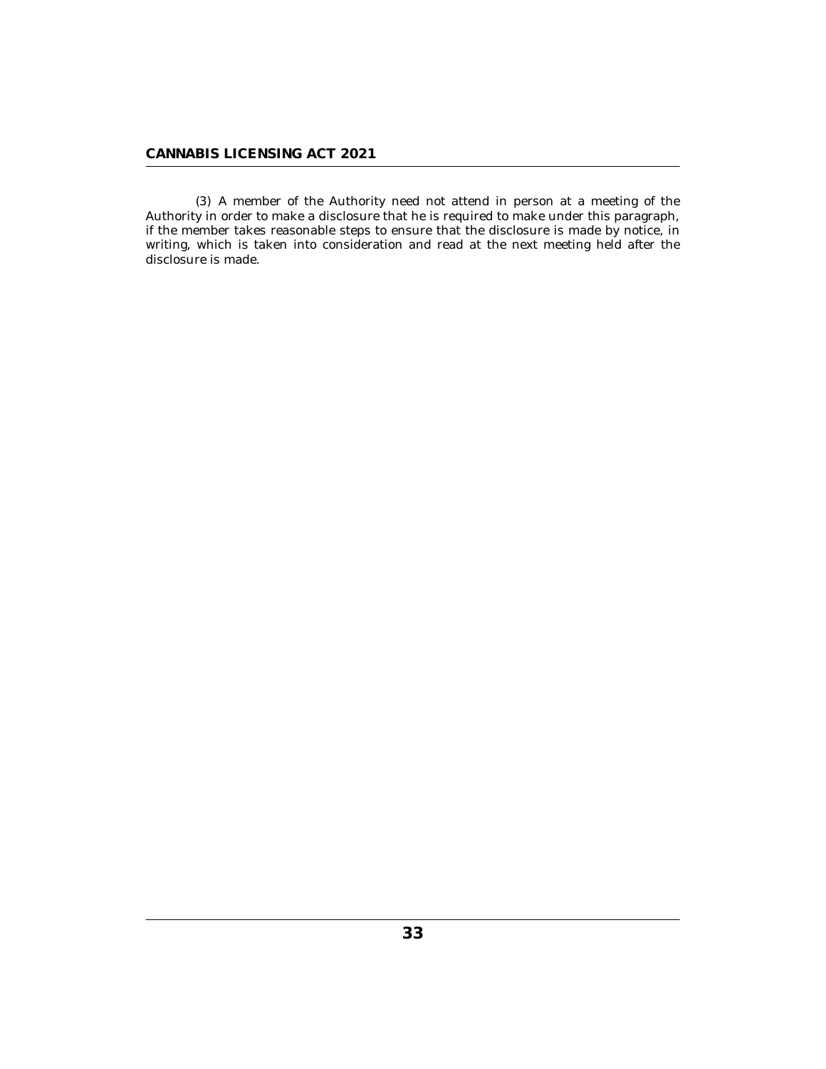(3) A member of the Authority need not attend in person at a meeting of the Authority in order to make a disclosure that he is required to make under this paragraph, if the member takes reasonable steps to ensure that the disclosure is made by notice, in writing, which is taken into consideration and read at the next meeting held after the disclosure is made.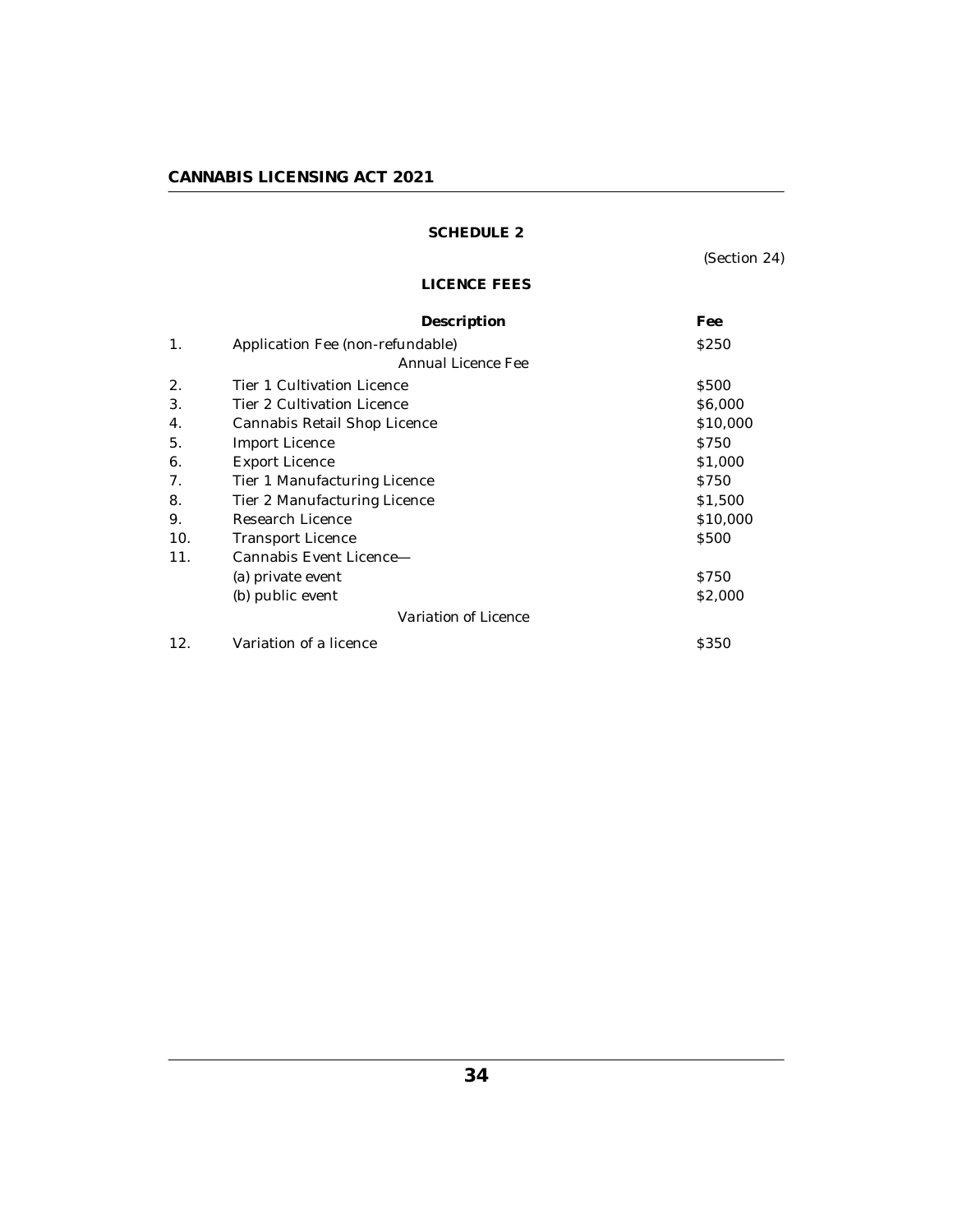## SCHEDULE 2

(Section 24)

### LICENCE FEES

| | Description | Fee |
|---|---|---|
| 1. | Application Fee (non-refundable) | $250 |
| | *Annual Licence Fee* | |
| 2. | Tier 1 Cultivation Licence | $500 |
| 3. | Tier 2 Cultivation Licence | $6,000 |
| 4. | Cannabis Retail Shop Licence | $10,000 |
| 5. | Import Licence | $750 |
| 6. | Export Licence | $1,000 |
| 7. | Tier 1 Manufacturing Licence | $750 |
| 8. | Tier 2 Manufacturing Licence | $1,500 |
| 9. | Research Licence | $10,000 |
| 10. | Transport Licence | $500 |
| 11. | Cannabis Event Licence— | |
| | (a) private event | $750 |
| | (b) public event | $2,000 |
| | *Variation of Licence* | |
| 12. | Variation of a licence | $350 |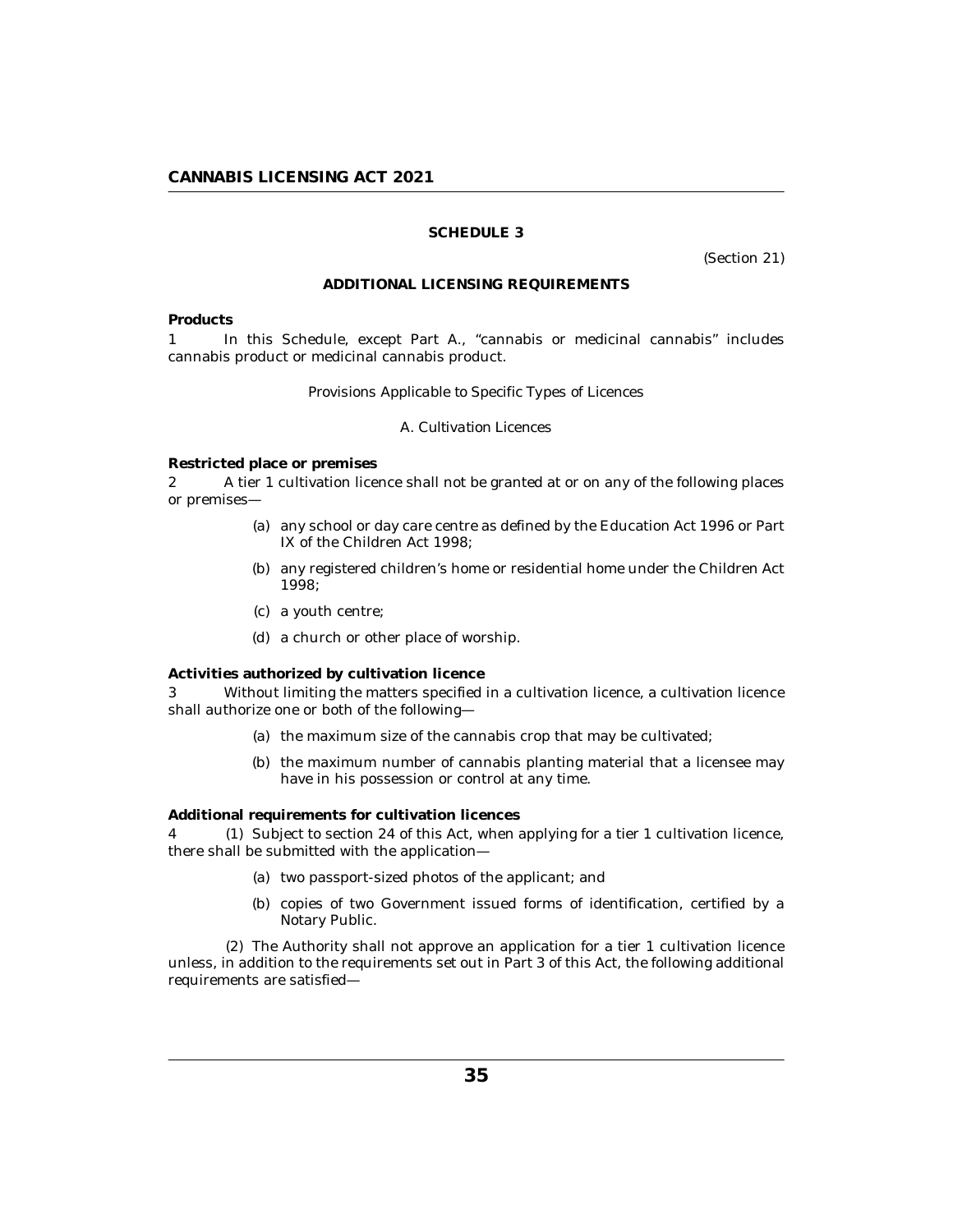## SCHEDULE 3

(Section 21)

### ADDITIONAL LICENSING REQUIREMENTS

**Products**

1 In this Schedule, except Part A., "cannabis or medicinal cannabis" includes cannabis product or medicinal cannabis product.

*Provisions Applicable to Specific Types of Licences*

*A. Cultivation Licences*

**Restricted place or premises**

2 A tier 1 cultivation licence shall not be granted at or on any of the following places or premises—

- (a) any school or day care centre as defined by the Education Act 1996 or Part IX of the Children Act 1998;
- (b) any registered children's home or residential home under the Children Act 1998;
- (c) a youth centre;
- (d) a church or other place of worship.

**Activities authorized by cultivation licence**

3 Without limiting the matters specified in a cultivation licence, a cultivation licence shall authorize one or both of the following—

- (a) the maximum size of the cannabis crop that may be cultivated;
- (b) the maximum number of cannabis planting material that a licensee may have in his possession or control at any time.

**Additional requirements for cultivation licences**

4 (1) Subject to section 24 of this Act, when applying for a tier 1 cultivation licence, there shall be submitted with the application—

- (a) two passport-sized photos of the applicant; and
- (b) copies of two Government issued forms of identification, certified by a Notary Public.

(2) The Authority shall not approve an application for a tier 1 cultivation licence unless, in addition to the requirements set out in Part 3 of this Act, the following additional requirements are satisfied—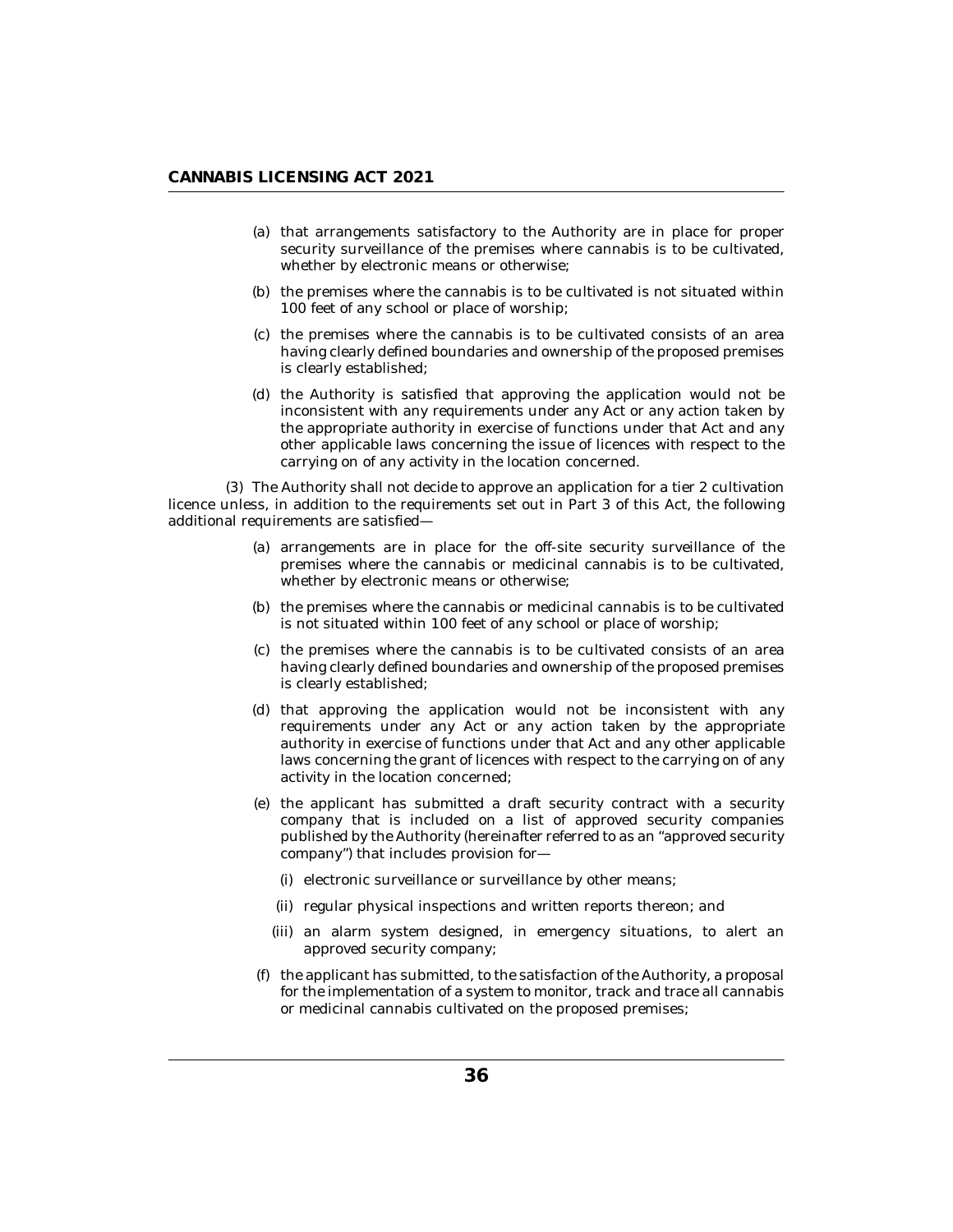(a) that arrangements satisfactory to the Authority are in place for proper security surveillance of the premises where cannabis is to be cultivated, whether by electronic means or otherwise;

(b) the premises where the cannabis is to be cultivated is not situated within 100 feet of any school or place of worship;

(c) the premises where the cannabis is to be cultivated consists of an area having clearly defined boundaries and ownership of the proposed premises is clearly established;

(d) the Authority is satisfied that approving the application would not be inconsistent with any requirements under any Act or any action taken by the appropriate authority in exercise of functions under that Act and any other applicable laws concerning the issue of licences with respect to the carrying on of any activity in the location concerned.

(3) The Authority shall not decide to approve an application for a tier 2 cultivation licence unless, in addition to the requirements set out in Part 3 of this Act, the following additional requirements are satisfied—

(a) arrangements are in place for the off-site security surveillance of the premises where the cannabis or medicinal cannabis is to be cultivated, whether by electronic means or otherwise;

(b) the premises where the cannabis or medicinal cannabis is to be cultivated is not situated within 100 feet of any school or place of worship;

(c) the premises where the cannabis is to be cultivated consists of an area having clearly defined boundaries and ownership of the proposed premises is clearly established;

(d) that approving the application would not be inconsistent with any requirements under any Act or any action taken by the appropriate authority in exercise of functions under that Act and any other applicable laws concerning the grant of licences with respect to the carrying on of any activity in the location concerned;

(e) the applicant has submitted a draft security contract with a security company that is included on a list of approved security companies published by the Authority (hereinafter referred to as an "approved security company") that includes provision for—

(i) electronic surveillance or surveillance by other means;

(ii) regular physical inspections and written reports thereon; and

(iii) an alarm system designed, in emergency situations, to alert an approved security company;

(f) the applicant has submitted, to the satisfaction of the Authority, a proposal for the implementation of a system to monitor, track and trace all cannabis or medicinal cannabis cultivated on the proposed premises;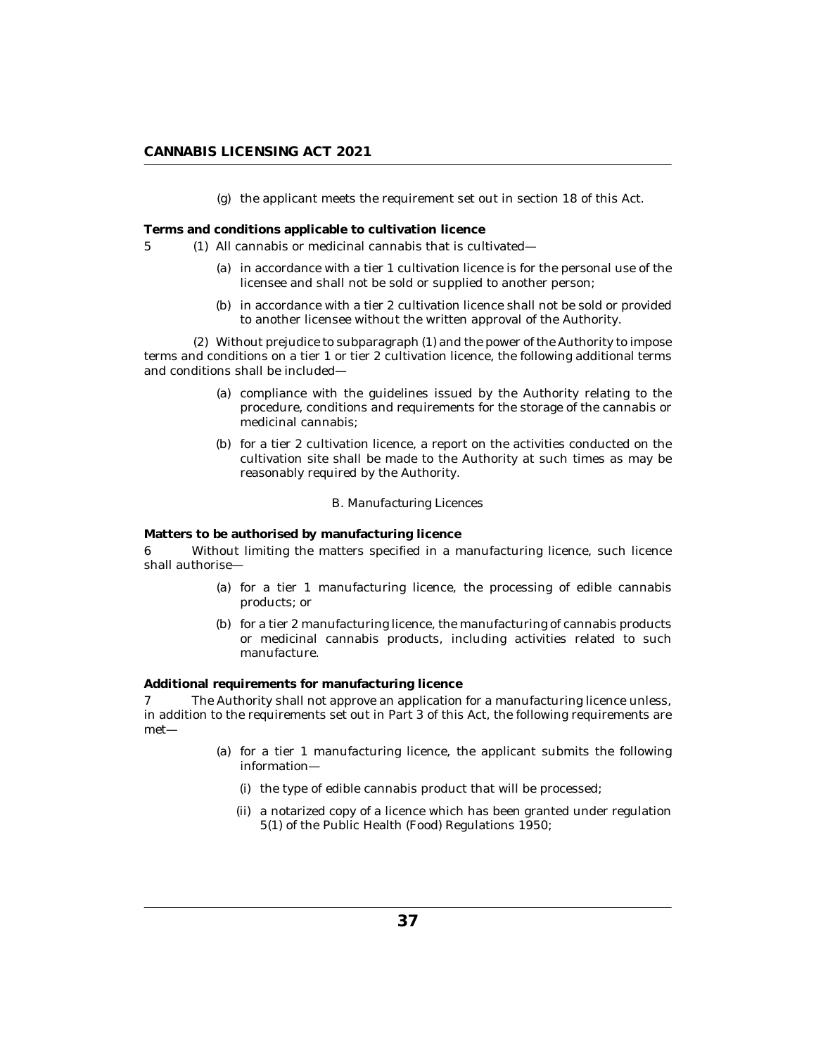(g) the applicant meets the requirement set out in section 18 of this Act.

**Terms and conditions applicable to cultivation licence**

5 (1) All cannabis or medicinal cannabis that is cultivated—

(a) in accordance with a tier 1 cultivation licence is for the personal use of the licensee and shall not be sold or supplied to another person;

(b) in accordance with a tier 2 cultivation licence shall not be sold or provided to another licensee without the written approval of the Authority.

(2) Without prejudice to subparagraph (1) and the power of the Authority to impose terms and conditions on a tier 1 or tier 2 cultivation licence, the following additional terms and conditions shall be included—

(a) compliance with the guidelines issued by the Authority relating to the procedure, conditions and requirements for the storage of the cannabis or medicinal cannabis;

(b) for a tier 2 cultivation licence, a report on the activities conducted on the cultivation site shall be made to the Authority at such times as may be reasonably required by the Authority.

*B. Manufacturing Licences*

**Matters to be authorised by manufacturing licence**

6 Without limiting the matters specified in a manufacturing licence, such licence shall authorise—

(a) for a tier 1 manufacturing licence, the processing of edible cannabis products; or

(b) for a tier 2 manufacturing licence, the manufacturing of cannabis products or medicinal cannabis products, including activities related to such manufacture.

**Additional requirements for manufacturing licence**

7 The Authority shall not approve an application for a manufacturing licence unless, in addition to the requirements set out in Part 3 of this Act, the following requirements are met—

(a) for a tier 1 manufacturing licence, the applicant submits the following information—

(i) the type of edible cannabis product that will be processed;

(ii) a notarized copy of a licence which has been granted under regulation 5(1) of the Public Health (Food) Regulations 1950;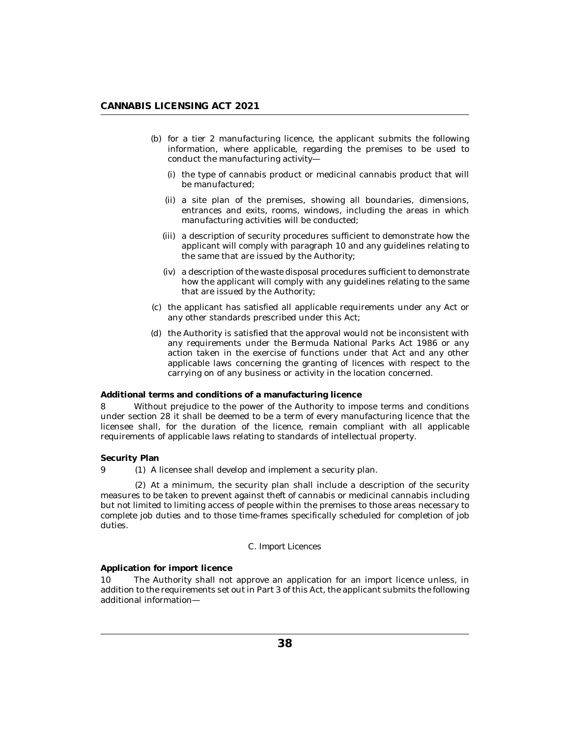(b) for a tier 2 manufacturing licence, the applicant submits the following information, where applicable, regarding the premises to be used to conduct the manufacturing activity—

   (i) the type of cannabis product or medicinal cannabis product that will be manufactured;

   (ii) a site plan of the premises, showing all boundaries, dimensions, entrances and exits, rooms, windows, including the areas in which manufacturing activities will be conducted;

   (iii) a description of security procedures sufficient to demonstrate how the applicant will comply with paragraph 10 and any guidelines relating to the same that are issued by the Authority;

   (iv) a description of the waste disposal procedures sufficient to demonstrate how the applicant will comply with any guidelines relating to the same that are issued by the Authority;

(c) the applicant has satisfied all applicable requirements under any Act or any other standards prescribed under this Act;

(d) the Authority is satisfied that the approval would not be inconsistent with any requirements under the Bermuda National Parks Act 1986 or any action taken in the exercise of functions under that Act and any other applicable laws concerning the granting of licences with respect to the carrying on of any business or activity in the location concerned.

**Additional terms and conditions of a manufacturing licence**

8 Without prejudice to the power of the Authority to impose terms and conditions under section 28 it shall be deemed to be a term of every manufacturing licence that the licensee shall, for the duration of the licence, remain compliant with all applicable requirements of applicable laws relating to standards of intellectual property.

**Security Plan**

9 (1) A licensee shall develop and implement a security plan.

(2) At a minimum, the security plan shall include a description of the security measures to be taken to prevent against theft of cannabis or medicinal cannabis including but not limited to limiting access of people within the premises to those areas necessary to complete job duties and to those time-frames specifically scheduled for completion of job duties.

C. Import Licences

**Application for import licence**

10 The Authority shall not approve an application for an import licence unless, in addition to the requirements set out in Part 3 of this Act, the applicant submits the following additional information—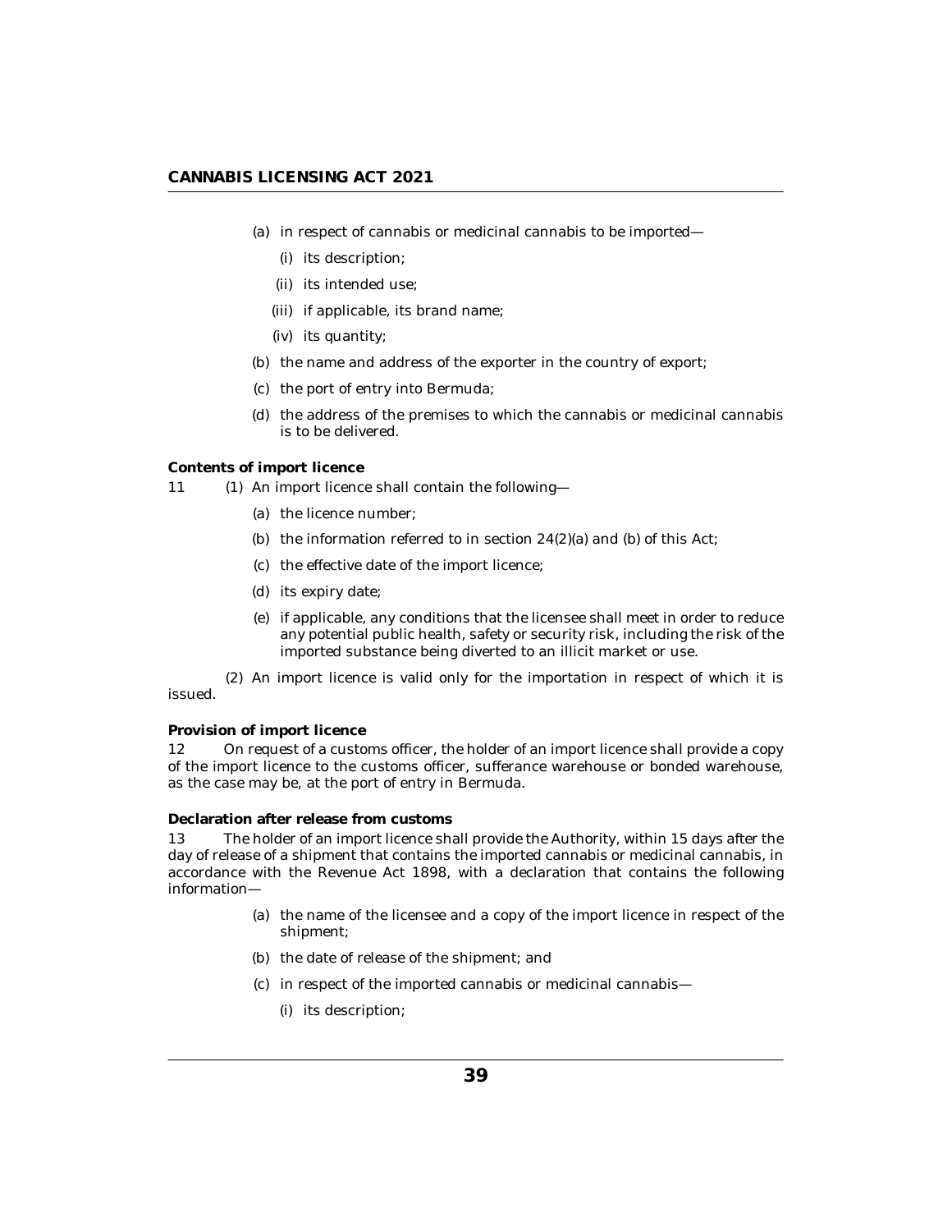(a) in respect of cannabis or medicinal cannabis to be imported—

  (i) its description;

  (ii) its intended use;

  (iii) if applicable, its brand name;

  (iv) its quantity;

(b) the name and address of the exporter in the country of export;

(c) the port of entry into Bermuda;

(d) the address of the premises to which the cannabis or medicinal cannabis is to be delivered.

**Contents of import licence**

11 (1) An import licence shall contain the following—

(a) the licence number;

(b) the information referred to in section 24(2)(a) and (b) of this Act;

(c) the effective date of the import licence;

(d) its expiry date;

(e) if applicable, any conditions that the licensee shall meet in order to reduce any potential public health, safety or security risk, including the risk of the imported substance being diverted to an illicit market or use.

(2) An import licence is valid only for the importation in respect of which it is issued.

**Provision of import licence**

12 On request of a customs officer, the holder of an import licence shall provide a copy of the import licence to the customs officer, sufferance warehouse or bonded warehouse, as the case may be, at the port of entry in Bermuda.

**Declaration after release from customs**

13 The holder of an import licence shall provide the Authority, within 15 days after the day of release of a shipment that contains the imported cannabis or medicinal cannabis, in accordance with the Revenue Act 1898, with a declaration that contains the following information—

(a) the name of the licensee and a copy of the import licence in respect of the shipment;

(b) the date of release of the shipment; and

(c) in respect of the imported cannabis or medicinal cannabis—

  (i) its description;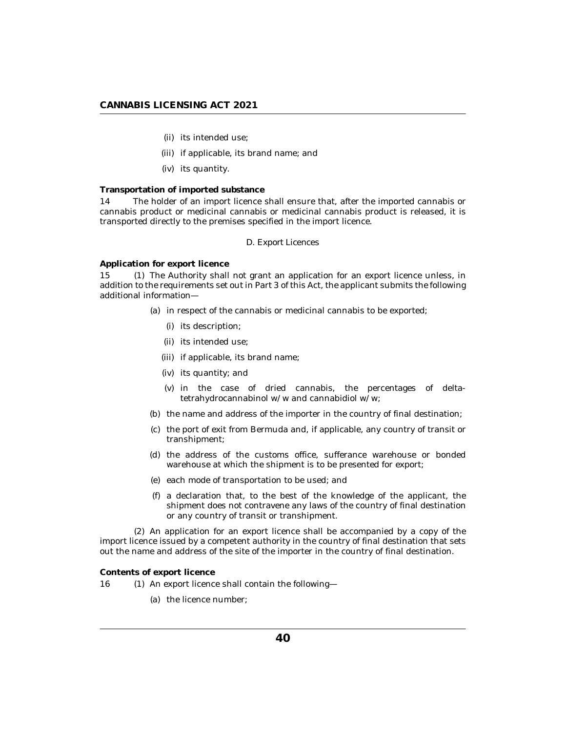(ii) its intended use;

(iii) if applicable, its brand name; and

(iv) its quantity.

**Transportation of imported substance**

14 The holder of an import licence shall ensure that, after the imported cannabis or cannabis product or medicinal cannabis or medicinal cannabis product is released, it is transported directly to the premises specified in the import licence.

D. Export Licences

**Application for export licence**

15 (1) The Authority shall not grant an application for an export licence unless, in addition to the requirements set out in Part 3 of this Act, the applicant submits the following additional information—

(a) in respect of the cannabis or medicinal cannabis to be exported;

(i) its description;

(ii) its intended use;

(iii) if applicable, its brand name;

(iv) its quantity; and

(v) in the case of dried cannabis, the percentages of delta-tetrahydrocannabinol w/w and cannabidiol w/w;

(b) the name and address of the importer in the country of final destination;

(c) the port of exit from Bermuda and, if applicable, any country of transit or transhipment;

(d) the address of the customs office, sufferance warehouse or bonded warehouse at which the shipment is to be presented for export;

(e) each mode of transportation to be used; and

(f) a declaration that, to the best of the knowledge of the applicant, the shipment does not contravene any laws of the country of final destination or any country of transit or transhipment.

(2) An application for an export licence shall be accompanied by a copy of the import licence issued by a competent authority in the country of final destination that sets out the name and address of the site of the importer in the country of final destination.

**Contents of export licence**

16 (1) An export licence shall contain the following—

(a) the licence number;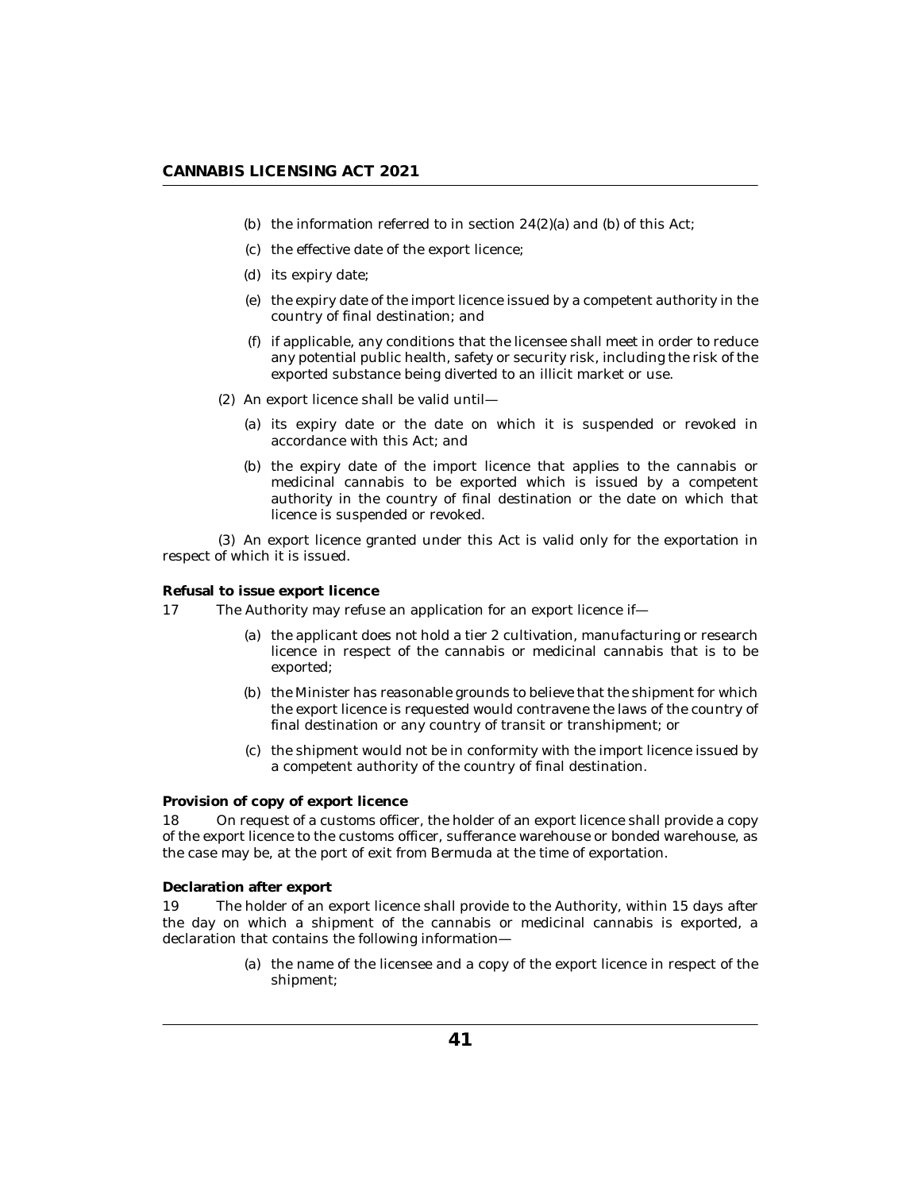(b) the information referred to in section 24(2)(a) and (b) of this Act;

(c) the effective date of the export licence;

(d) its expiry date;

(e) the expiry date of the import licence issued by a competent authority in the country of final destination; and

(f) if applicable, any conditions that the licensee shall meet in order to reduce any potential public health, safety or security risk, including the risk of the exported substance being diverted to an illicit market or use.

(2) An export licence shall be valid until—

(a) its expiry date or the date on which it is suspended or revoked in accordance with this Act; and

(b) the expiry date of the import licence that applies to the cannabis or medicinal cannabis to be exported which is issued by a competent authority in the country of final destination or the date on which that licence is suspended or revoked.

(3) An export licence granted under this Act is valid only for the exportation in respect of which it is issued.

**Refusal to issue export licence**

17 The Authority may refuse an application for an export licence if—

(a) the applicant does not hold a tier 2 cultivation, manufacturing or research licence in respect of the cannabis or medicinal cannabis that is to be exported;

(b) the Minister has reasonable grounds to believe that the shipment for which the export licence is requested would contravene the laws of the country of final destination or any country of transit or transhipment; or

(c) the shipment would not be in conformity with the import licence issued by a competent authority of the country of final destination.

**Provision of copy of export licence**

18 On request of a customs officer, the holder of an export licence shall provide a copy of the export licence to the customs officer, sufferance warehouse or bonded warehouse, as the case may be, at the port of exit from Bermuda at the time of exportation.

**Declaration after export**

19 The holder of an export licence shall provide to the Authority, within 15 days after the day on which a shipment of the cannabis or medicinal cannabis is exported, a declaration that contains the following information—

(a) the name of the licensee and a copy of the export licence in respect of the shipment;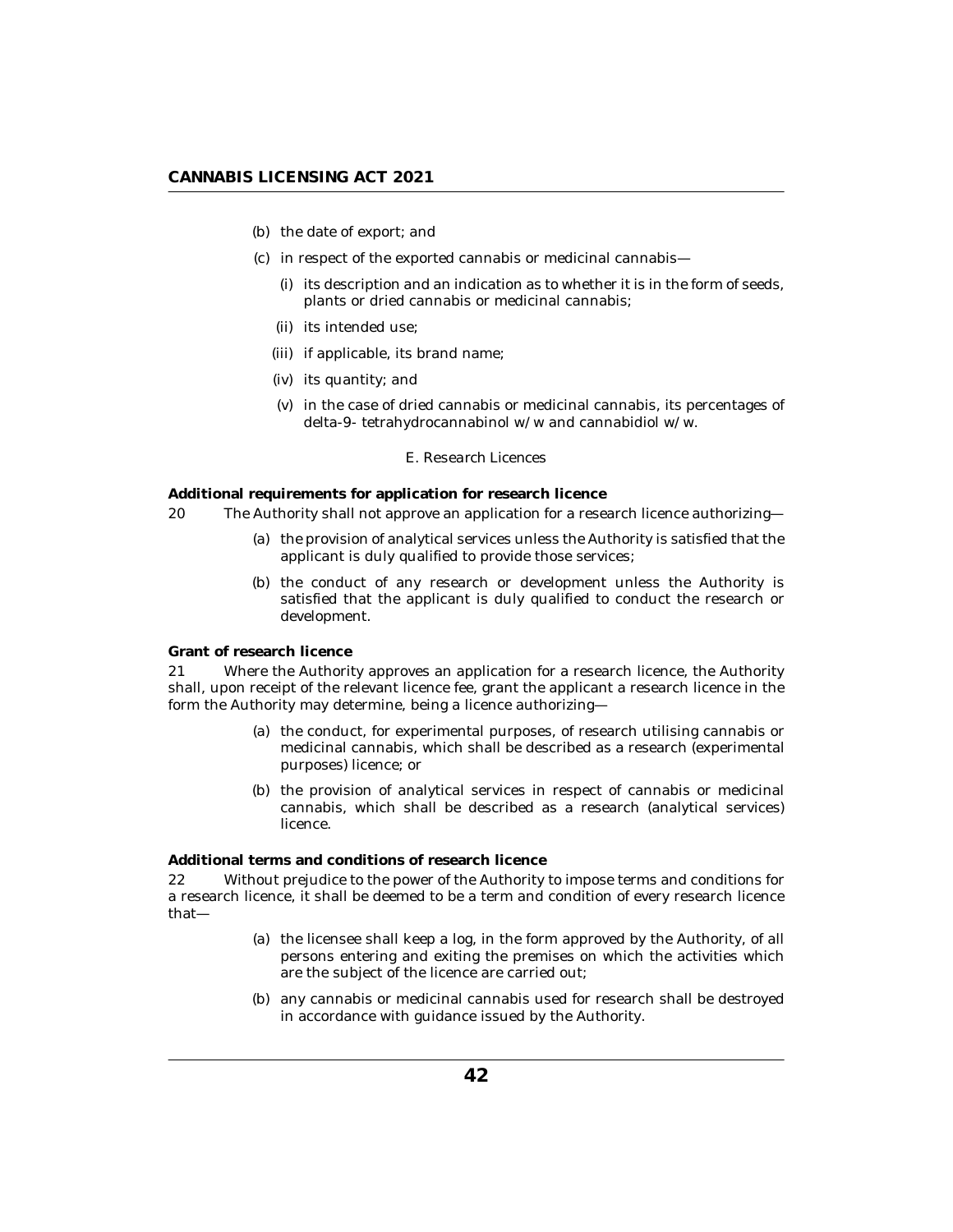(b) the date of export; and

(c) in respect of the exported cannabis or medicinal cannabis—

(i) its description and an indication as to whether it is in the form of seeds, plants or dried cannabis or medicinal cannabis;

(ii) its intended use;

(iii) if applicable, its brand name;

(iv) its quantity; and

(v) in the case of dried cannabis or medicinal cannabis, its percentages of delta-9- tetrahydrocannabinol w/w and cannabidiol w/w.

E. Research Licences

**Additional requirements for application for research licence**

20 The Authority shall not approve an application for a research licence authorizing—

(a) the provision of analytical services unless the Authority is satisfied that the applicant is duly qualified to provide those services;

(b) the conduct of any research or development unless the Authority is satisfied that the applicant is duly qualified to conduct the research or development.

**Grant of research licence**

21 Where the Authority approves an application for a research licence, the Authority shall, upon receipt of the relevant licence fee, grant the applicant a research licence in the form the Authority may determine, being a licence authorizing—

(a) the conduct, for experimental purposes, of research utilising cannabis or medicinal cannabis, which shall be described as a research (experimental purposes) licence; or

(b) the provision of analytical services in respect of cannabis or medicinal cannabis, which shall be described as a research (analytical services) licence.

**Additional terms and conditions of research licence**

22 Without prejudice to the power of the Authority to impose terms and conditions for a research licence, it shall be deemed to be a term and condition of every research licence that—

(a) the licensee shall keep a log, in the form approved by the Authority, of all persons entering and exiting the premises on which the activities which are the subject of the licence are carried out;

(b) any cannabis or medicinal cannabis used for research shall be destroyed in accordance with guidance issued by the Authority.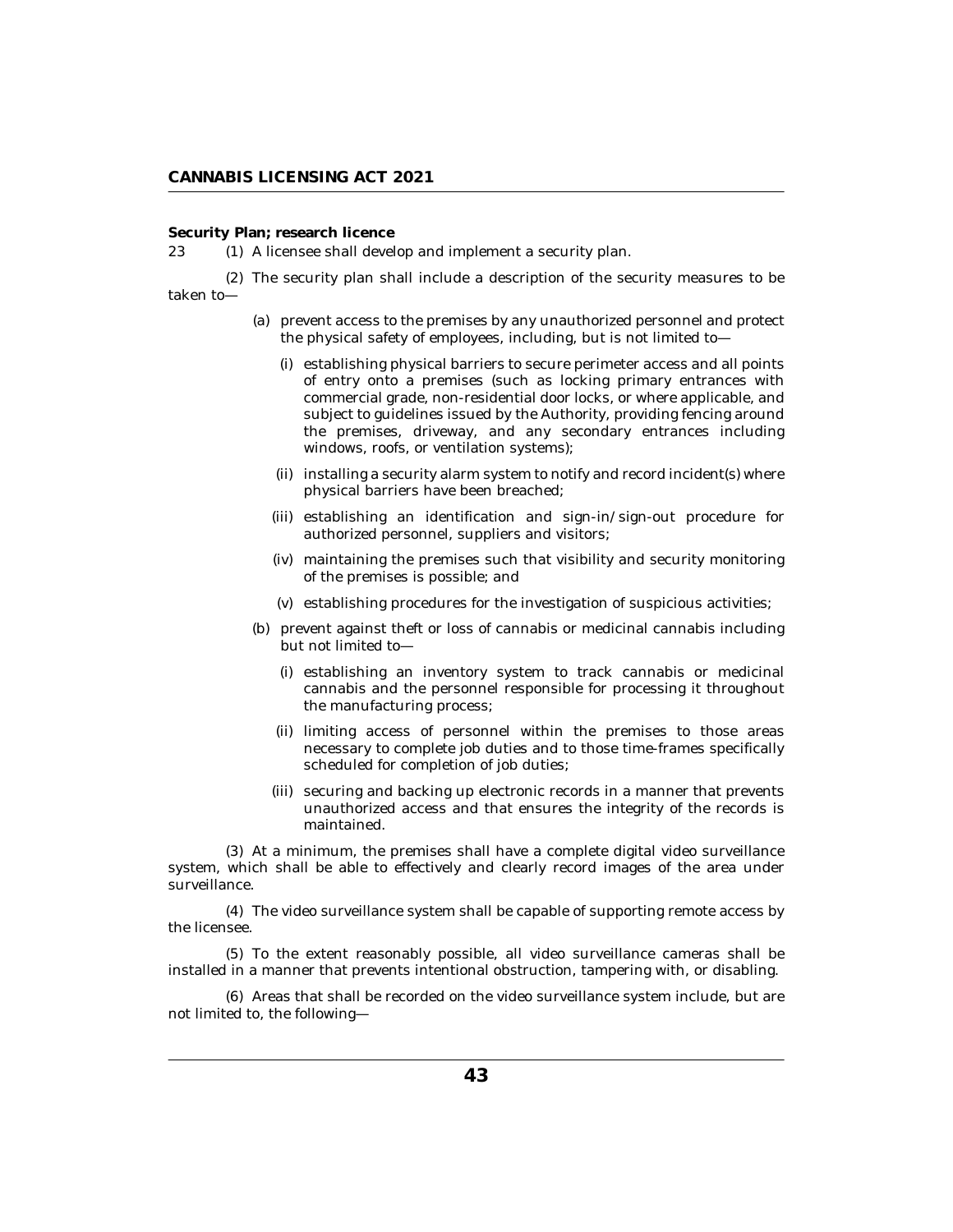**Security Plan; research licence**

23 (1) A licensee shall develop and implement a security plan.

(2) The security plan shall include a description of the security measures to be taken to—

(a) prevent access to the premises by any unauthorized personnel and protect the physical safety of employees, including, but is not limited to—

(i) establishing physical barriers to secure perimeter access and all points of entry onto a premises (such as locking primary entrances with commercial grade, non-residential door locks, or where applicable, and subject to guidelines issued by the Authority, providing fencing around the premises, driveway, and any secondary entrances including windows, roofs, or ventilation systems);

(ii) installing a security alarm system to notify and record incident(s) where physical barriers have been breached;

(iii) establishing an identification and sign-in/sign-out procedure for authorized personnel, suppliers and visitors;

(iv) maintaining the premises such that visibility and security monitoring of the premises is possible; and

(v) establishing procedures for the investigation of suspicious activities;

(b) prevent against theft or loss of cannabis or medicinal cannabis including but not limited to—

(i) establishing an inventory system to track cannabis or medicinal cannabis and the personnel responsible for processing it throughout the manufacturing process;

(ii) limiting access of personnel within the premises to those areas necessary to complete job duties and to those time-frames specifically scheduled for completion of job duties;

(iii) securing and backing up electronic records in a manner that prevents unauthorized access and that ensures the integrity of the records is maintained.

(3) At a minimum, the premises shall have a complete digital video surveillance system, which shall be able to effectively and clearly record images of the area under surveillance.

(4) The video surveillance system shall be capable of supporting remote access by the licensee.

(5) To the extent reasonably possible, all video surveillance cameras shall be installed in a manner that prevents intentional obstruction, tampering with, or disabling.

(6) Areas that shall be recorded on the video surveillance system include, but are not limited to, the following—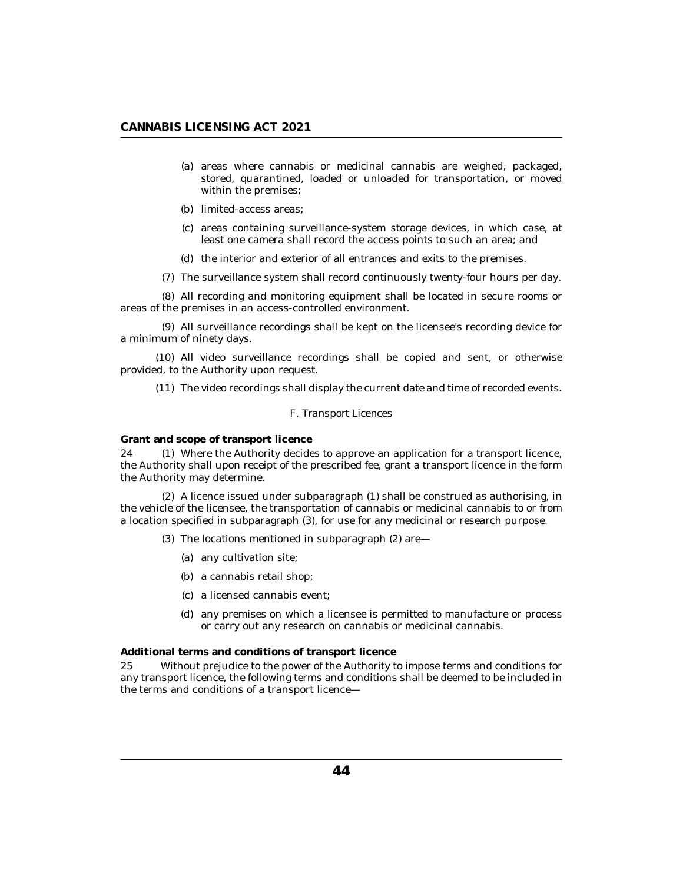(a) areas where cannabis or medicinal cannabis are weighed, packaged, stored, quarantined, loaded or unloaded for transportation, or moved within the premises;

(b) limited-access areas;

(c) areas containing surveillance-system storage devices, in which case, at least one camera shall record the access points to such an area; and

(d) the interior and exterior of all entrances and exits to the premises.

(7) The surveillance system shall record continuously twenty-four hours per day.

(8) All recording and monitoring equipment shall be located in secure rooms or areas of the premises in an access-controlled environment.

(9) All surveillance recordings shall be kept on the licensee's recording device for a minimum of ninety days.

(10) All video surveillance recordings shall be copied and sent, or otherwise provided, to the Authority upon request.

(11) The video recordings shall display the current date and time of recorded events.

F. Transport Licences

**Grant and scope of transport licence**

24 (1) Where the Authority decides to approve an application for a transport licence, the Authority shall upon receipt of the prescribed fee, grant a transport licence in the form the Authority may determine.

(2) A licence issued under subparagraph (1) shall be construed as authorising, in the vehicle of the licensee, the transportation of cannabis or medicinal cannabis to or from a location specified in subparagraph (3), for use for any medicinal or research purpose.

(3) The locations mentioned in subparagraph (2) are—

(a) any cultivation site;

(b) a cannabis retail shop;

(c) a licensed cannabis event;

(d) any premises on which a licensee is permitted to manufacture or process or carry out any research on cannabis or medicinal cannabis.

**Additional terms and conditions of transport licence**

25 Without prejudice to the power of the Authority to impose terms and conditions for any transport licence, the following terms and conditions shall be deemed to be included in the terms and conditions of a transport licence—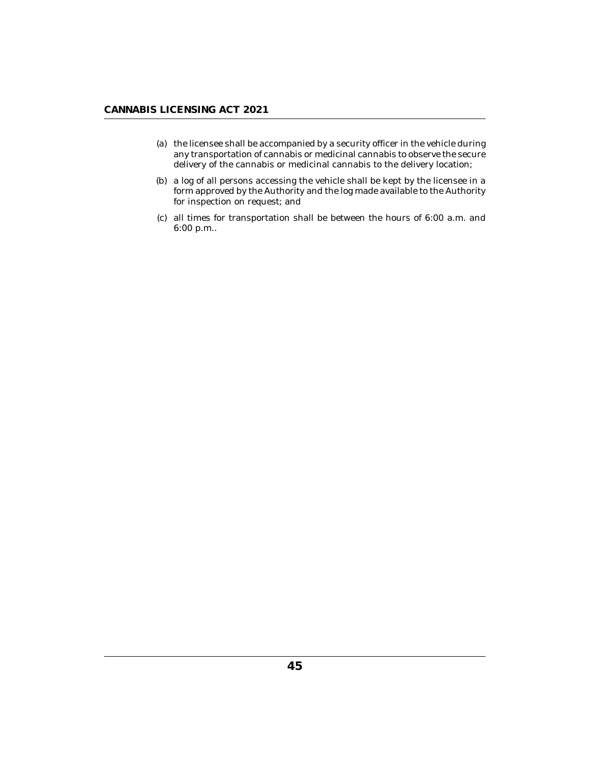(a) the licensee shall be accompanied by a security officer in the vehicle during any transportation of cannabis or medicinal cannabis to observe the secure delivery of the cannabis or medicinal cannabis to the delivery location;

(b) a log of all persons accessing the vehicle shall be kept by the licensee in a form approved by the Authority and the log made available to the Authority for inspection on request; and

(c) all times for transportation shall be between the hours of 6:00 a.m. and 6:00 p.m..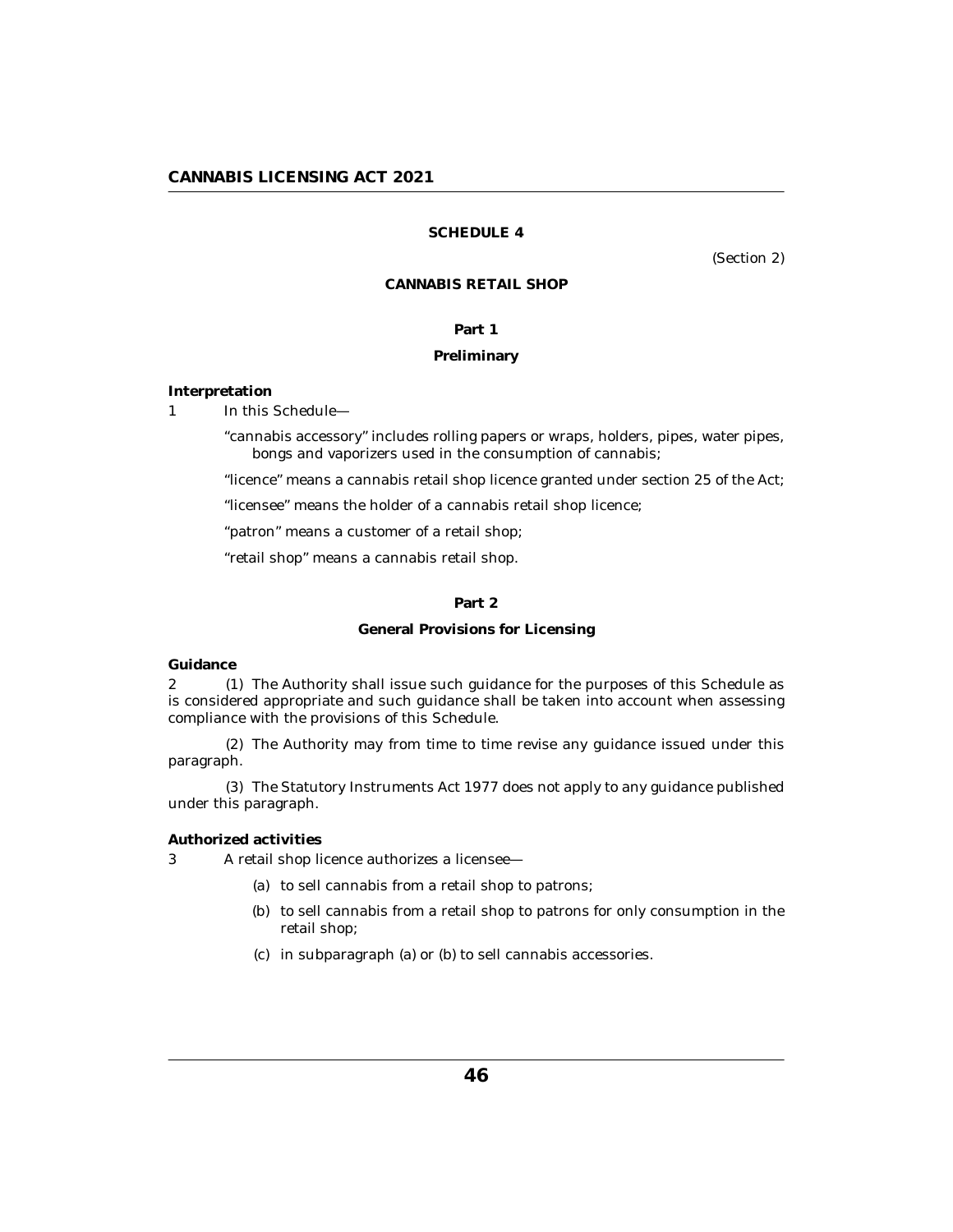## SCHEDULE 4

(Section 2)

## CANNABIS RETAIL SHOP

### Part 1

### Preliminary

**Interpretation**

1 In this Schedule—

"cannabis accessory" includes rolling papers or wraps, holders, pipes, water pipes, bongs and vaporizers used in the consumption of cannabis;

"licence" means a cannabis retail shop licence granted under section 25 of the Act;

"licensee" means the holder of a cannabis retail shop licence;

"patron" means a customer of a retail shop;

"retail shop" means a cannabis retail shop.

### Part 2

### General Provisions for Licensing

**Guidance**

2 (1) The Authority shall issue such guidance for the purposes of this Schedule as is considered appropriate and such guidance shall be taken into account when assessing compliance with the provisions of this Schedule.

(2) The Authority may from time to time revise any guidance issued under this paragraph.

(3) The Statutory Instruments Act 1977 does not apply to any guidance published under this paragraph.

**Authorized activities**

3 A retail shop licence authorizes a licensee—

(a) to sell cannabis from a retail shop to patrons;

(b) to sell cannabis from a retail shop to patrons for only consumption in the retail shop;

(c) in subparagraph (a) or (b) to sell cannabis accessories.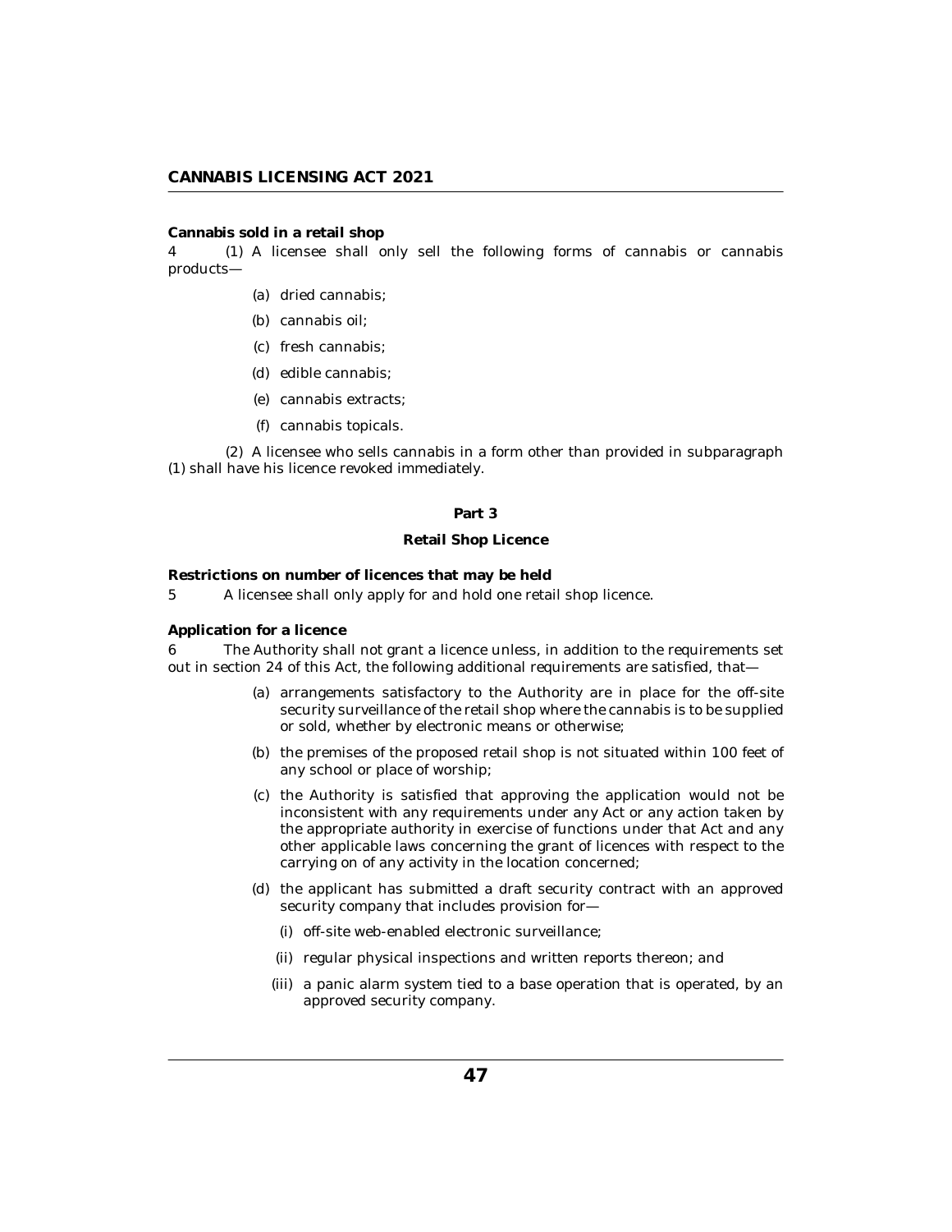**Cannabis sold in a retail shop**

4 (1) A licensee shall only sell the following forms of cannabis or cannabis products—

(a) dried cannabis;

(b) cannabis oil;

(c) fresh cannabis;

(d) edible cannabis;

(e) cannabis extracts;

(f) cannabis topicals.

(2) A licensee who sells cannabis in a form other than provided in subparagraph (1) shall have his licence revoked immediately.

## Part 3

## Retail Shop Licence

**Restrictions on number of licences that may be held**

5 A licensee shall only apply for and hold one retail shop licence.

**Application for a licence**

6 The Authority shall not grant a licence unless, in addition to the requirements set out in section 24 of this Act, the following additional requirements are satisfied, that—

(a) arrangements satisfactory to the Authority are in place for the off-site security surveillance of the retail shop where the cannabis is to be supplied or sold, whether by electronic means or otherwise;

(b) the premises of the proposed retail shop is not situated within 100 feet of any school or place of worship;

(c) the Authority is satisfied that approving the application would not be inconsistent with any requirements under any Act or any action taken by the appropriate authority in exercise of functions under that Act and any other applicable laws concerning the grant of licences with respect to the carrying on of any activity in the location concerned;

(d) the applicant has submitted a draft security contract with an approved security company that includes provision for—

(i) off-site web-enabled electronic surveillance;

(ii) regular physical inspections and written reports thereon; and

(iii) a panic alarm system tied to a base operation that is operated, by an approved security company.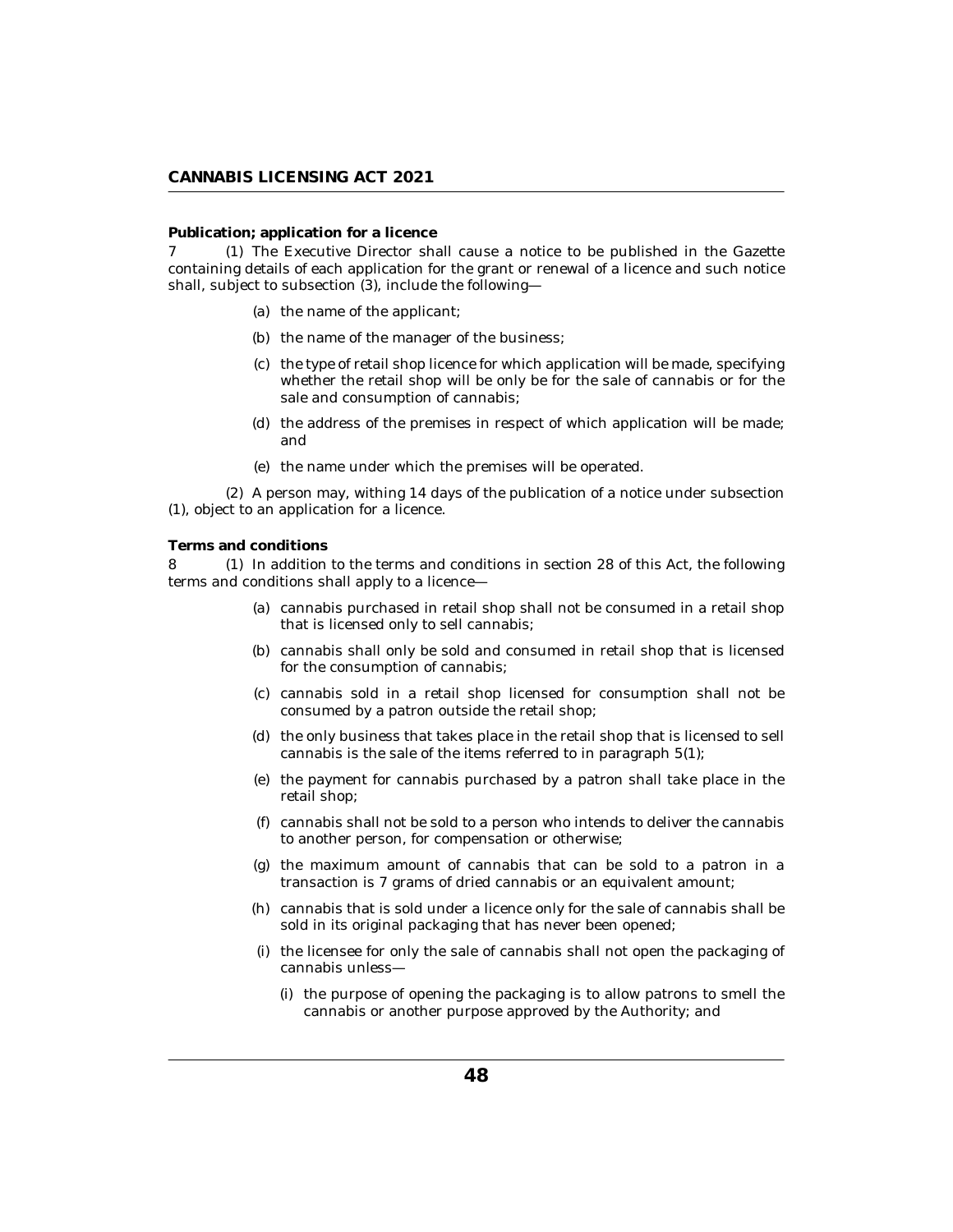**Publication; application for a licence**

7 (1) The Executive Director shall cause a notice to be published in the Gazette containing details of each application for the grant or renewal of a licence and such notice shall, subject to subsection (3), include the following—

(a) the name of the applicant;

(b) the name of the manager of the business;

(c) the type of retail shop licence for which application will be made, specifying whether the retail shop will be only be for the sale of cannabis or for the sale and consumption of cannabis;

(d) the address of the premises in respect of which application will be made; and

(e) the name under which the premises will be operated.

(2) A person may, withing 14 days of the publication of a notice under subsection (1), object to an application for a licence.

**Terms and conditions**

8 (1) In addition to the terms and conditions in section 28 of this Act, the following terms and conditions shall apply to a licence—

(a) cannabis purchased in retail shop shall not be consumed in a retail shop that is licensed only to sell cannabis;

(b) cannabis shall only be sold and consumed in retail shop that is licensed for the consumption of cannabis;

(c) cannabis sold in a retail shop licensed for consumption shall not be consumed by a patron outside the retail shop;

(d) the only business that takes place in the retail shop that is licensed to sell cannabis is the sale of the items referred to in paragraph 5(1);

(e) the payment for cannabis purchased by a patron shall take place in the retail shop;

(f) cannabis shall not be sold to a person who intends to deliver the cannabis to another person, for compensation or otherwise;

(g) the maximum amount of cannabis that can be sold to a patron in a transaction is 7 grams of dried cannabis or an equivalent amount;

(h) cannabis that is sold under a licence only for the sale of cannabis shall be sold in its original packaging that has never been opened;

(i) the licensee for only the sale of cannabis shall not open the packaging of cannabis unless—

(i) the purpose of opening the packaging is to allow patrons to smell the cannabis or another purpose approved by the Authority; and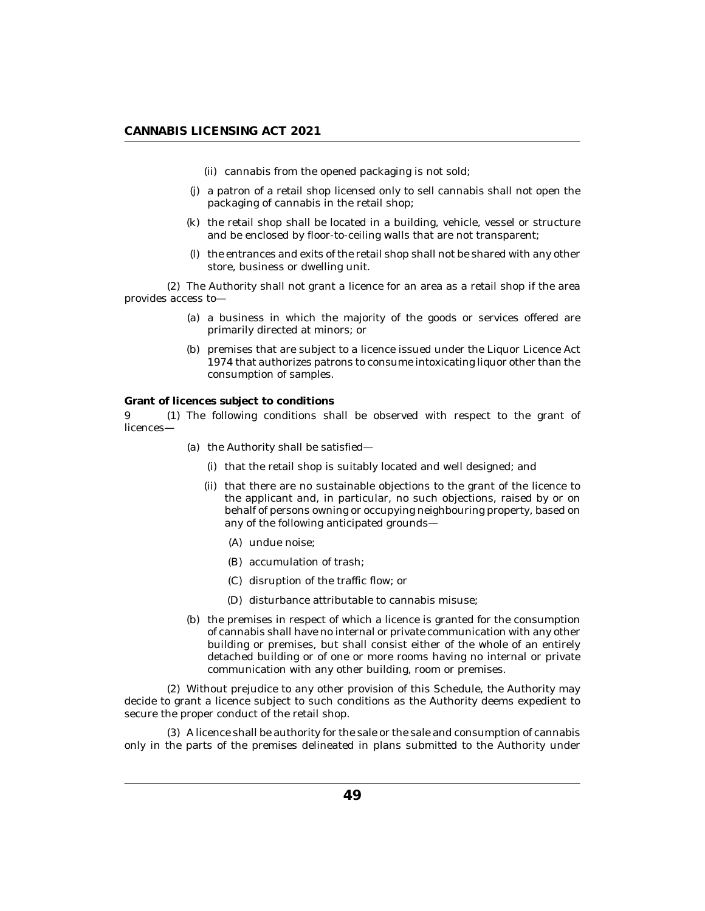(ii) cannabis from the opened packaging is not sold;

(j) a patron of a retail shop licensed only to sell cannabis shall not open the packaging of cannabis in the retail shop;

(k) the retail shop shall be located in a building, vehicle, vessel or structure and be enclosed by floor-to-ceiling walls that are not transparent;

(l) the entrances and exits of the retail shop shall not be shared with any other store, business or dwelling unit.

(2) The Authority shall not grant a licence for an area as a retail shop if the area provides access to—

(a) a business in which the majority of the goods or services offered are primarily directed at minors; or

(b) premises that are subject to a licence issued under the Liquor Licence Act 1974 that authorizes patrons to consume intoxicating liquor other than the consumption of samples.

**Grant of licences subject to conditions**

9 (1) The following conditions shall be observed with respect to the grant of licences—

(a) the Authority shall be satisfied—

(i) that the retail shop is suitably located and well designed; and

(ii) that there are no sustainable objections to the grant of the licence to the applicant and, in particular, no such objections, raised by or on behalf of persons owning or occupying neighbouring property, based on any of the following anticipated grounds—

(A) undue noise;

(B) accumulation of trash;

(C) disruption of the traffic flow; or

(D) disturbance attributable to cannabis misuse;

(b) the premises in respect of which a licence is granted for the consumption of cannabis shall have no internal or private communication with any other building or premises, but shall consist either of the whole of an entirely detached building or of one or more rooms having no internal or private communication with any other building, room or premises.

(2) Without prejudice to any other provision of this Schedule, the Authority may decide to grant a licence subject to such conditions as the Authority deems expedient to secure the proper conduct of the retail shop.

(3) A licence shall be authority for the sale or the sale and consumption of cannabis only in the parts of the premises delineated in plans submitted to the Authority under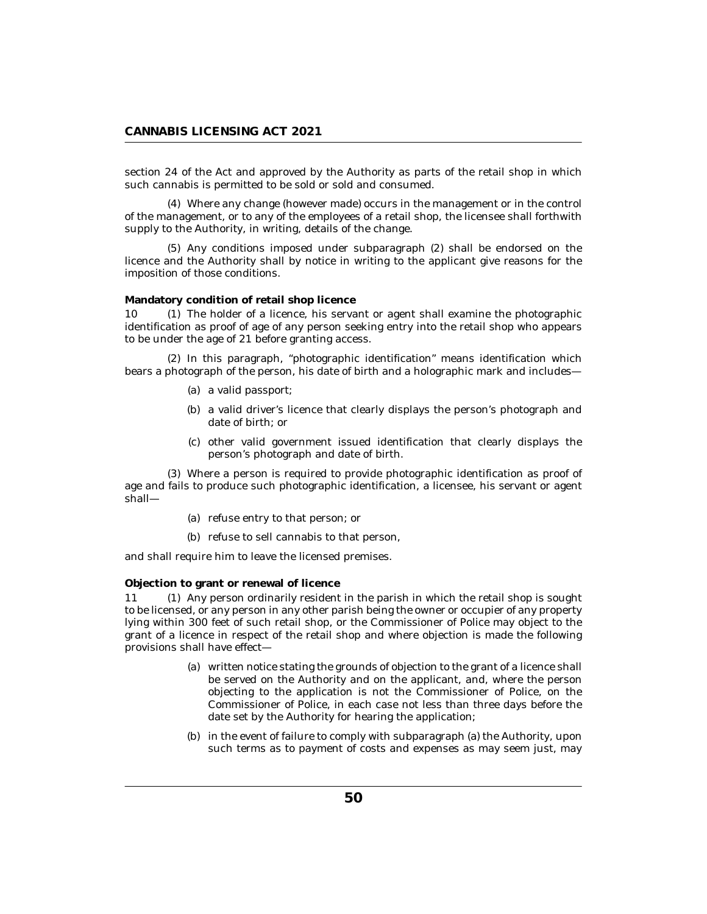section 24 of the Act and approved by the Authority as parts of the retail shop in which such cannabis is permitted to be sold or sold and consumed.

(4) Where any change (however made) occurs in the management or in the control of the management, or to any of the employees of a retail shop, the licensee shall forthwith supply to the Authority, in writing, details of the change.

(5) Any conditions imposed under subparagraph (2) shall be endorsed on the licence and the Authority shall by notice in writing to the applicant give reasons for the imposition of those conditions.

**Mandatory condition of retail shop licence**

10 (1) The holder of a licence, his servant or agent shall examine the photographic identification as proof of age of any person seeking entry into the retail shop who appears to be under the age of 21 before granting access.

(2) In this paragraph, "photographic identification" means identification which bears a photograph of the person, his date of birth and a holographic mark and includes—

- (a) a valid passport;
- (b) a valid driver's licence that clearly displays the person's photograph and date of birth; or
- (c) other valid government issued identification that clearly displays the person's photograph and date of birth.

(3) Where a person is required to provide photographic identification as proof of age and fails to produce such photographic identification, a licensee, his servant or agent shall—

- (a) refuse entry to that person; or
- (b) refuse to sell cannabis to that person,

and shall require him to leave the licensed premises.

**Objection to grant or renewal of licence**

11 (1) Any person ordinarily resident in the parish in which the retail shop is sought to be licensed, or any person in any other parish being the owner or occupier of any property lying within 300 feet of such retail shop, or the Commissioner of Police may object to the grant of a licence in respect of the retail shop and where objection is made the following provisions shall have effect—

- (a) written notice stating the grounds of objection to the grant of a licence shall be served on the Authority and on the applicant, and, where the person objecting to the application is not the Commissioner of Police, on the Commissioner of Police, in each case not less than three days before the date set by the Authority for hearing the application;
- (b) in the event of failure to comply with subparagraph (a) the Authority, upon such terms as to payment of costs and expenses as may seem just, may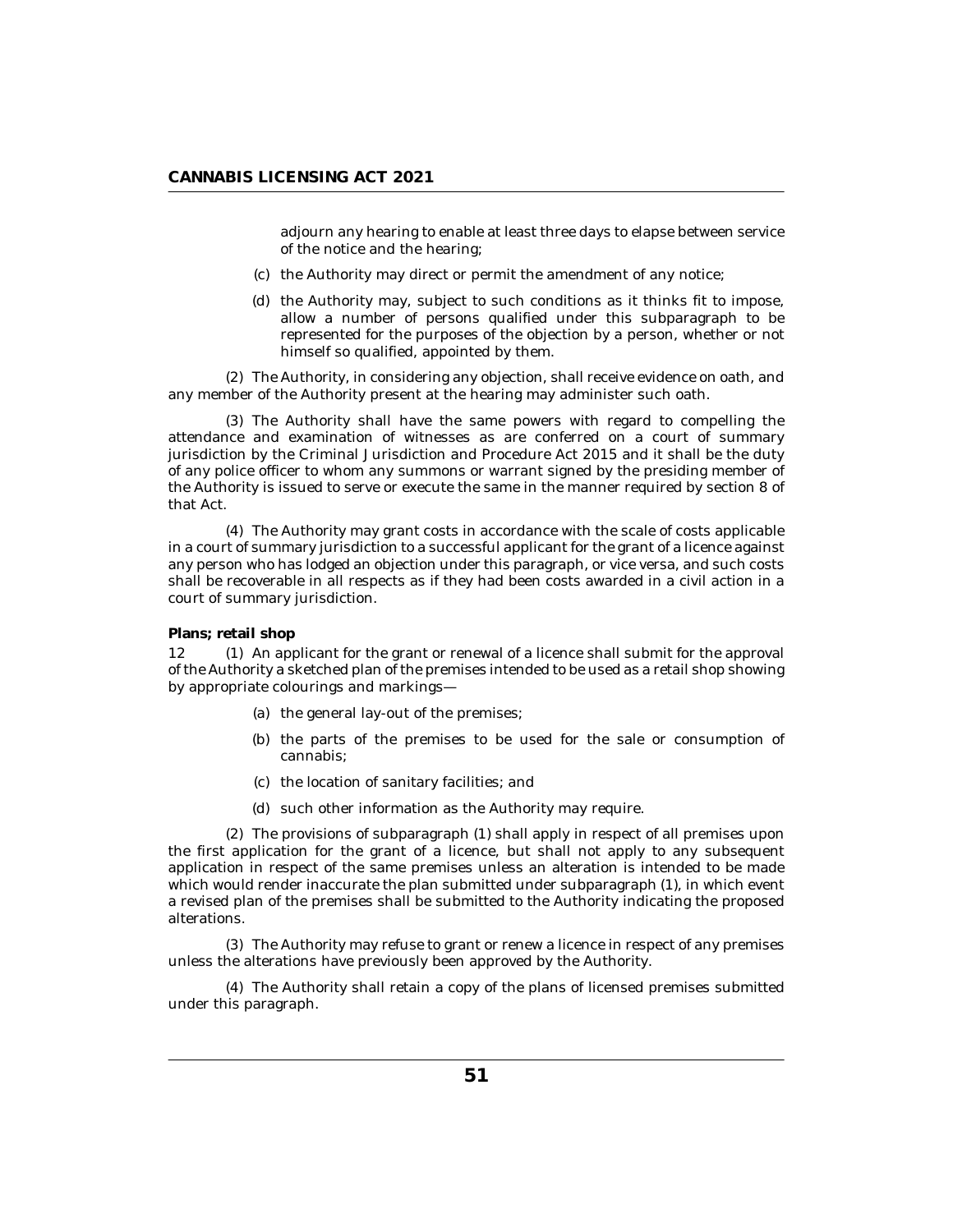adjourn any hearing to enable at least three days to elapse between service of the notice and the hearing;

(c) the Authority may direct or permit the amendment of any notice;

(d) the Authority may, subject to such conditions as it thinks fit to impose, allow a number of persons qualified under this subparagraph to be represented for the purposes of the objection by a person, whether or not himself so qualified, appointed by them.

(2) The Authority, in considering any objection, shall receive evidence on oath, and any member of the Authority present at the hearing may administer such oath.

(3) The Authority shall have the same powers with regard to compelling the attendance and examination of witnesses as are conferred on a court of summary jurisdiction by the Criminal Jurisdiction and Procedure Act 2015 and it shall be the duty of any police officer to whom any summons or warrant signed by the presiding member of the Authority is issued to serve or execute the same in the manner required by section 8 of that Act.

(4) The Authority may grant costs in accordance with the scale of costs applicable in a court of summary jurisdiction to a successful applicant for the grant of a licence against any person who has lodged an objection under this paragraph, or vice versa, and such costs shall be recoverable in all respects as if they had been costs awarded in a civil action in a court of summary jurisdiction.

**Plans; retail shop**

12 (1) An applicant for the grant or renewal of a licence shall submit for the approval of the Authority a sketched plan of the premises intended to be used as a retail shop showing by appropriate colourings and markings—

(a) the general lay-out of the premises;

(b) the parts of the premises to be used for the sale or consumption of cannabis;

(c) the location of sanitary facilities; and

(d) such other information as the Authority may require.

(2) The provisions of subparagraph (1) shall apply in respect of all premises upon the first application for the grant of a licence, but shall not apply to any subsequent application in respect of the same premises unless an alteration is intended to be made which would render inaccurate the plan submitted under subparagraph (1), in which event a revised plan of the premises shall be submitted to the Authority indicating the proposed alterations.

(3) The Authority may refuse to grant or renew a licence in respect of any premises unless the alterations have previously been approved by the Authority.

(4) The Authority shall retain a copy of the plans of licensed premises submitted under this paragraph.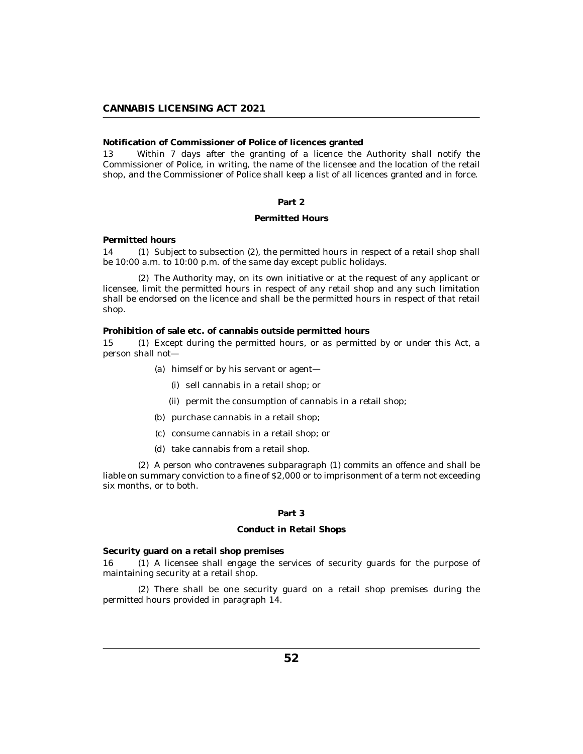**Notification of Commissioner of Police of licences granted**

13 Within 7 days after the granting of a licence the Authority shall notify the Commissioner of Police, in writing, the name of the licensee and the location of the retail shop, and the Commissioner of Police shall keep a list of all licences granted and in force.

## Part 2

### Permitted Hours

**Permitted hours**

14 (1) Subject to subsection (2), the permitted hours in respect of a retail shop shall be 10:00 a.m. to 10:00 p.m. of the same day except public holidays.

(2) The Authority may, on its own initiative or at the request of any applicant or licensee, limit the permitted hours in respect of any retail shop and any such limitation shall be endorsed on the licence and shall be the permitted hours in respect of that retail shop.

**Prohibition of sale etc. of cannabis outside permitted hours**

15 (1) Except during the permitted hours, or as permitted by or under this Act, a person shall not—

- (a) himself or by his servant or agent—
  - (i) sell cannabis in a retail shop; or
  - (ii) permit the consumption of cannabis in a retail shop;
- (b) purchase cannabis in a retail shop;
- (c) consume cannabis in a retail shop; or
- (d) take cannabis from a retail shop.

(2) A person who contravenes subparagraph (1) commits an offence and shall be liable on summary conviction to a fine of $2,000 or to imprisonment of a term not exceeding six months, or to both.

## Part 3

### Conduct in Retail Shops

**Security guard on a retail shop premises**

16 (1) A licensee shall engage the services of security guards for the purpose of maintaining security at a retail shop.

(2) There shall be one security guard on a retail shop premises during the permitted hours provided in paragraph 14.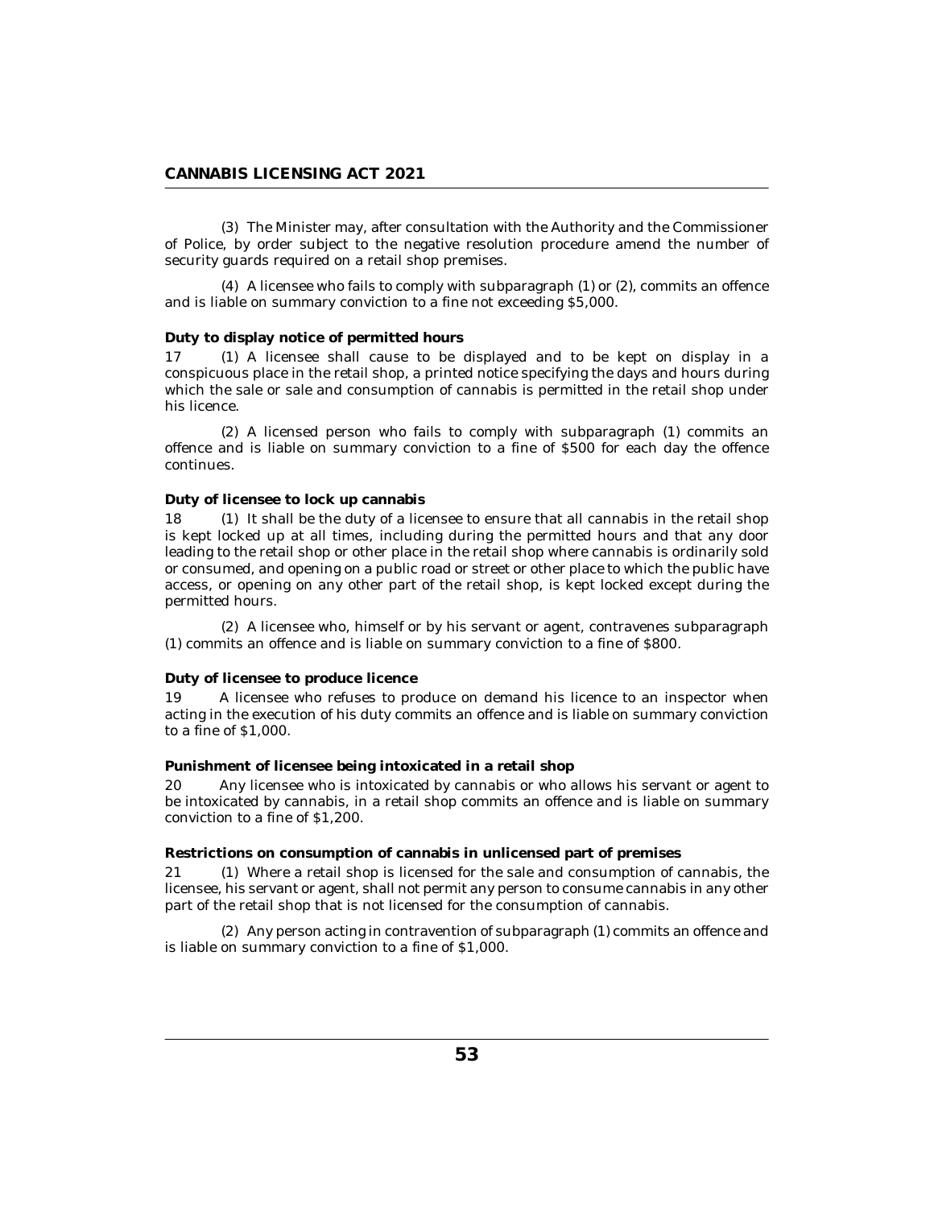(3) The Minister may, after consultation with the Authority and the Commissioner of Police, by order subject to the negative resolution procedure amend the number of security guards required on a retail shop premises.

(4) A licensee who fails to comply with subparagraph (1) or (2), commits an offence and is liable on summary conviction to a fine not exceeding $5,000.

**Duty to display notice of permitted hours**

17 (1) A licensee shall cause to be displayed and to be kept on display in a conspicuous place in the retail shop, a printed notice specifying the days and hours during which the sale or sale and consumption of cannabis is permitted in the retail shop under his licence.

(2) A licensed person who fails to comply with subparagraph (1) commits an offence and is liable on summary conviction to a fine of $500 for each day the offence continues.

**Duty of licensee to lock up cannabis**

18 (1) It shall be the duty of a licensee to ensure that all cannabis in the retail shop is kept locked up at all times, including during the permitted hours and that any door leading to the retail shop or other place in the retail shop where cannabis is ordinarily sold or consumed, and opening on a public road or street or other place to which the public have access, or opening on any other part of the retail shop, is kept locked except during the permitted hours.

(2) A licensee who, himself or by his servant or agent, contravenes subparagraph (1) commits an offence and is liable on summary conviction to a fine of $800.

**Duty of licensee to produce licence**

19 A licensee who refuses to produce on demand his licence to an inspector when acting in the execution of his duty commits an offence and is liable on summary conviction to a fine of $1,000.

**Punishment of licensee being intoxicated in a retail shop**

20 Any licensee who is intoxicated by cannabis or who allows his servant or agent to be intoxicated by cannabis, in a retail shop commits an offence and is liable on summary conviction to a fine of $1,200.

**Restrictions on consumption of cannabis in unlicensed part of premises**

21 (1) Where a retail shop is licensed for the sale and consumption of cannabis, the licensee, his servant or agent, shall not permit any person to consume cannabis in any other part of the retail shop that is not licensed for the consumption of cannabis.

(2) Any person acting in contravention of subparagraph (1) commits an offence and is liable on summary conviction to a fine of $1,000.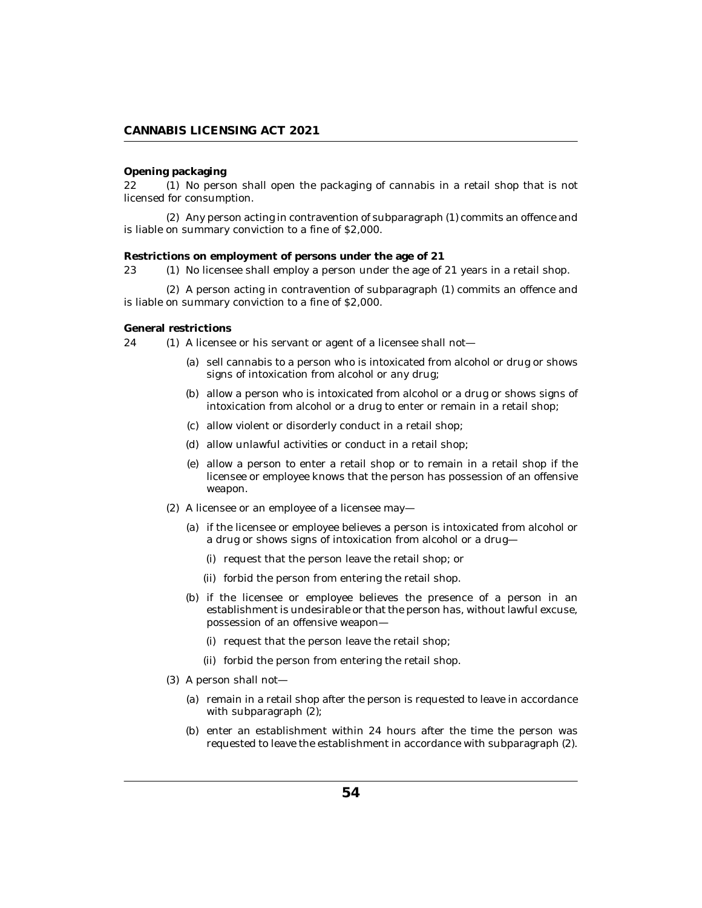**Opening packaging**

22 (1) No person shall open the packaging of cannabis in a retail shop that is not licensed for consumption.

(2) Any person acting in contravention of subparagraph (1) commits an offence and is liable on summary conviction to a fine of $2,000.

**Restrictions on employment of persons under the age of 21**

23 (1) No licensee shall employ a person under the age of 21 years in a retail shop.

(2) A person acting in contravention of subparagraph (1) commits an offence and is liable on summary conviction to a fine of $2,000.

**General restrictions**

24 (1) A licensee or his servant or agent of a licensee shall not—

- (a) sell cannabis to a person who is intoxicated from alcohol or drug or shows signs of intoxication from alcohol or any drug;
- (b) allow a person who is intoxicated from alcohol or a drug or shows signs of intoxication from alcohol or a drug to enter or remain in a retail shop;
- (c) allow violent or disorderly conduct in a retail shop;
- (d) allow unlawful activities or conduct in a retail shop;
- (e) allow a person to enter a retail shop or to remain in a retail shop if the licensee or employee knows that the person has possession of an offensive weapon.

(2) A licensee or an employee of a licensee may—

- (a) if the licensee or employee believes a person is intoxicated from alcohol or a drug or shows signs of intoxication from alcohol or a drug—
  - (i) request that the person leave the retail shop; or
  - (ii) forbid the person from entering the retail shop.
- (b) if the licensee or employee believes the presence of a person in an establishment is undesirable or that the person has, without lawful excuse, possession of an offensive weapon—
  - (i) request that the person leave the retail shop;
  - (ii) forbid the person from entering the retail shop.

(3) A person shall not—

- (a) remain in a retail shop after the person is requested to leave in accordance with subparagraph (2);
- (b) enter an establishment within 24 hours after the time the person was requested to leave the establishment in accordance with subparagraph (2).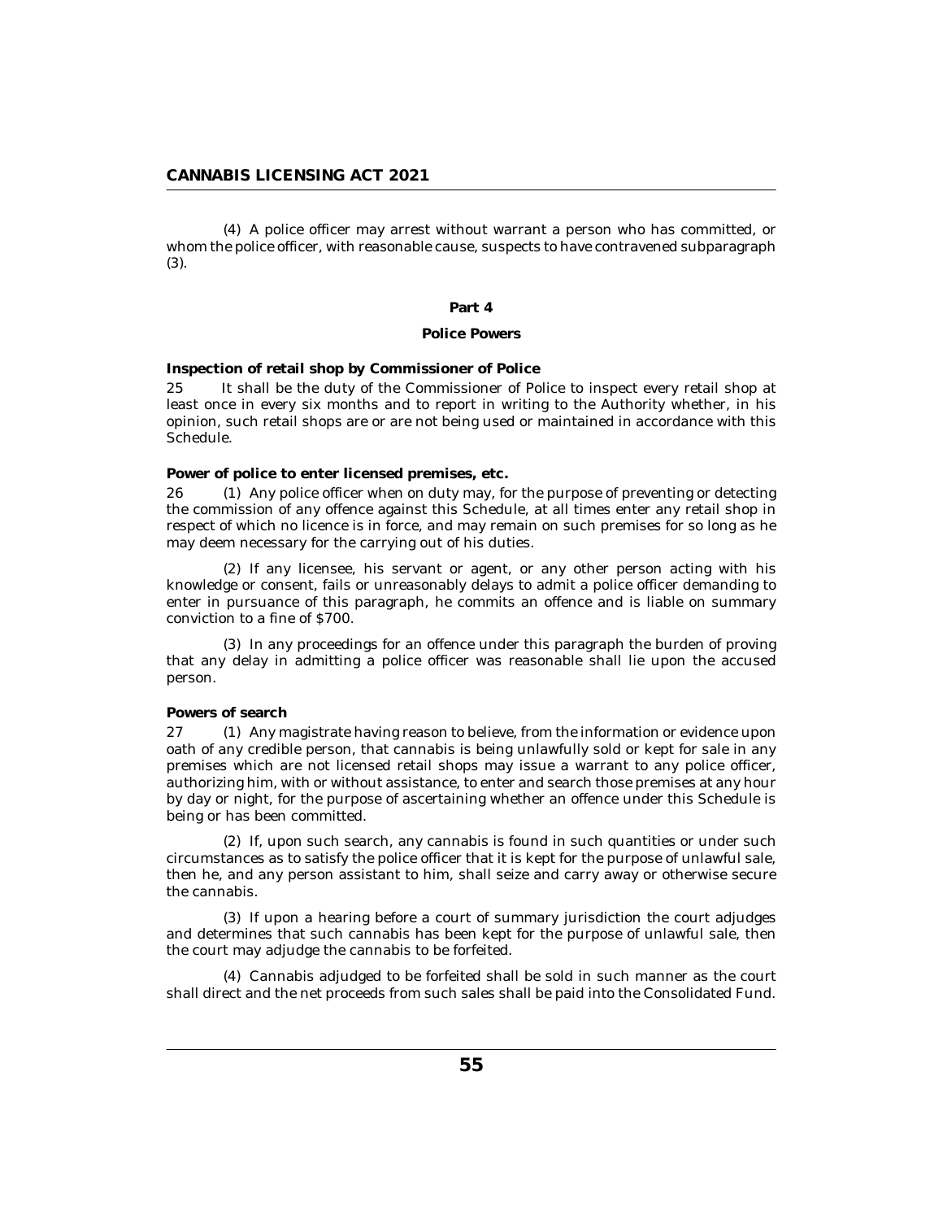(4) A police officer may arrest without warrant a person who has committed, or whom the police officer, with reasonable cause, suspects to have contravened subparagraph (3).

## Part 4

## Police Powers

**Inspection of retail shop by Commissioner of Police**

25 It shall be the duty of the Commissioner of Police to inspect every retail shop at least once in every six months and to report in writing to the Authority whether, in his opinion, such retail shops are or are not being used or maintained in accordance with this Schedule.

**Power of police to enter licensed premises, etc.**

26 (1) Any police officer when on duty may, for the purpose of preventing or detecting the commission of any offence against this Schedule, at all times enter any retail shop in respect of which no licence is in force, and may remain on such premises for so long as he may deem necessary for the carrying out of his duties.

(2) If any licensee, his servant or agent, or any other person acting with his knowledge or consent, fails or unreasonably delays to admit a police officer demanding to enter in pursuance of this paragraph, he commits an offence and is liable on summary conviction to a fine of $700.

(3) In any proceedings for an offence under this paragraph the burden of proving that any delay in admitting a police officer was reasonable shall lie upon the accused person.

**Powers of search**

27 (1) Any magistrate having reason to believe, from the information or evidence upon oath of any credible person, that cannabis is being unlawfully sold or kept for sale in any premises which are not licensed retail shops may issue a warrant to any police officer, authorizing him, with or without assistance, to enter and search those premises at any hour by day or night, for the purpose of ascertaining whether an offence under this Schedule is being or has been committed.

(2) If, upon such search, any cannabis is found in such quantities or under such circumstances as to satisfy the police officer that it is kept for the purpose of unlawful sale, then he, and any person assistant to him, shall seize and carry away or otherwise secure the cannabis.

(3) If upon a hearing before a court of summary jurisdiction the court adjudges and determines that such cannabis has been kept for the purpose of unlawful sale, then the court may adjudge the cannabis to be forfeited.

(4) Cannabis adjudged to be forfeited shall be sold in such manner as the court shall direct and the net proceeds from such sales shall be paid into the Consolidated Fund.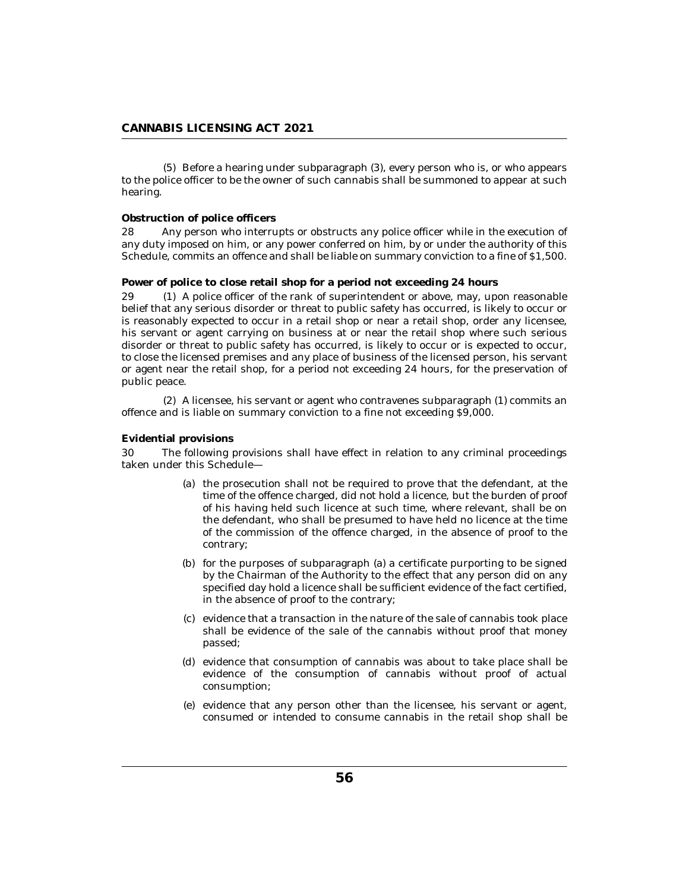(5) Before a hearing under subparagraph (3), every person who is, or who appears to the police officer to be the owner of such cannabis shall be summoned to appear at such hearing.

**Obstruction of police officers**

28 Any person who interrupts or obstructs any police officer while in the execution of any duty imposed on him, or any power conferred on him, by or under the authority of this Schedule, commits an offence and shall be liable on summary conviction to a fine of $1,500.

**Power of police to close retail shop for a period not exceeding 24 hours**

29 (1) A police officer of the rank of superintendent or above, may, upon reasonable belief that any serious disorder or threat to public safety has occurred, is likely to occur or is reasonably expected to occur in a retail shop or near a retail shop, order any licensee, his servant or agent carrying on business at or near the retail shop where such serious disorder or threat to public safety has occurred, is likely to occur or is expected to occur, to close the licensed premises and any place of business of the licensed person, his servant or agent near the retail shop, for a period not exceeding 24 hours, for the preservation of public peace.

(2) A licensee, his servant or agent who contravenes subparagraph (1) commits an offence and is liable on summary conviction to a fine not exceeding $9,000.

**Evidential provisions**

30 The following provisions shall have effect in relation to any criminal proceedings taken under this Schedule—

(a) the prosecution shall not be required to prove that the defendant, at the time of the offence charged, did not hold a licence, but the burden of proof of his having held such licence at such time, where relevant, shall be on the defendant, who shall be presumed to have held no licence at the time of the commission of the offence charged, in the absence of proof to the contrary;

(b) for the purposes of subparagraph (a) a certificate purporting to be signed by the Chairman of the Authority to the effect that any person did on any specified day hold a licence shall be sufficient evidence of the fact certified, in the absence of proof to the contrary;

(c) evidence that a transaction in the nature of the sale of cannabis took place shall be evidence of the sale of the cannabis without proof that money passed;

(d) evidence that consumption of cannabis was about to take place shall be evidence of the consumption of cannabis without proof of actual consumption;

(e) evidence that any person other than the licensee, his servant or agent, consumed or intended to consume cannabis in the retail shop shall be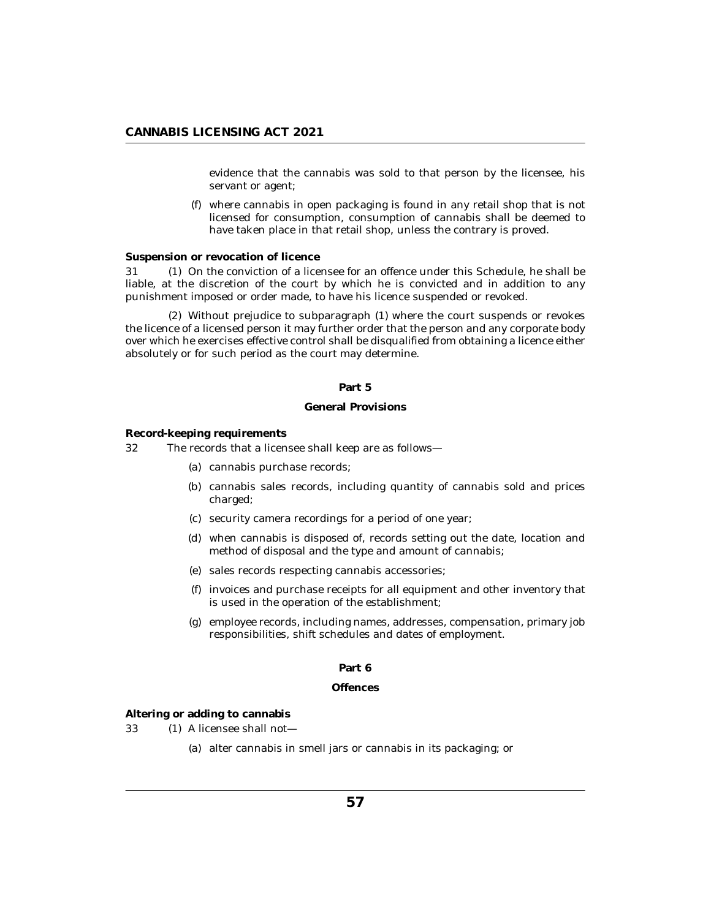evidence that the cannabis was sold to that person by the licensee, his servant or agent;

(f) where cannabis in open packaging is found in any retail shop that is not licensed for consumption, consumption of cannabis shall be deemed to have taken place in that retail shop, unless the contrary is proved.

**Suspension or revocation of licence**

31 (1) On the conviction of a licensee for an offence under this Schedule, he shall be liable, at the discretion of the court by which he is convicted and in addition to any punishment imposed or order made, to have his licence suspended or revoked.

(2) Without prejudice to subparagraph (1) where the court suspends or revokes the licence of a licensed person it may further order that the person and any corporate body over which he exercises effective control shall be disqualified from obtaining a licence either absolutely or for such period as the court may determine.

## Part 5

## General Provisions

**Record-keeping requirements**

32 The records that a licensee shall keep are as follows—

(a) cannabis purchase records;

(b) cannabis sales records, including quantity of cannabis sold and prices charged;

(c) security camera recordings for a period of one year;

(d) when cannabis is disposed of, records setting out the date, location and method of disposal and the type and amount of cannabis;

(e) sales records respecting cannabis accessories;

(f) invoices and purchase receipts for all equipment and other inventory that is used in the operation of the establishment;

(g) employee records, including names, addresses, compensation, primary job responsibilities, shift schedules and dates of employment.

## Part 6

## Offences

**Altering or adding to cannabis**

33 (1) A licensee shall not—

(a) alter cannabis in smell jars or cannabis in its packaging; or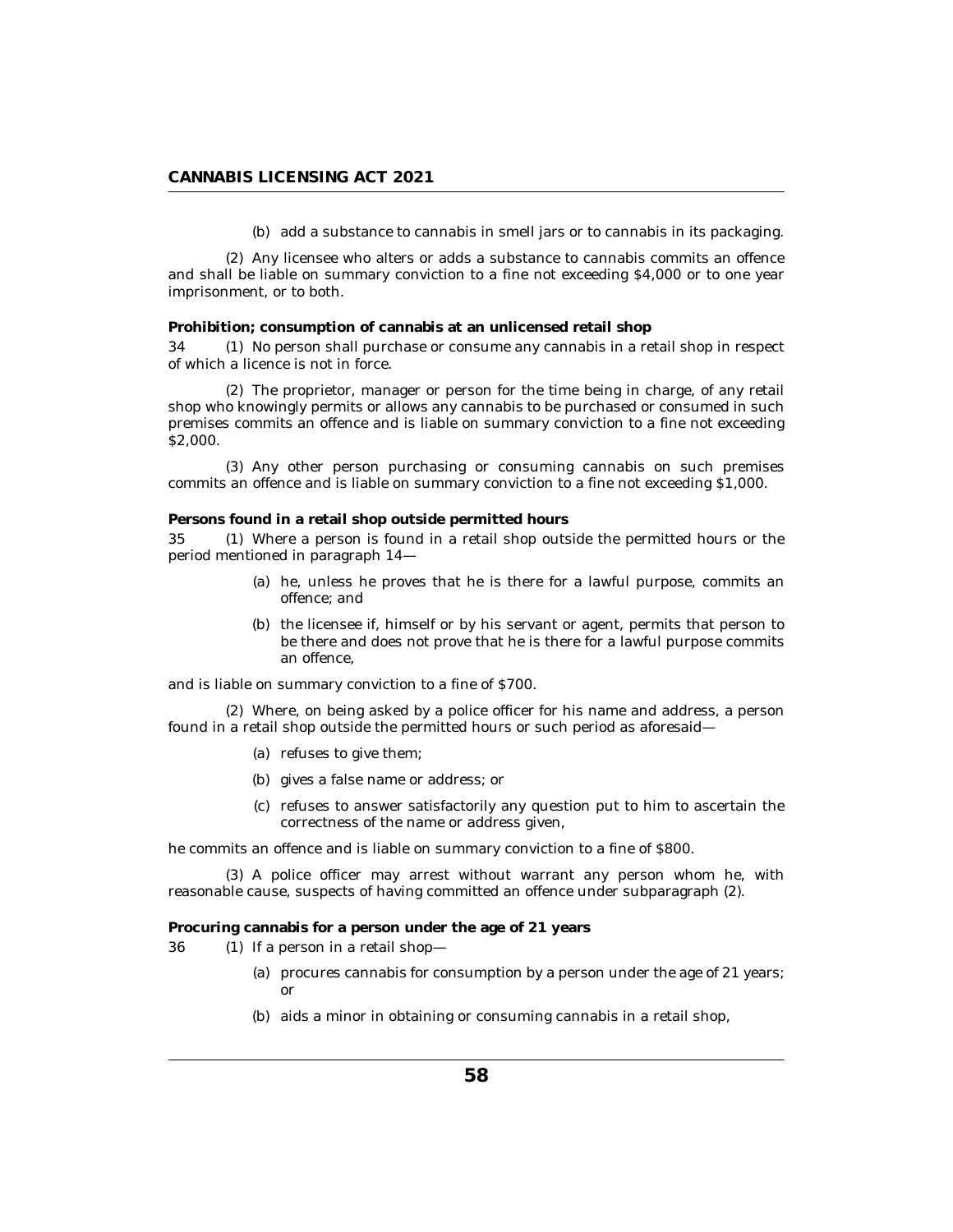(b) add a substance to cannabis in smell jars or to cannabis in its packaging.

(2) Any licensee who alters or adds a substance to cannabis commits an offence and shall be liable on summary conviction to a fine not exceeding $4,000 or to one year imprisonment, or to both.

**Prohibition; consumption of cannabis at an unlicensed retail shop**

34 (1) No person shall purchase or consume any cannabis in a retail shop in respect of which a licence is not in force.

(2) The proprietor, manager or person for the time being in charge, of any retail shop who knowingly permits or allows any cannabis to be purchased or consumed in such premises commits an offence and is liable on summary conviction to a fine not exceeding $2,000.

(3) Any other person purchasing or consuming cannabis on such premises commits an offence and is liable on summary conviction to a fine not exceeding $1,000.

**Persons found in a retail shop outside permitted hours**

35 (1) Where a person is found in a retail shop outside the permitted hours or the period mentioned in paragraph 14—

(a) he, unless he proves that he is there for a lawful purpose, commits an offence; and

(b) the licensee if, himself or by his servant or agent, permits that person to be there and does not prove that he is there for a lawful purpose commits an offence,

and is liable on summary conviction to a fine of $700.

(2) Where, on being asked by a police officer for his name and address, a person found in a retail shop outside the permitted hours or such period as aforesaid—

(a) refuses to give them;

(b) gives a false name or address; or

(c) refuses to answer satisfactorily any question put to him to ascertain the correctness of the name or address given,

he commits an offence and is liable on summary conviction to a fine of $800.

(3) A police officer may arrest without warrant any person whom he, with reasonable cause, suspects of having committed an offence under subparagraph (2).

**Procuring cannabis for a person under the age of 21 years**

36 (1) If a person in a retail shop—

(a) procures cannabis for consumption by a person under the age of 21 years; or

(b) aids a minor in obtaining or consuming cannabis in a retail shop,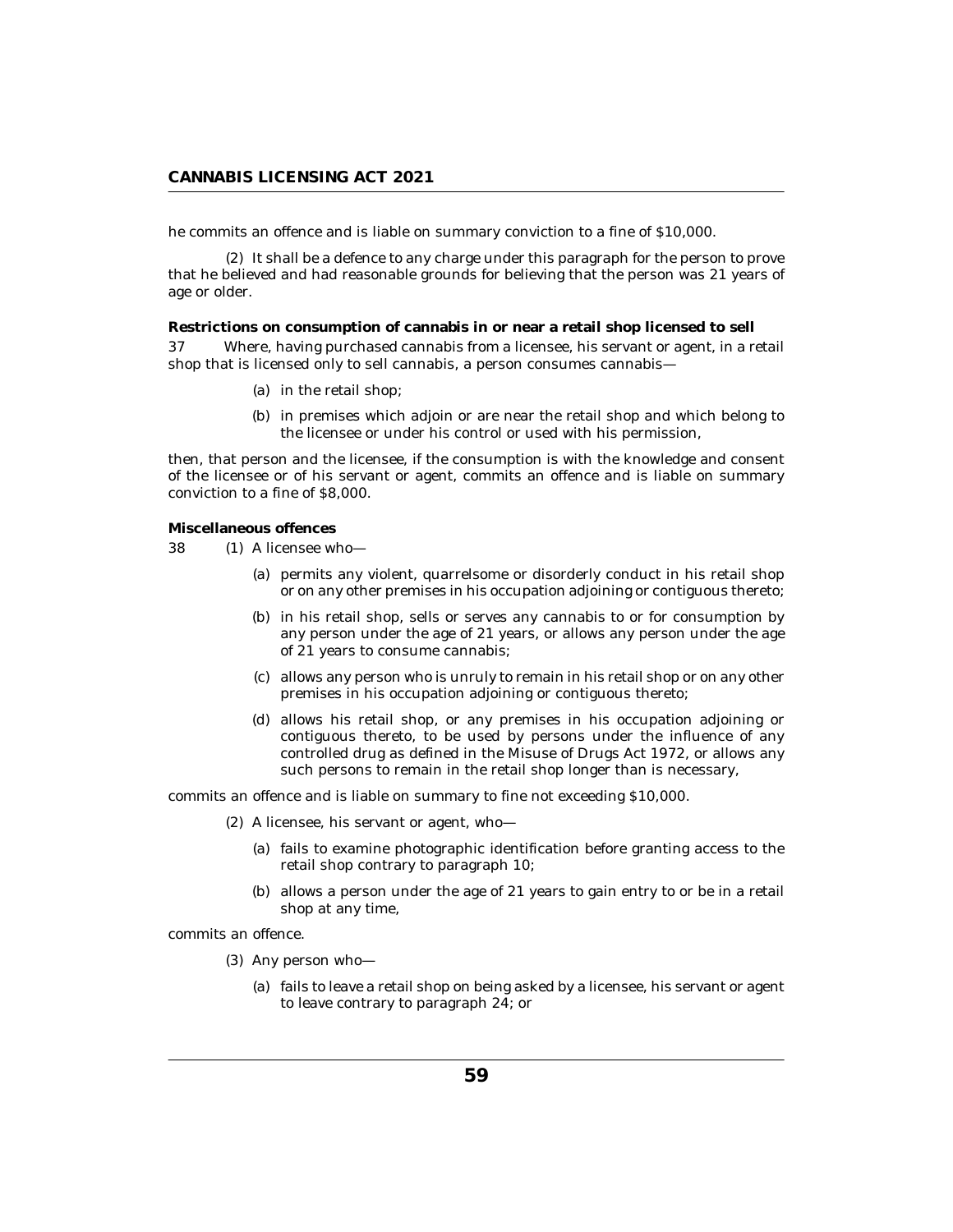he commits an offence and is liable on summary conviction to a fine of $10,000.

(2) It shall be a defence to any charge under this paragraph for the person to prove that he believed and had reasonable grounds for believing that the person was 21 years of age or older.

**Restrictions on consumption of cannabis in or near a retail shop licensed to sell**

37 Where, having purchased cannabis from a licensee, his servant or agent, in a retail shop that is licensed only to sell cannabis, a person consumes cannabis—

(a) in the retail shop;

(b) in premises which adjoin or are near the retail shop and which belong to the licensee or under his control or used with his permission,

then, that person and the licensee, if the consumption is with the knowledge and consent of the licensee or of his servant or agent, commits an offence and is liable on summary conviction to a fine of $8,000.

**Miscellaneous offences**

38 (1) A licensee who—

(a) permits any violent, quarrelsome or disorderly conduct in his retail shop or on any other premises in his occupation adjoining or contiguous thereto;

(b) in his retail shop, sells or serves any cannabis to or for consumption by any person under the age of 21 years, or allows any person under the age of 21 years to consume cannabis;

(c) allows any person who is unruly to remain in his retail shop or on any other premises in his occupation adjoining or contiguous thereto;

(d) allows his retail shop, or any premises in his occupation adjoining or contiguous thereto, to be used by persons under the influence of any controlled drug as defined in the Misuse of Drugs Act 1972, or allows any such persons to remain in the retail shop longer than is necessary,

commits an offence and is liable on summary to fine not exceeding $10,000.

(2) A licensee, his servant or agent, who—

(a) fails to examine photographic identification before granting access to the retail shop contrary to paragraph 10;

(b) allows a person under the age of 21 years to gain entry to or be in a retail shop at any time,

commits an offence.

(3) Any person who—

(a) fails to leave a retail shop on being asked by a licensee, his servant or agent to leave contrary to paragraph 24; or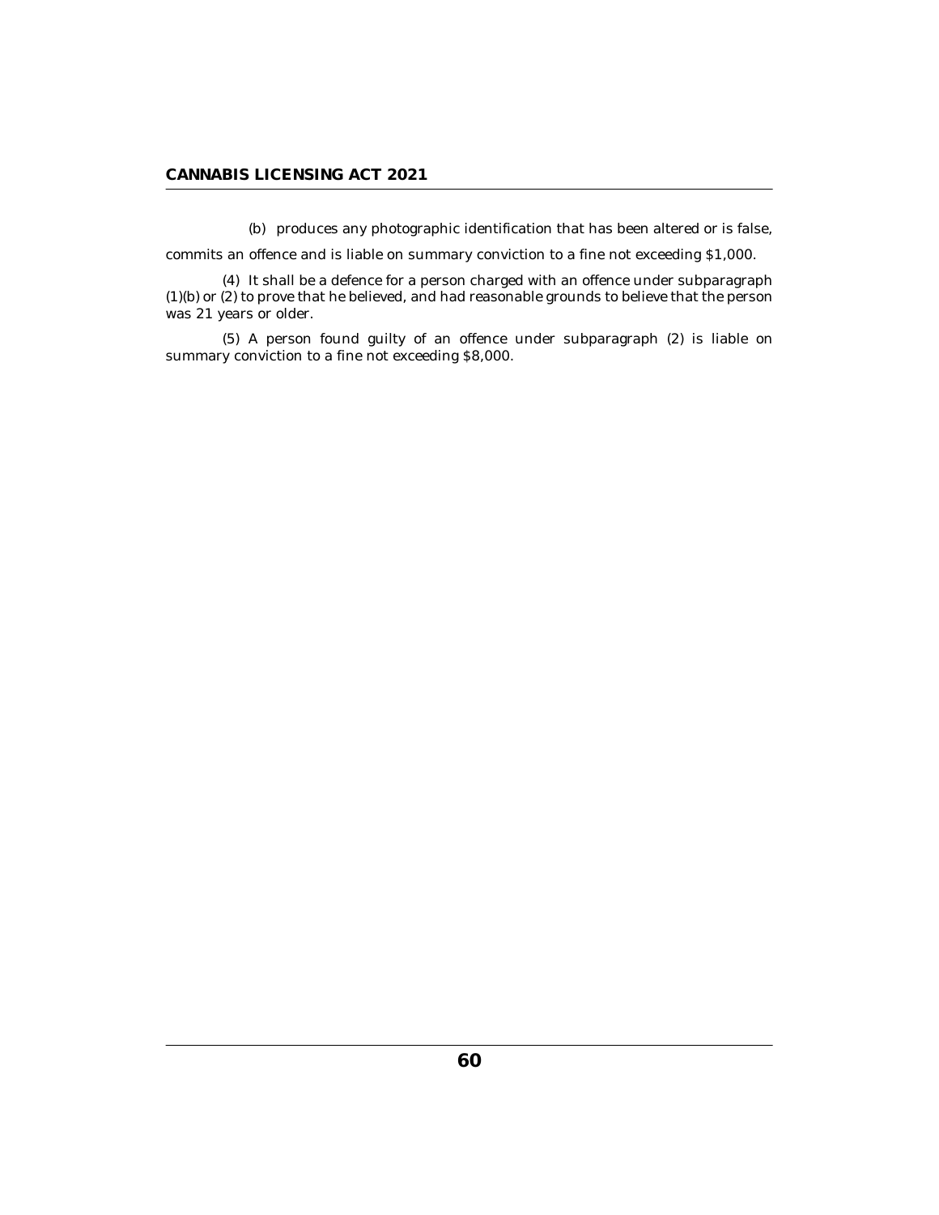(b) produces any photographic identification that has been altered or is false,

commits an offence and is liable on summary conviction to a fine not exceeding $1,000.

(4) It shall be a defence for a person charged with an offence under subparagraph (1)(b) or (2) to prove that he believed, and had reasonable grounds to believe that the person was 21 years or older.

(5) A person found guilty of an offence under subparagraph (2) is liable on summary conviction to a fine not exceeding $8,000.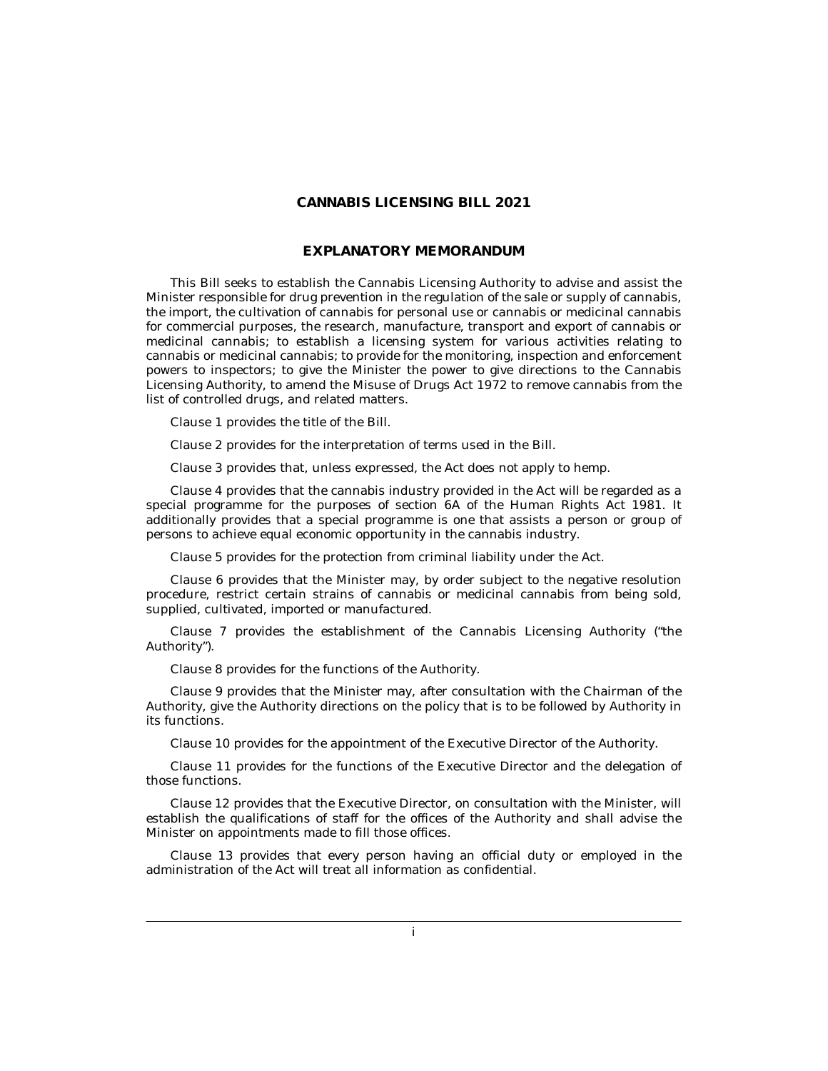# CANNABIS LICENSING BILL 2021

## EXPLANATORY MEMORANDUM

This Bill seeks to establish the Cannabis Licensing Authority to advise and assist the Minister responsible for drug prevention in the regulation of the sale or supply of cannabis, the import, the cultivation of cannabis for personal use or cannabis or medicinal cannabis for commercial purposes, the research, manufacture, transport and export of cannabis or medicinal cannabis; to establish a licensing system for various activities relating to cannabis or medicinal cannabis; to provide for the monitoring, inspection and enforcement powers to inspectors; to give the Minister the power to give directions to the Cannabis Licensing Authority, to amend the Misuse of Drugs Act 1972 to remove cannabis from the list of controlled drugs, and related matters.

Clause 1 provides the title of the Bill.

Clause 2 provides for the interpretation of terms used in the Bill.

Clause 3 provides that, unless expressed, the Act does not apply to hemp.

Clause 4 provides that the cannabis industry provided in the Act will be regarded as a special programme for the purposes of section 6A of the Human Rights Act 1981. It additionally provides that a special programme is one that assists a person or group of persons to achieve equal economic opportunity in the cannabis industry.

Clause 5 provides for the protection from criminal liability under the Act.

Clause 6 provides that the Minister may, by order subject to the negative resolution procedure, restrict certain strains of cannabis or medicinal cannabis from being sold, supplied, cultivated, imported or manufactured.

Clause 7 provides the establishment of the Cannabis Licensing Authority ("the Authority").

Clause 8 provides for the functions of the Authority.

Clause 9 provides that the Minister may, after consultation with the Chairman of the Authority, give the Authority directions on the policy that is to be followed by Authority in its functions.

Clause 10 provides for the appointment of the Executive Director of the Authority.

Clause 11 provides for the functions of the Executive Director and the delegation of those functions.

Clause 12 provides that the Executive Director, on consultation with the Minister, will establish the qualifications of staff for the offices of the Authority and shall advise the Minister on appointments made to fill those offices.

Clause 13 provides that every person having an official duty or employed in the administration of the Act will treat all information as confidential.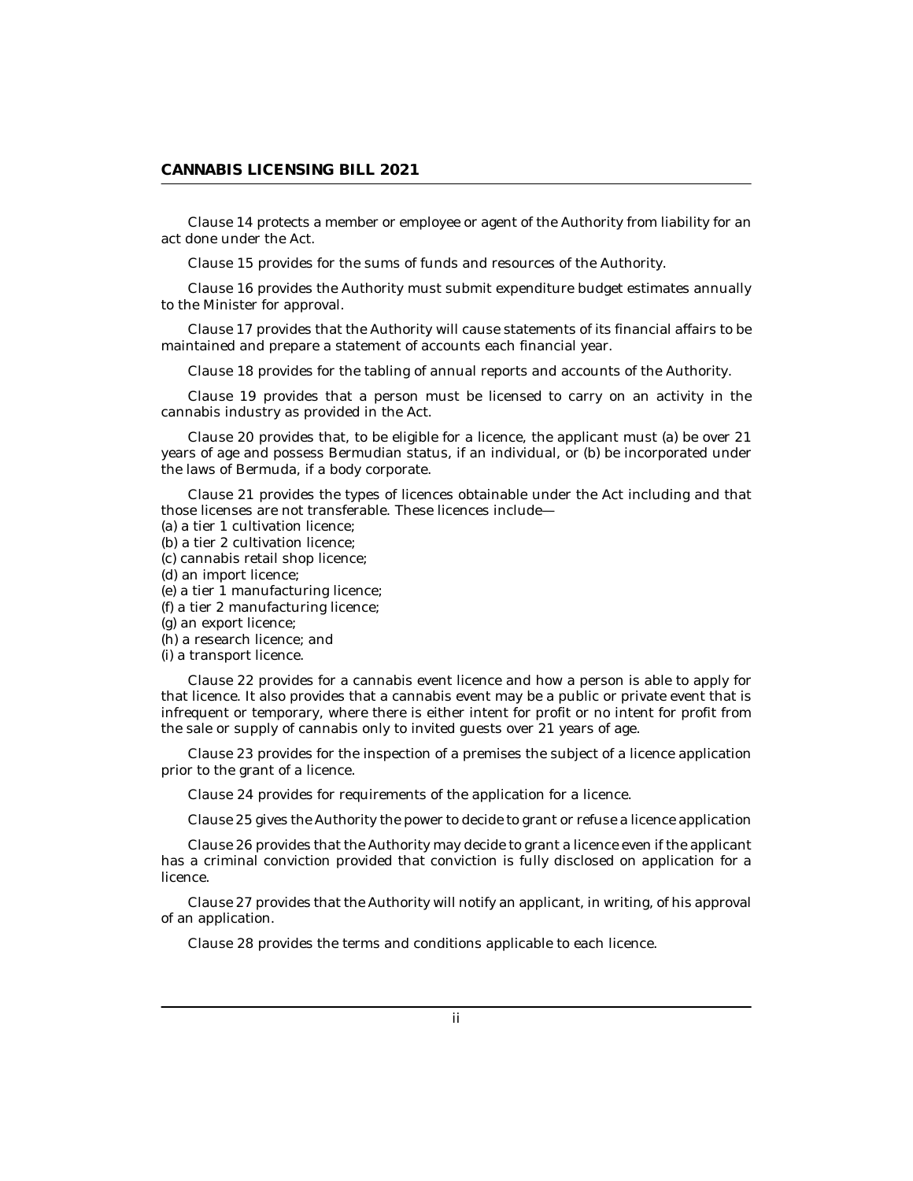Clause 14 protects a member or employee or agent of the Authority from liability for an act done under the Act.

Clause 15 provides for the sums of funds and resources of the Authority.

Clause 16 provides the Authority must submit expenditure budget estimates annually to the Minister for approval.

Clause 17 provides that the Authority will cause statements of its financial affairs to be maintained and prepare a statement of accounts each financial year.

Clause 18 provides for the tabling of annual reports and accounts of the Authority.

Clause 19 provides that a person must be licensed to carry on an activity in the cannabis industry as provided in the Act.

Clause 20 provides that, to be eligible for a licence, the applicant must (a) be over 21 years of age and possess Bermudian status, if an individual, or (b) be incorporated under the laws of Bermuda, if a body corporate.

Clause 21 provides the types of licences obtainable under the Act including and that those licenses are not transferable. These licences include—

(a) a tier 1 cultivation licence;
(b) a tier 2 cultivation licence;
(c) cannabis retail shop licence;
(d) an import licence;
(e) a tier 1 manufacturing licence;
(f) a tier 2 manufacturing licence;
(g) an export licence;
(h) a research licence; and
(i) a transport licence.

Clause 22 provides for a cannabis event licence and how a person is able to apply for that licence. It also provides that a cannabis event may be a public or private event that is infrequent or temporary, where there is either intent for profit or no intent for profit from the sale or supply of cannabis only to invited guests over 21 years of age.

Clause 23 provides for the inspection of a premises the subject of a licence application prior to the grant of a licence.

Clause 24 provides for requirements of the application for a licence.

Clause 25 gives the Authority the power to decide to grant or refuse a licence application

Clause 26 provides that the Authority may decide to grant a licence even if the applicant has a criminal conviction provided that conviction is fully disclosed on application for a licence.

Clause 27 provides that the Authority will notify an applicant, in writing, of his approval of an application.

Clause 28 provides the terms and conditions applicable to each licence.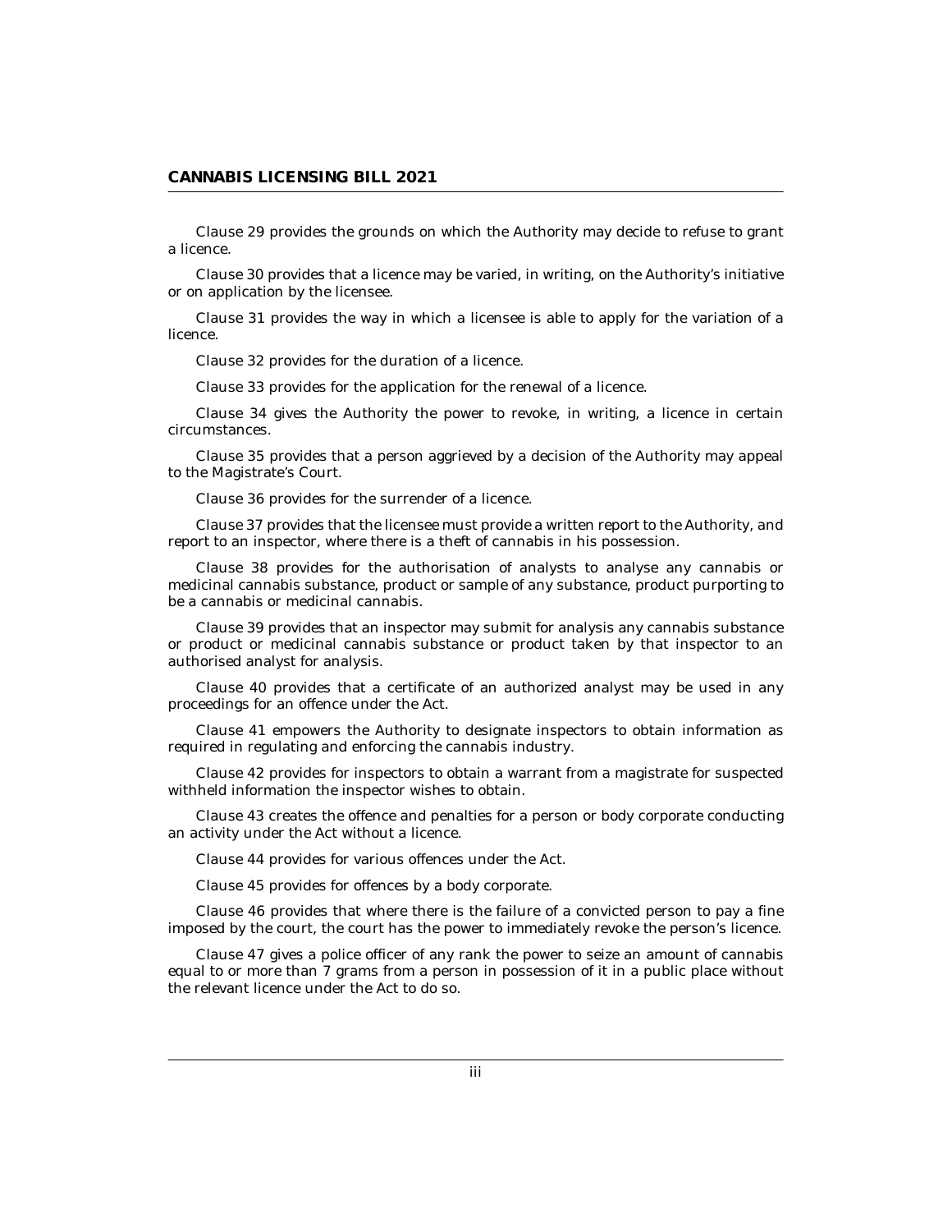Clause 29 provides the grounds on which the Authority may decide to refuse to grant a licence.

Clause 30 provides that a licence may be varied, in writing, on the Authority's initiative or on application by the licensee.

Clause 31 provides the way in which a licensee is able to apply for the variation of a licence.

Clause 32 provides for the duration of a licence.

Clause 33 provides for the application for the renewal of a licence.

Clause 34 gives the Authority the power to revoke, in writing, a licence in certain circumstances.

Clause 35 provides that a person aggrieved by a decision of the Authority may appeal to the Magistrate's Court.

Clause 36 provides for the surrender of a licence.

Clause 37 provides that the licensee must provide a written report to the Authority, and report to an inspector, where there is a theft of cannabis in his possession.

Clause 38 provides for the authorisation of analysts to analyse any cannabis or medicinal cannabis substance, product or sample of any substance, product purporting to be a cannabis or medicinal cannabis.

Clause 39 provides that an inspector may submit for analysis any cannabis substance or product or medicinal cannabis substance or product taken by that inspector to an authorised analyst for analysis.

Clause 40 provides that a certificate of an authorized analyst may be used in any proceedings for an offence under the Act.

Clause 41 empowers the Authority to designate inspectors to obtain information as required in regulating and enforcing the cannabis industry.

Clause 42 provides for inspectors to obtain a warrant from a magistrate for suspected withheld information the inspector wishes to obtain.

Clause 43 creates the offence and penalties for a person or body corporate conducting an activity under the Act without a licence.

Clause 44 provides for various offences under the Act.

Clause 45 provides for offences by a body corporate.

Clause 46 provides that where there is the failure of a convicted person to pay a fine imposed by the court, the court has the power to immediately revoke the person's licence.

Clause 47 gives a police officer of any rank the power to seize an amount of cannabis equal to or more than 7 grams from a person in possession of it in a public place without the relevant licence under the Act to do so.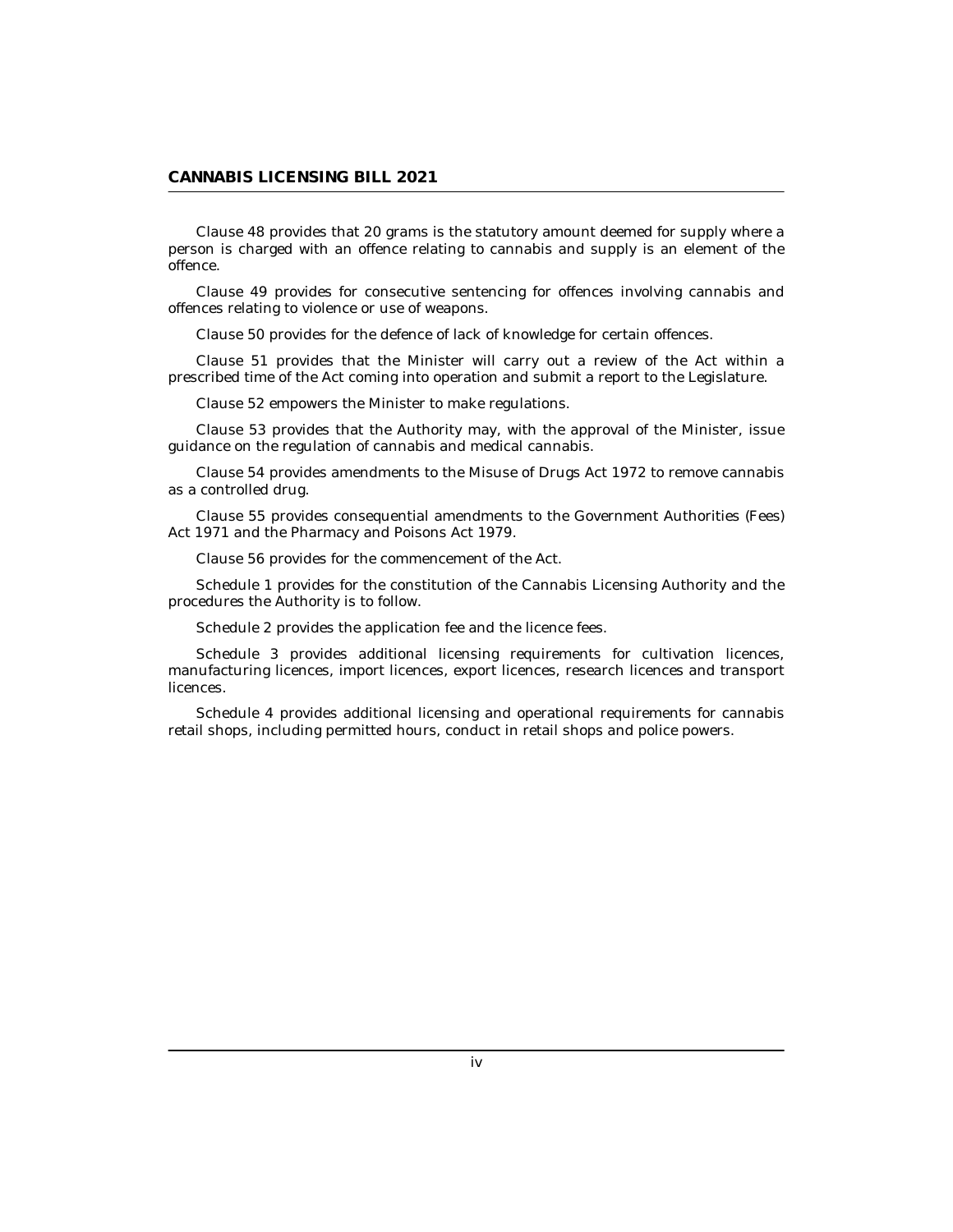Clause 48 provides that 20 grams is the statutory amount deemed for supply where a person is charged with an offence relating to cannabis and supply is an element of the offence.

Clause 49 provides for consecutive sentencing for offences involving cannabis and offences relating to violence or use of weapons.

Clause 50 provides for the defence of lack of knowledge for certain offences.

Clause 51 provides that the Minister will carry out a review of the Act within a prescribed time of the Act coming into operation and submit a report to the Legislature.

Clause 52 empowers the Minister to make regulations.

Clause 53 provides that the Authority may, with the approval of the Minister, issue guidance on the regulation of cannabis and medical cannabis.

Clause 54 provides amendments to the Misuse of Drugs Act 1972 to remove cannabis as a controlled drug.

Clause 55 provides consequential amendments to the Government Authorities (Fees) Act 1971 and the Pharmacy and Poisons Act 1979.

Clause 56 provides for the commencement of the Act.

Schedule 1 provides for the constitution of the Cannabis Licensing Authority and the procedures the Authority is to follow.

Schedule 2 provides the application fee and the licence fees.

Schedule 3 provides additional licensing requirements for cultivation licences, manufacturing licences, import licences, export licences, research licences and transport licences.

Schedule 4 provides additional licensing and operational requirements for cannabis retail shops, including permitted hours, conduct in retail shops and police powers.